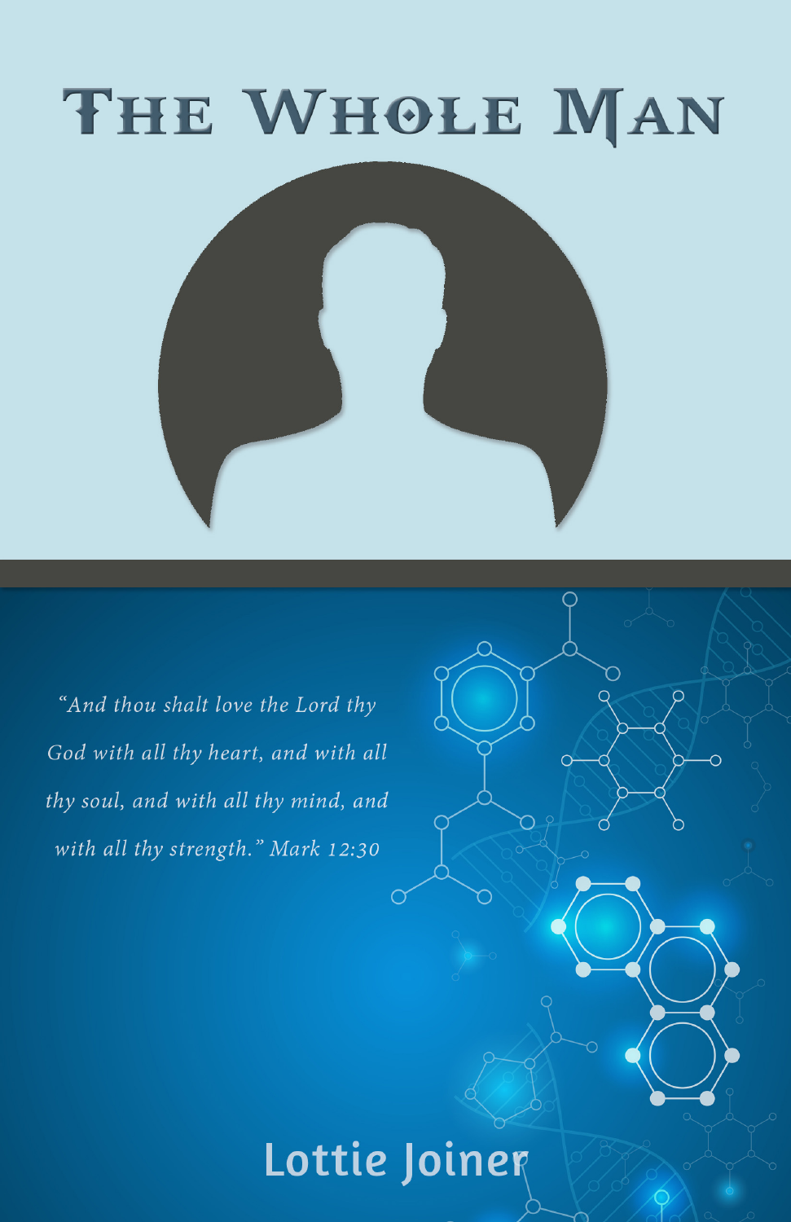# The Whole Man

*"And thou shalt love the Lord thy God with all thy heart, and with all thy soul, and with all thy mind, and with all thy strength." Mark 12:30*

Lottie Joiner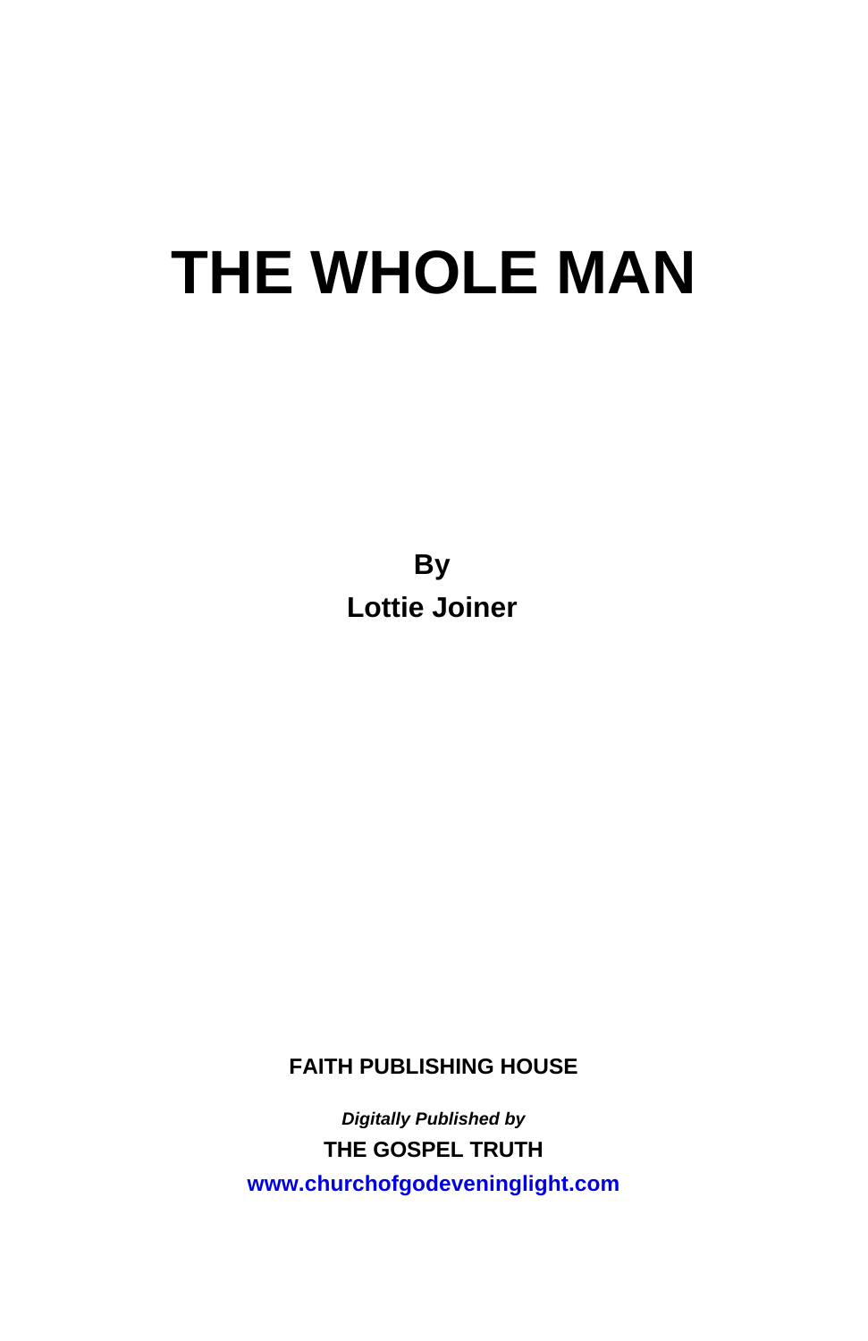# THE WHOLE MAN

**By**
**Lottie Joiner**

**FAITH PUBLISHING HOUSE**

***Digitally Published by***
**THE GOSPEL TRUTH**
**www.churchofgodeveninglight.com**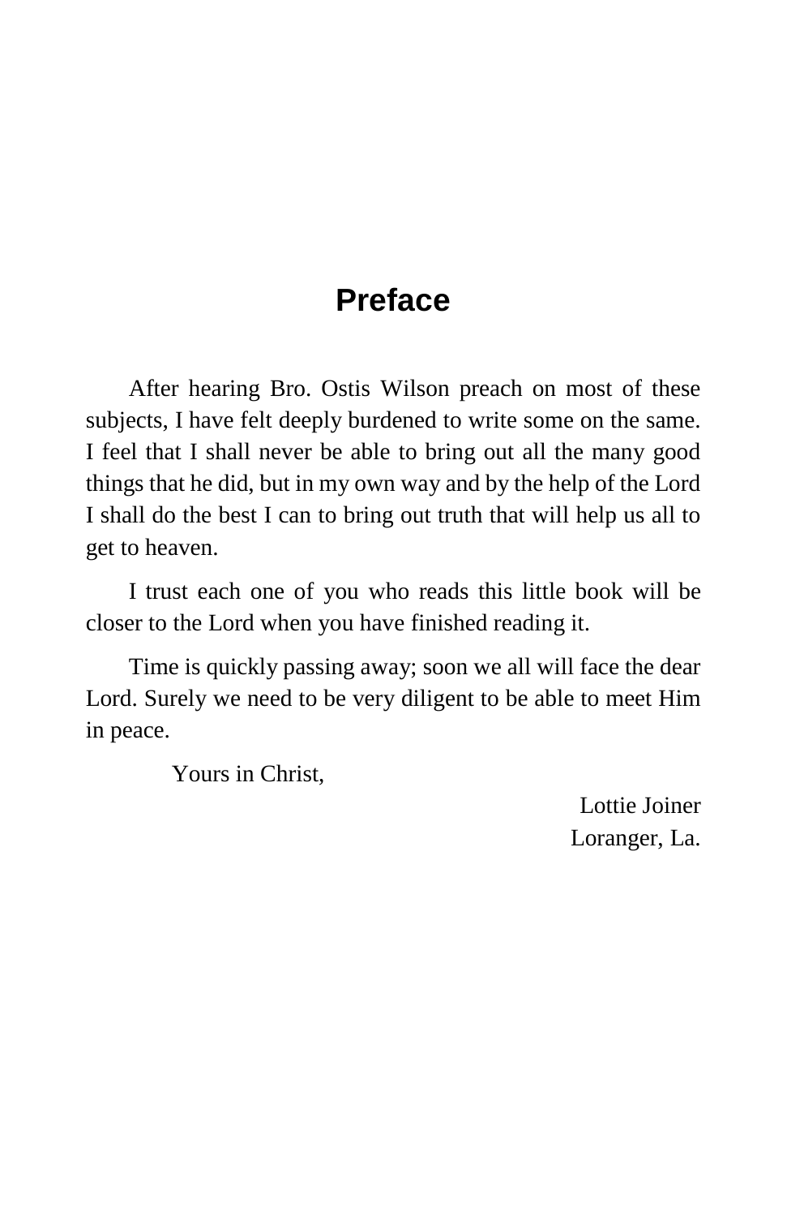# Preface

After hearing Bro. Ostis Wilson preach on most of these subjects, I have felt deeply burdened to write some on the same. I feel that I shall never be able to bring out all the many good things that he did, but in my own way and by the help of the Lord I shall do the best I can to bring out truth that will help us all to get to heaven.

I trust each one of you who reads this little book will be closer to the Lord when you have finished reading it.

Time is quickly passing away; soon we all will face the dear Lord. Surely we need to be very diligent to be able to meet Him in peace.

Yours in Christ,

Lottie Joiner
Loranger, La.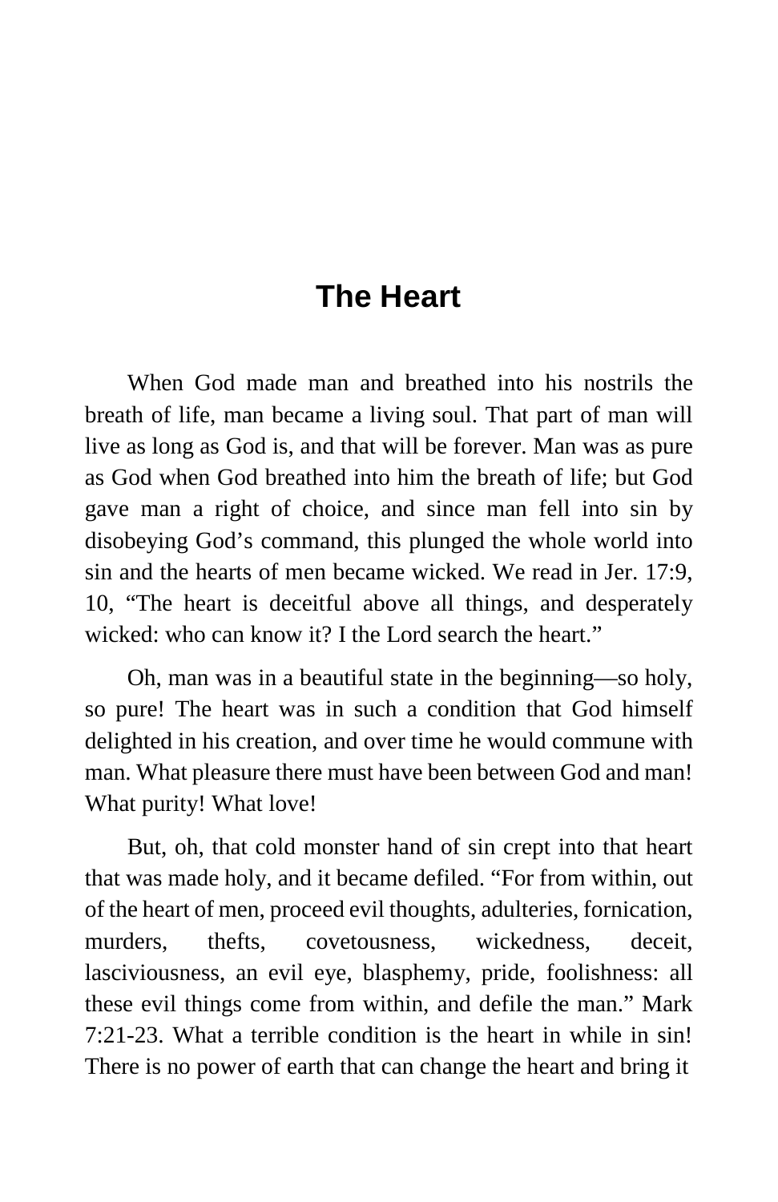# The Heart

When God made man and breathed into his nostrils the breath of life, man became a living soul. That part of man will live as long as God is, and that will be forever. Man was as pure as God when God breathed into him the breath of life; but God gave man a right of choice, and since man fell into sin by disobeying God's command, this plunged the whole world into sin and the hearts of men became wicked. We read in Jer. 17:9, 10, "The heart is deceitful above all things, and desperately wicked: who can know it? I the Lord search the heart."

Oh, man was in a beautiful state in the beginning—so holy, so pure! The heart was in such a condition that God himself delighted in his creation, and over time he would commune with man. What pleasure there must have been between God and man! What purity! What love!

But, oh, that cold monster hand of sin crept into that heart that was made holy, and it became defiled. "For from within, out of the heart of men, proceed evil thoughts, adulteries, fornication, murders, thefts, covetousness, wickedness, deceit, lasciviousness, an evil eye, blasphemy, pride, foolishness: all these evil things come from within, and defile the man." Mark 7:21-23. What a terrible condition is the heart in while in sin! There is no power of earth that can change the heart and bring it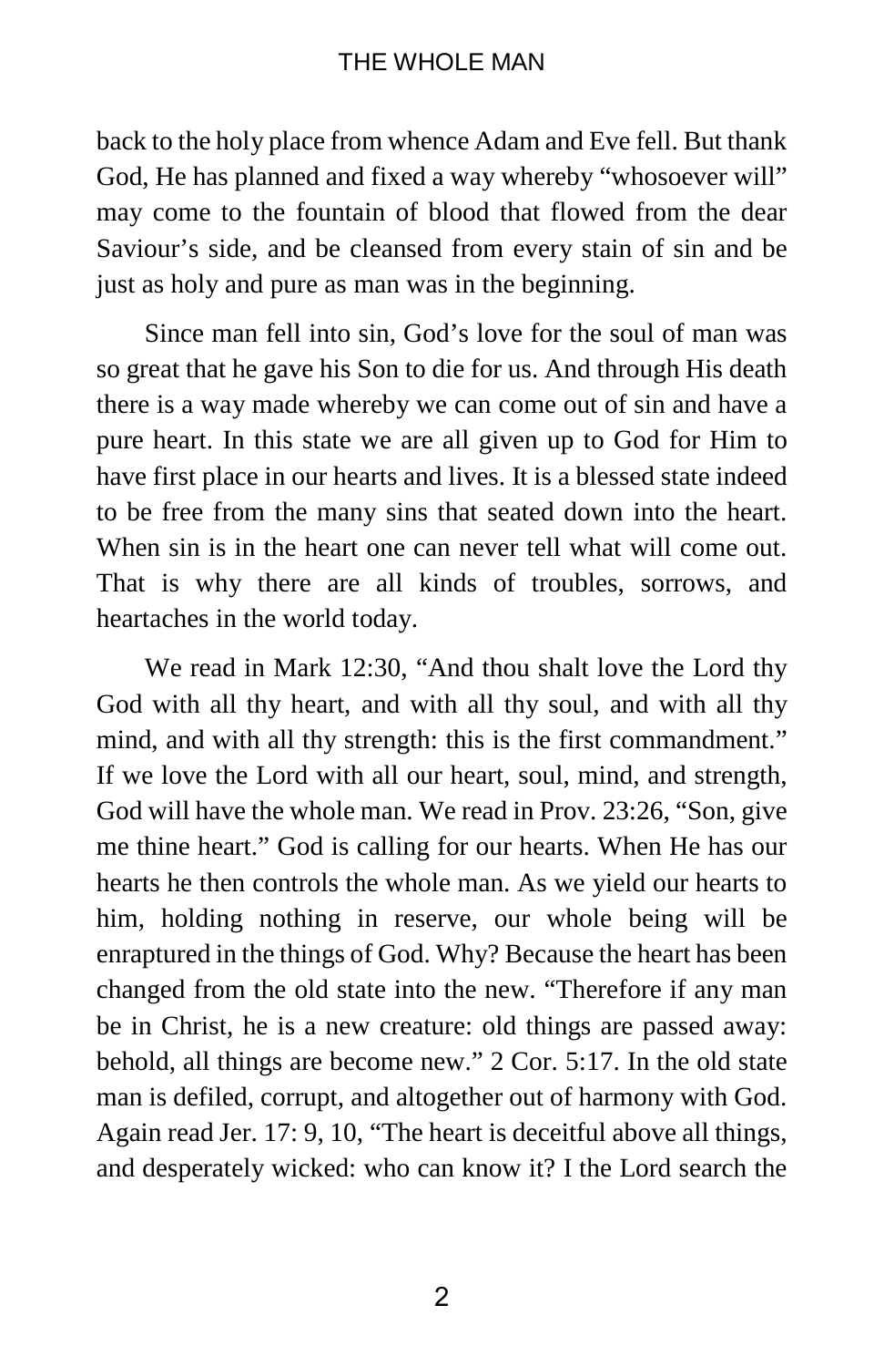back to the holy place from whence Adam and Eve fell. But thank God, He has planned and fixed a way whereby "whosoever will" may come to the fountain of blood that flowed from the dear Saviour's side, and be cleansed from every stain of sin and be just as holy and pure as man was in the beginning.

Since man fell into sin, God's love for the soul of man was so great that he gave his Son to die for us. And through His death there is a way made whereby we can come out of sin and have a pure heart. In this state we are all given up to God for Him to have first place in our hearts and lives. It is a blessed state indeed to be free from the many sins that seated down into the heart. When sin is in the heart one can never tell what will come out. That is why there are all kinds of troubles, sorrows, and heartaches in the world today.

We read in Mark 12:30, "And thou shalt love the Lord thy God with all thy heart, and with all thy soul, and with all thy mind, and with all thy strength: this is the first commandment." If we love the Lord with all our heart, soul, mind, and strength, God will have the whole man. We read in Prov. 23:26, "Son, give me thine heart." God is calling for our hearts. When He has our hearts he then controls the whole man. As we yield our hearts to him, holding nothing in reserve, our whole being will be enraptured in the things of God. Why? Because the heart has been changed from the old state into the new. "Therefore if any man be in Christ, he is a new creature: old things are passed away: behold, all things are become new." 2 Cor. 5:17. In the old state man is defiled, corrupt, and altogether out of harmony with God. Again read Jer. 17: 9, 10, "The heart is deceitful above all things, and desperately wicked: who can know it? I the Lord search the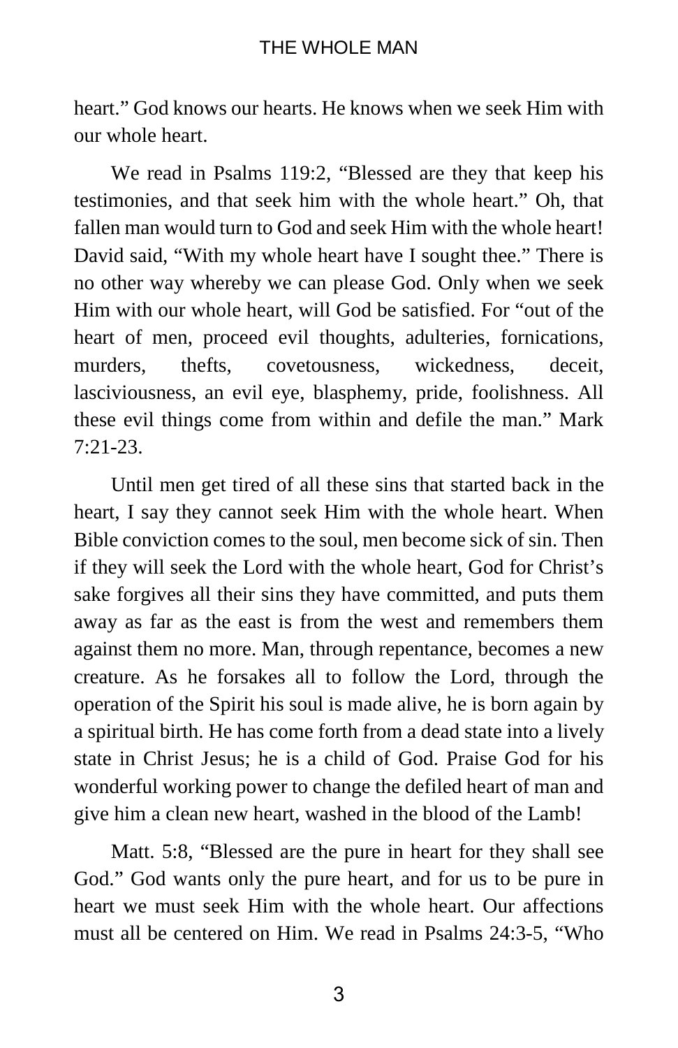heart." God knows our hearts. He knows when we seek Him with our whole heart.

We read in Psalms 119:2, "Blessed are they that keep his testimonies, and that seek him with the whole heart." Oh, that fallen man would turn to God and seek Him with the whole heart! David said, "With my whole heart have I sought thee." There is no other way whereby we can please God. Only when we seek Him with our whole heart, will God be satisfied. For "out of the heart of men, proceed evil thoughts, adulteries, fornications, murders, thefts, covetousness, wickedness, deceit, lasciviousness, an evil eye, blasphemy, pride, foolishness. All these evil things come from within and defile the man." Mark 7:21-23.

Until men get tired of all these sins that started back in the heart, I say they cannot seek Him with the whole heart. When Bible conviction comes to the soul, men become sick of sin. Then if they will seek the Lord with the whole heart, God for Christ's sake forgives all their sins they have committed, and puts them away as far as the east is from the west and remembers them against them no more. Man, through repentance, becomes a new creature. As he forsakes all to follow the Lord, through the operation of the Spirit his soul is made alive, he is born again by a spiritual birth. He has come forth from a dead state into a lively state in Christ Jesus; he is a child of God. Praise God for his wonderful working power to change the defiled heart of man and give him a clean new heart, washed in the blood of the Lamb!

Matt. 5:8, "Blessed are the pure in heart for they shall see God." God wants only the pure heart, and for us to be pure in heart we must seek Him with the whole heart. Our affections must all be centered on Him. We read in Psalms 24:3-5, "Who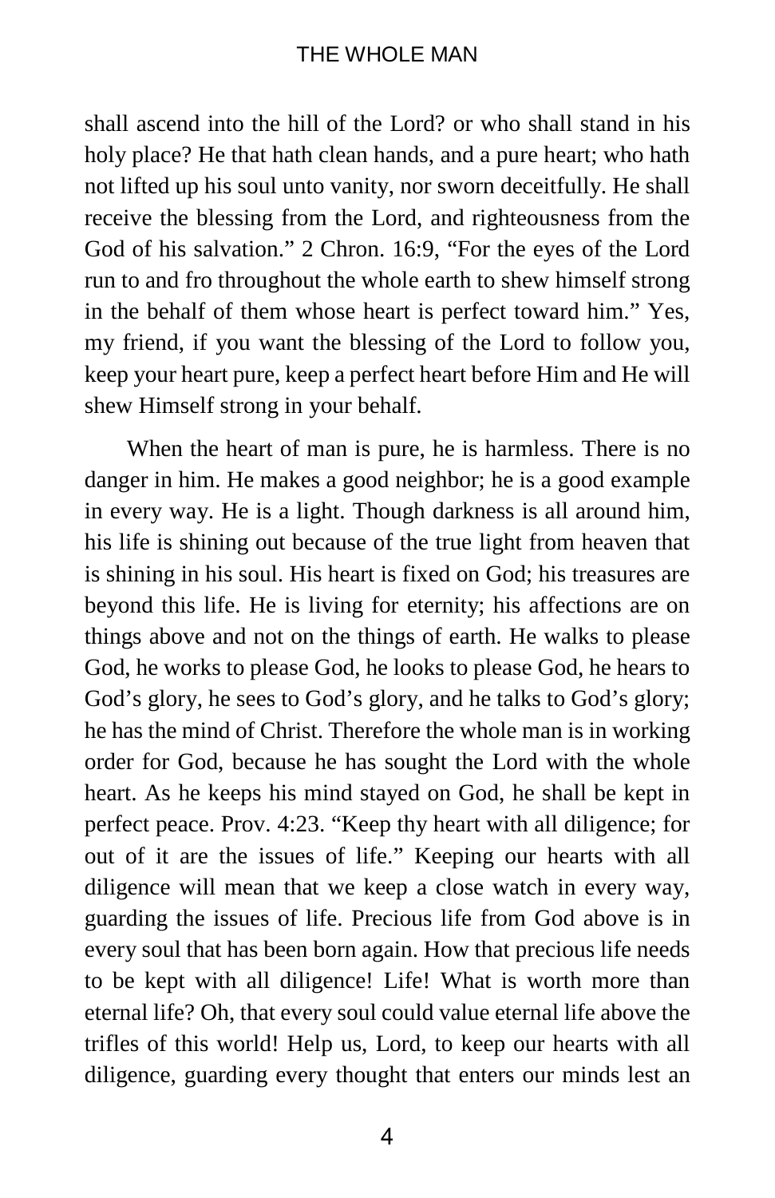shall ascend into the hill of the Lord? or who shall stand in his holy place? He that hath clean hands, and a pure heart; who hath not lifted up his soul unto vanity, nor sworn deceitfully. He shall receive the blessing from the Lord, and righteousness from the God of his salvation." 2 Chron. 16:9, "For the eyes of the Lord run to and fro throughout the whole earth to shew himself strong in the behalf of them whose heart is perfect toward him." Yes, my friend, if you want the blessing of the Lord to follow you, keep your heart pure, keep a perfect heart before Him and He will shew Himself strong in your behalf.

When the heart of man is pure, he is harmless. There is no danger in him. He makes a good neighbor; he is a good example in every way. He is a light. Though darkness is all around him, his life is shining out because of the true light from heaven that is shining in his soul. His heart is fixed on God; his treasures are beyond this life. He is living for eternity; his affections are on things above and not on the things of earth. He walks to please God, he works to please God, he looks to please God, he hears to God's glory, he sees to God's glory, and he talks to God's glory; he has the mind of Christ. Therefore the whole man is in working order for God, because he has sought the Lord with the whole heart. As he keeps his mind stayed on God, he shall be kept in perfect peace. Prov. 4:23. "Keep thy heart with all diligence; for out of it are the issues of life." Keeping our hearts with all diligence will mean that we keep a close watch in every way, guarding the issues of life. Precious life from God above is in every soul that has been born again. How that precious life needs to be kept with all diligence! Life! What is worth more than eternal life? Oh, that every soul could value eternal life above the trifles of this world! Help us, Lord, to keep our hearts with all diligence, guarding every thought that enters our minds lest an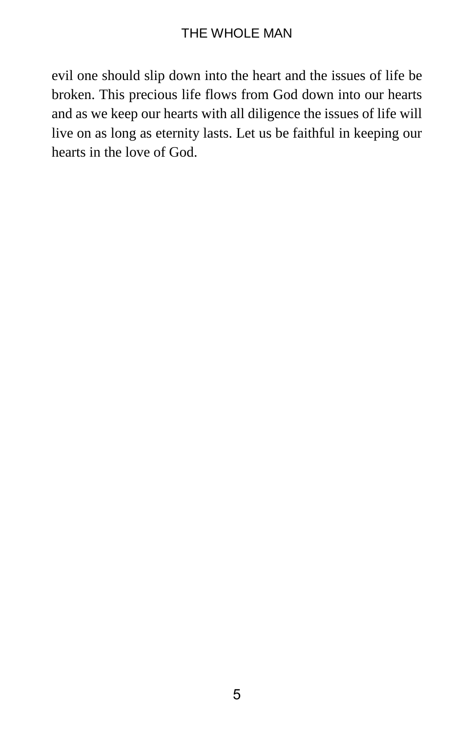evil one should slip down into the heart and the issues of life be broken. This precious life flows from God down into our hearts and as we keep our hearts with all diligence the issues of life will live on as long as eternity lasts. Let us be faithful in keeping our hearts in the love of God.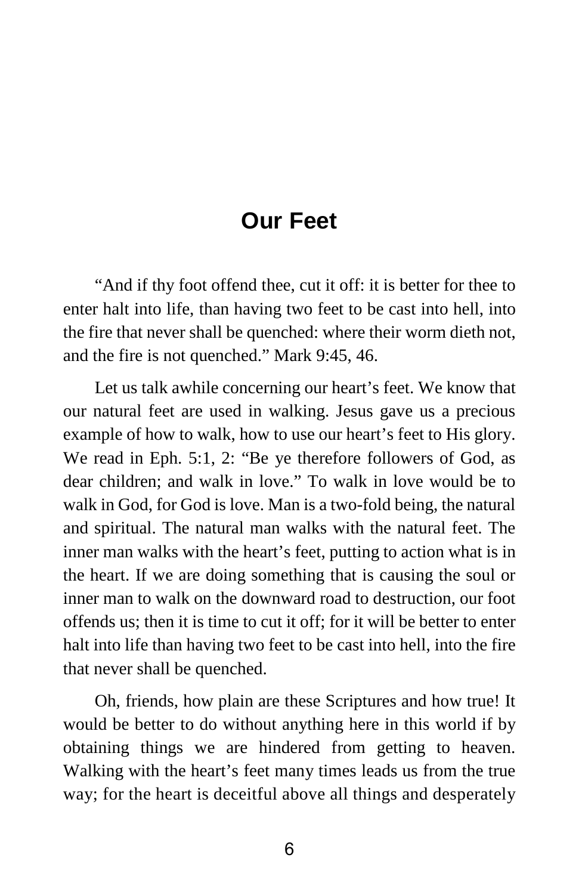## Our Feet

"And if thy foot offend thee, cut it off: it is better for thee to enter halt into life, than having two feet to be cast into hell, into the fire that never shall be quenched: where their worm dieth not, and the fire is not quenched." Mark 9:45, 46.

Let us talk awhile concerning our heart's feet. We know that our natural feet are used in walking. Jesus gave us a precious example of how to walk, how to use our heart's feet to His glory. We read in Eph. 5:1, 2: "Be ye therefore followers of God, as dear children; and walk in love." To walk in love would be to walk in God, for God is love. Man is a two-fold being, the natural and spiritual. The natural man walks with the natural feet. The inner man walks with the heart's feet, putting to action what is in the heart. If we are doing something that is causing the soul or inner man to walk on the downward road to destruction, our foot offends us; then it is time to cut it off; for it will be better to enter halt into life than having two feet to be cast into hell, into the fire that never shall be quenched.

Oh, friends, how plain are these Scriptures and how true! It would be better to do without anything here in this world if by obtaining things we are hindered from getting to heaven. Walking with the heart's feet many times leads us from the true way; for the heart is deceitful above all things and desperately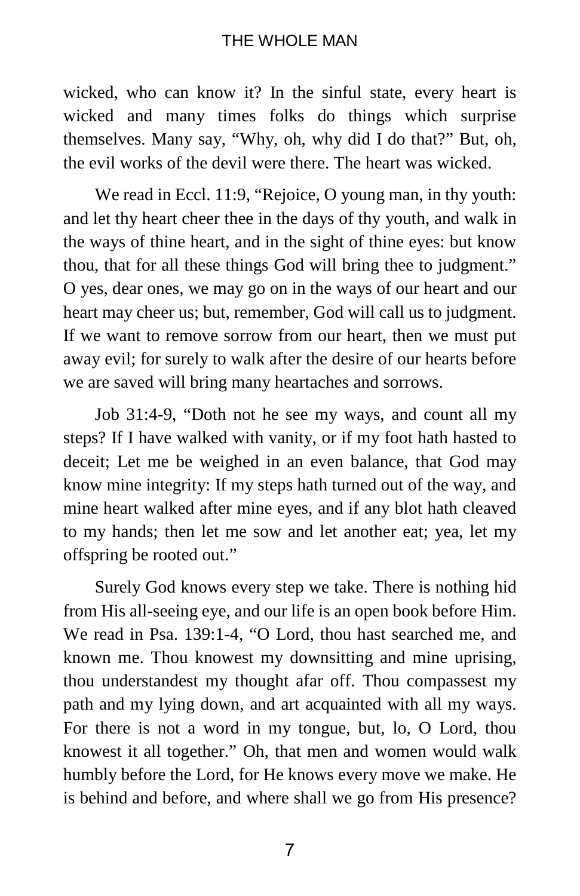wicked, who can know it? In the sinful state, every heart is wicked and many times folks do things which surprise themselves. Many say, "Why, oh, why did I do that?" But, oh, the evil works of the devil were there. The heart was wicked.

We read in Eccl. 11:9, "Rejoice, O young man, in thy youth: and let thy heart cheer thee in the days of thy youth, and walk in the ways of thine heart, and in the sight of thine eyes: but know thou, that for all these things God will bring thee to judgment." O yes, dear ones, we may go on in the ways of our heart and our heart may cheer us; but, remember, God will call us to judgment. If we want to remove sorrow from our heart, then we must put away evil; for surely to walk after the desire of our hearts before we are saved will bring many heartaches and sorrows.

Job 31:4-9, "Doth not he see my ways, and count all my steps? If I have walked with vanity, or if my foot hath hasted to deceit; Let me be weighed in an even balance, that God may know mine integrity: If my steps hath turned out of the way, and mine heart walked after mine eyes, and if any blot hath cleaved to my hands; then let me sow and let another eat; yea, let my offspring be rooted out."

Surely God knows every step we take. There is nothing hid from His all-seeing eye, and our life is an open book before Him. We read in Psa. 139:1-4, "O Lord, thou hast searched me, and known me. Thou knowest my downsitting and mine uprising, thou understandest my thought afar off. Thou compassest my path and my lying down, and art acquainted with all my ways. For there is not a word in my tongue, but, lo, O Lord, thou knowest it all together." Oh, that men and women would walk humbly before the Lord, for He knows every move we make. He is behind and before, and where shall we go from His presence?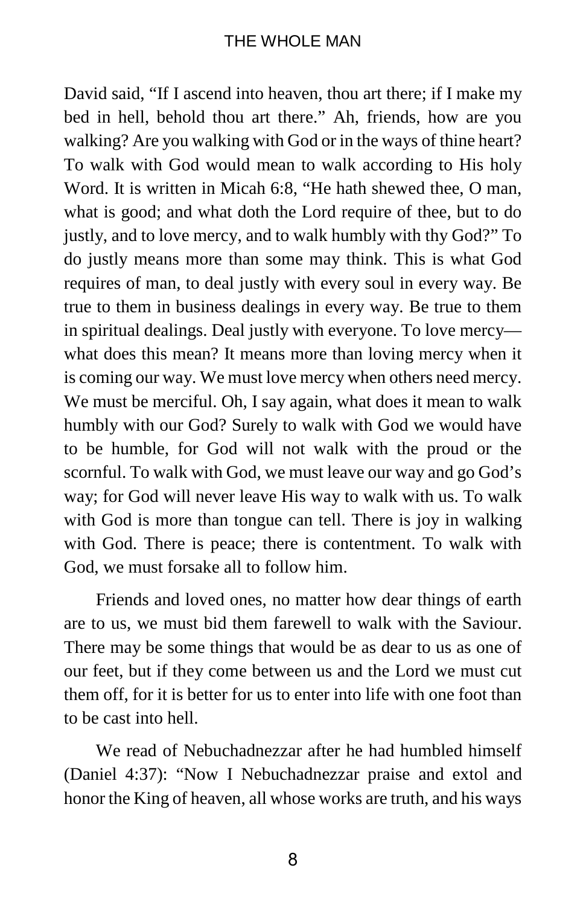David said, “If I ascend into heaven, thou art there; if I make my bed in hell, behold thou art there.” Ah, friends, how are you walking? Are you walking with God or in the ways of thine heart? To walk with God would mean to walk according to His holy Word. It is written in Micah 6:8, “He hath shewed thee, O man, what is good; and what doth the Lord require of thee, but to do justly, and to love mercy, and to walk humbly with thy God?” To do justly means more than some may think. This is what God requires of man, to deal justly with every soul in every way. Be true to them in business dealings in every way. Be true to them in spiritual dealings. Deal justly with everyone. To love mercy—what does this mean? It means more than loving mercy when it is coming our way. We must love mercy when others need mercy. We must be merciful. Oh, I say again, what does it mean to walk humbly with our God? Surely to walk with God we would have to be humble, for God will not walk with the proud or the scornful. To walk with God, we must leave our way and go God’s way; for God will never leave His way to walk with us. To walk with God is more than tongue can tell. There is joy in walking with God. There is peace; there is contentment. To walk with God, we must forsake all to follow him.

Friends and loved ones, no matter how dear things of earth are to us, we must bid them farewell to walk with the Saviour. There may be some things that would be as dear to us as one of our feet, but if they come between us and the Lord we must cut them off, for it is better for us to enter into life with one foot than to be cast into hell.

We read of Nebuchadnezzar after he had humbled himself (Daniel 4:37): “Now I Nebuchadnezzar praise and extol and honor the King of heaven, all whose works are truth, and his ways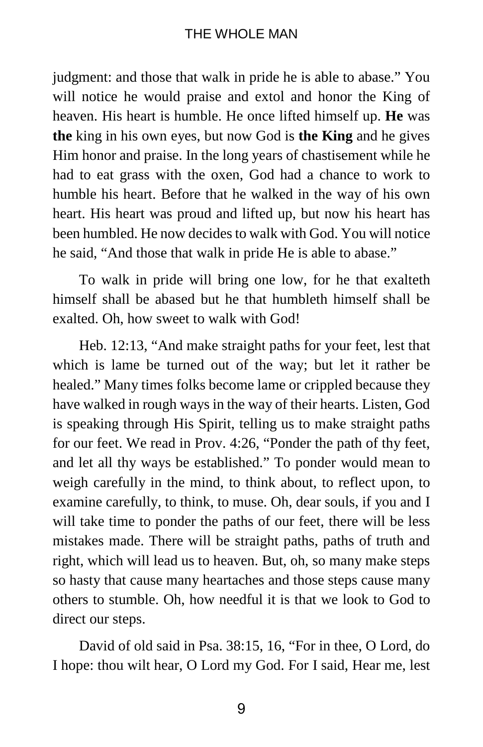judgment: and those that walk in pride he is able to abase." You will notice he would praise and extol and honor the King of heaven. His heart is humble. He once lifted himself up. **He** was **the** king in his own eyes, but now God is **the King** and he gives Him honor and praise. In the long years of chastisement while he had to eat grass with the oxen, God had a chance to work to humble his heart. Before that he walked in the way of his own heart. His heart was proud and lifted up, but now his heart has been humbled. He now decides to walk with God. You will notice he said, "And those that walk in pride He is able to abase."

To walk in pride will bring one low, for he that exalteth himself shall be abased but he that humbleth himself shall be exalted. Oh, how sweet to walk with God!

Heb. 12:13, "And make straight paths for your feet, lest that which is lame be turned out of the way; but let it rather be healed." Many times folks become lame or crippled because they have walked in rough ways in the way of their hearts. Listen, God is speaking through His Spirit, telling us to make straight paths for our feet. We read in Prov. 4:26, "Ponder the path of thy feet, and let all thy ways be established." To ponder would mean to weigh carefully in the mind, to think about, to reflect upon, to examine carefully, to think, to muse. Oh, dear souls, if you and I will take time to ponder the paths of our feet, there will be less mistakes made. There will be straight paths, paths of truth and right, which will lead us to heaven. But, oh, so many make steps so hasty that cause many heartaches and those steps cause many others to stumble. Oh, how needful it is that we look to God to direct our steps.

David of old said in Psa. 38:15, 16, "For in thee, O Lord, do I hope: thou wilt hear, O Lord my God. For I said, Hear me, lest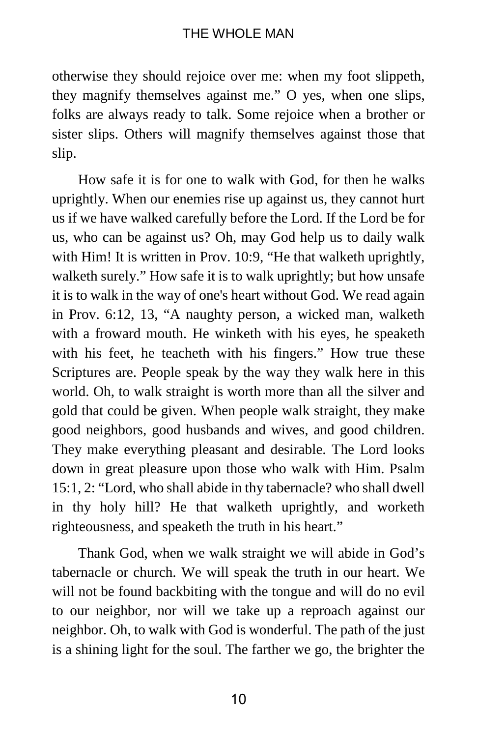otherwise they should rejoice over me: when my foot slippeth, they magnify themselves against me." O yes, when one slips, folks are always ready to talk. Some rejoice when a brother or sister slips. Others will magnify themselves against those that slip.

How safe it is for one to walk with God, for then he walks uprightly. When our enemies rise up against us, they cannot hurt us if we have walked carefully before the Lord. If the Lord be for us, who can be against us? Oh, may God help us to daily walk with Him! It is written in Prov. 10:9, "He that walketh uprightly, walketh surely." How safe it is to walk uprightly; but how unsafe it is to walk in the way of one's heart without God. We read again in Prov. 6:12, 13, "A naughty person, a wicked man, walketh with a froward mouth. He winketh with his eyes, he speaketh with his feet, he teacheth with his fingers." How true these Scriptures are. People speak by the way they walk here in this world. Oh, to walk straight is worth more than all the silver and gold that could be given. When people walk straight, they make good neighbors, good husbands and wives, and good children. They make everything pleasant and desirable. The Lord looks down in great pleasure upon those who walk with Him. Psalm 15:1, 2: "Lord, who shall abide in thy tabernacle? who shall dwell in thy holy hill? He that walketh uprightly, and worketh righteousness, and speaketh the truth in his heart."

Thank God, when we walk straight we will abide in God's tabernacle or church. We will speak the truth in our heart. We will not be found backbiting with the tongue and will do no evil to our neighbor, nor will we take up a reproach against our neighbor. Oh, to walk with God is wonderful. The path of the just is a shining light for the soul. The farther we go, the brighter the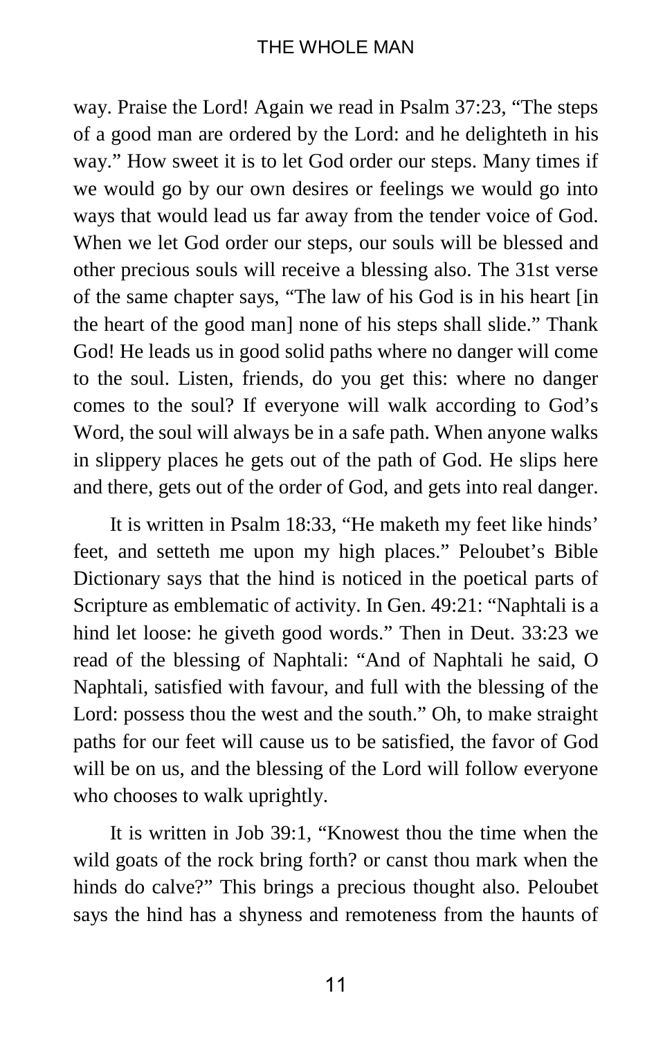way. Praise the Lord! Again we read in Psalm 37:23, “The steps of a good man are ordered by the Lord: and he delighteth in his way.” How sweet it is to let God order our steps. Many times if we would go by our own desires or feelings we would go into ways that would lead us far away from the tender voice of God. When we let God order our steps, our souls will be blessed and other precious souls will receive a blessing also. The 31st verse of the same chapter says, “The law of his God is in his heart [in the heart of the good man] none of his steps shall slide.” Thank God! He leads us in good solid paths where no danger will come to the soul. Listen, friends, do you get this: where no danger comes to the soul? If everyone will walk according to God’s Word, the soul will always be in a safe path. When anyone walks in slippery places he gets out of the path of God. He slips here and there, gets out of the order of God, and gets into real danger.

It is written in Psalm 18:33, “He maketh my feet like hinds’ feet, and setteth me upon my high places.” Peloubet’s Bible Dictionary says that the hind is noticed in the poetical parts of Scripture as emblematic of activity. In Gen. 49:21: “Naphtali is a hind let loose: he giveth good words.” Then in Deut. 33:23 we read of the blessing of Naphtali: “And of Naphtali he said, O Naphtali, satisfied with favour, and full with the blessing of the Lord: possess thou the west and the south.” Oh, to make straight paths for our feet will cause us to be satisfied, the favor of God will be on us, and the blessing of the Lord will follow everyone who chooses to walk uprightly.

It is written in Job 39:1, “Knowest thou the time when the wild goats of the rock bring forth? or canst thou mark when the hinds do calve?” This brings a precious thought also. Peloubet says the hind has a shyness and remoteness from the haunts of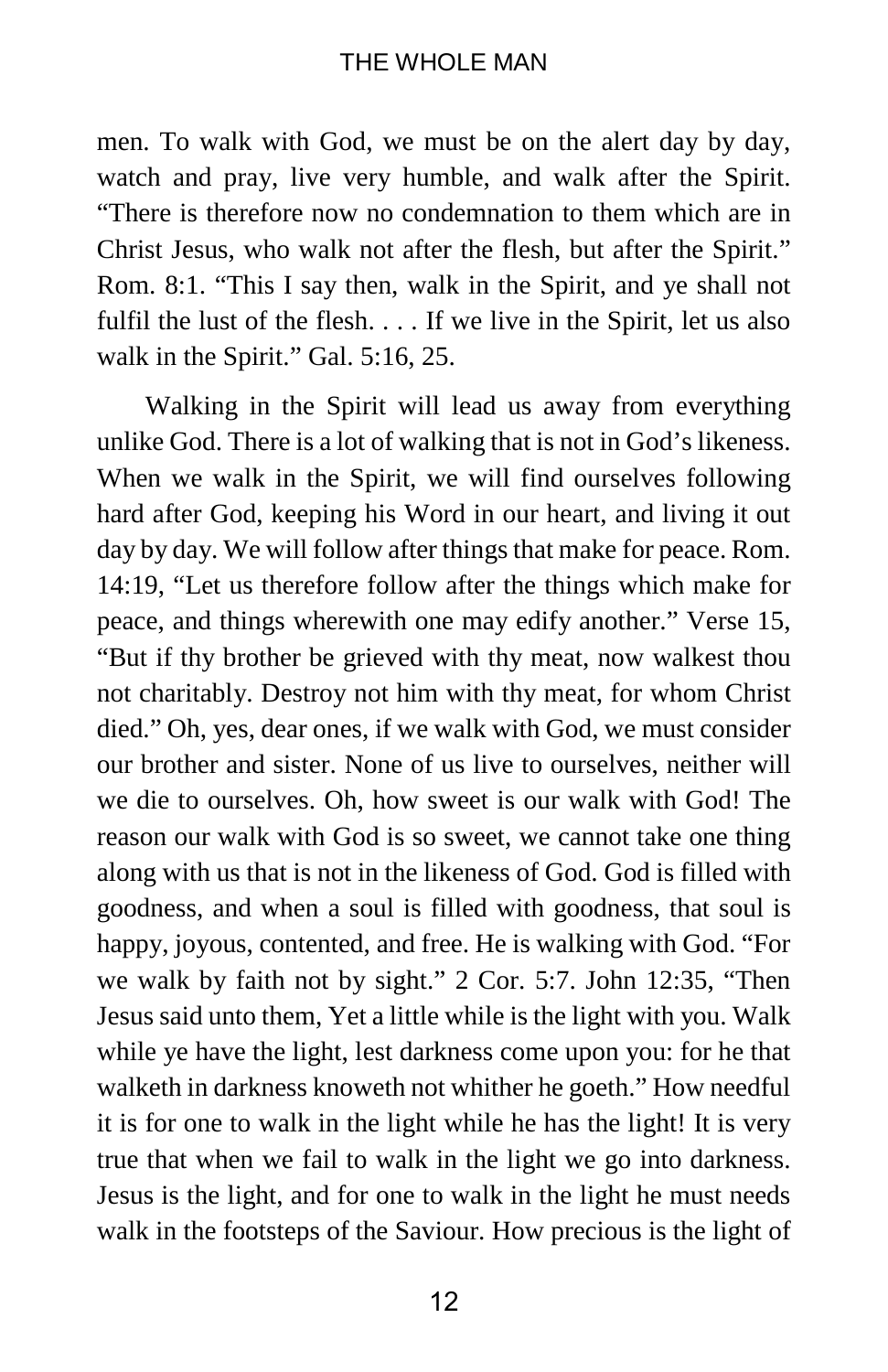men. To walk with God, we must be on the alert day by day, watch and pray, live very humble, and walk after the Spirit. “There is therefore now no condemnation to them which are in Christ Jesus, who walk not after the flesh, but after the Spirit.” Rom. 8:1. “This I say then, walk in the Spirit, and ye shall not fulfil the lust of the flesh. . . . If we live in the Spirit, let us also walk in the Spirit.” Gal. 5:16, 25.

Walking in the Spirit will lead us away from everything unlike God. There is a lot of walking that is not in God’s likeness. When we walk in the Spirit, we will find ourselves following hard after God, keeping his Word in our heart, and living it out day by day. We will follow after things that make for peace. Rom. 14:19, “Let us therefore follow after the things which make for peace, and things wherewith one may edify another.” Verse 15, “But if thy brother be grieved with thy meat, now walkest thou not charitably. Destroy not him with thy meat, for whom Christ died.” Oh, yes, dear ones, if we walk with God, we must consider our brother and sister. None of us live to ourselves, neither will we die to ourselves. Oh, how sweet is our walk with God! The reason our walk with God is so sweet, we cannot take one thing along with us that is not in the likeness of God. God is filled with goodness, and when a soul is filled with goodness, that soul is happy, joyous, contented, and free. He is walking with God. “For we walk by faith not by sight.” 2 Cor. 5:7. John 12:35, “Then Jesus said unto them, Yet a little while is the light with you. Walk while ye have the light, lest darkness come upon you: for he that walketh in darkness knoweth not whither he goeth.” How needful it is for one to walk in the light while he has the light! It is very true that when we fail to walk in the light we go into darkness. Jesus is the light, and for one to walk in the light he must needs walk in the footsteps of the Saviour. How precious is the light of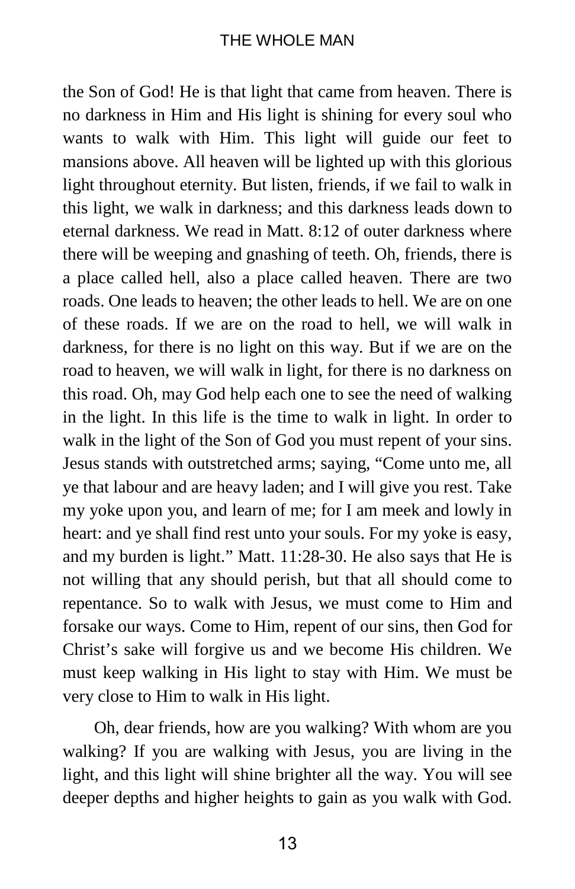the Son of God! He is that light that came from heaven. There is no darkness in Him and His light is shining for every soul who wants to walk with Him. This light will guide our feet to mansions above. All heaven will be lighted up with this glorious light throughout eternity. But listen, friends, if we fail to walk in this light, we walk in darkness; and this darkness leads down to eternal darkness. We read in Matt. 8:12 of outer darkness where there will be weeping and gnashing of teeth. Oh, friends, there is a place called hell, also a place called heaven. There are two roads. One leads to heaven; the other leads to hell. We are on one of these roads. If we are on the road to hell, we will walk in darkness, for there is no light on this way. But if we are on the road to heaven, we will walk in light, for there is no darkness on this road. Oh, may God help each one to see the need of walking in the light. In this life is the time to walk in light. In order to walk in the light of the Son of God you must repent of your sins. Jesus stands with outstretched arms; saying, "Come unto me, all ye that labour and are heavy laden; and I will give you rest. Take my yoke upon you, and learn of me; for I am meek and lowly in heart: and ye shall find rest unto your souls. For my yoke is easy, and my burden is light." Matt. 11:28-30. He also says that He is not willing that any should perish, but that all should come to repentance. So to walk with Jesus, we must come to Him and forsake our ways. Come to Him, repent of our sins, then God for Christ's sake will forgive us and we become His children. We must keep walking in His light to stay with Him. We must be very close to Him to walk in His light.

Oh, dear friends, how are you walking? With whom are you walking? If you are walking with Jesus, you are living in the light, and this light will shine brighter all the way. You will see deeper depths and higher heights to gain as you walk with God.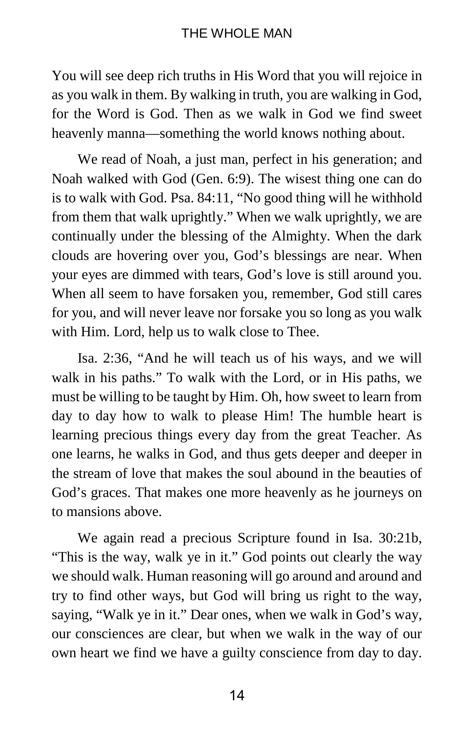You will see deep rich truths in His Word that you will rejoice in as you walk in them. By walking in truth, you are walking in God, for the Word is God. Then as we walk in God we find sweet heavenly manna—something the world knows nothing about.

We read of Noah, a just man, perfect in his generation; and Noah walked with God (Gen. 6:9). The wisest thing one can do is to walk with God. Psa. 84:11, "No good thing will he withhold from them that walk uprightly." When we walk uprightly, we are continually under the blessing of the Almighty. When the dark clouds are hovering over you, God's blessings are near. When your eyes are dimmed with tears, God's love is still around you. When all seem to have forsaken you, remember, God still cares for you, and will never leave nor forsake you so long as you walk with Him. Lord, help us to walk close to Thee.

Isa. 2:36, "And he will teach us of his ways, and we will walk in his paths." To walk with the Lord, or in His paths, we must be willing to be taught by Him. Oh, how sweet to learn from day to day how to walk to please Him! The humble heart is learning precious things every day from the great Teacher. As one learns, he walks in God, and thus gets deeper and deeper in the stream of love that makes the soul abound in the beauties of God's graces. That makes one more heavenly as he journeys on to mansions above.

We again read a precious Scripture found in Isa. 30:21b, "This is the way, walk ye in it." God points out clearly the way we should walk. Human reasoning will go around and around and try to find other ways, but God will bring us right to the way, saying, "Walk ye in it." Dear ones, when we walk in God's way, our consciences are clear, but when we walk in the way of our own heart we find we have a guilty conscience from day to day.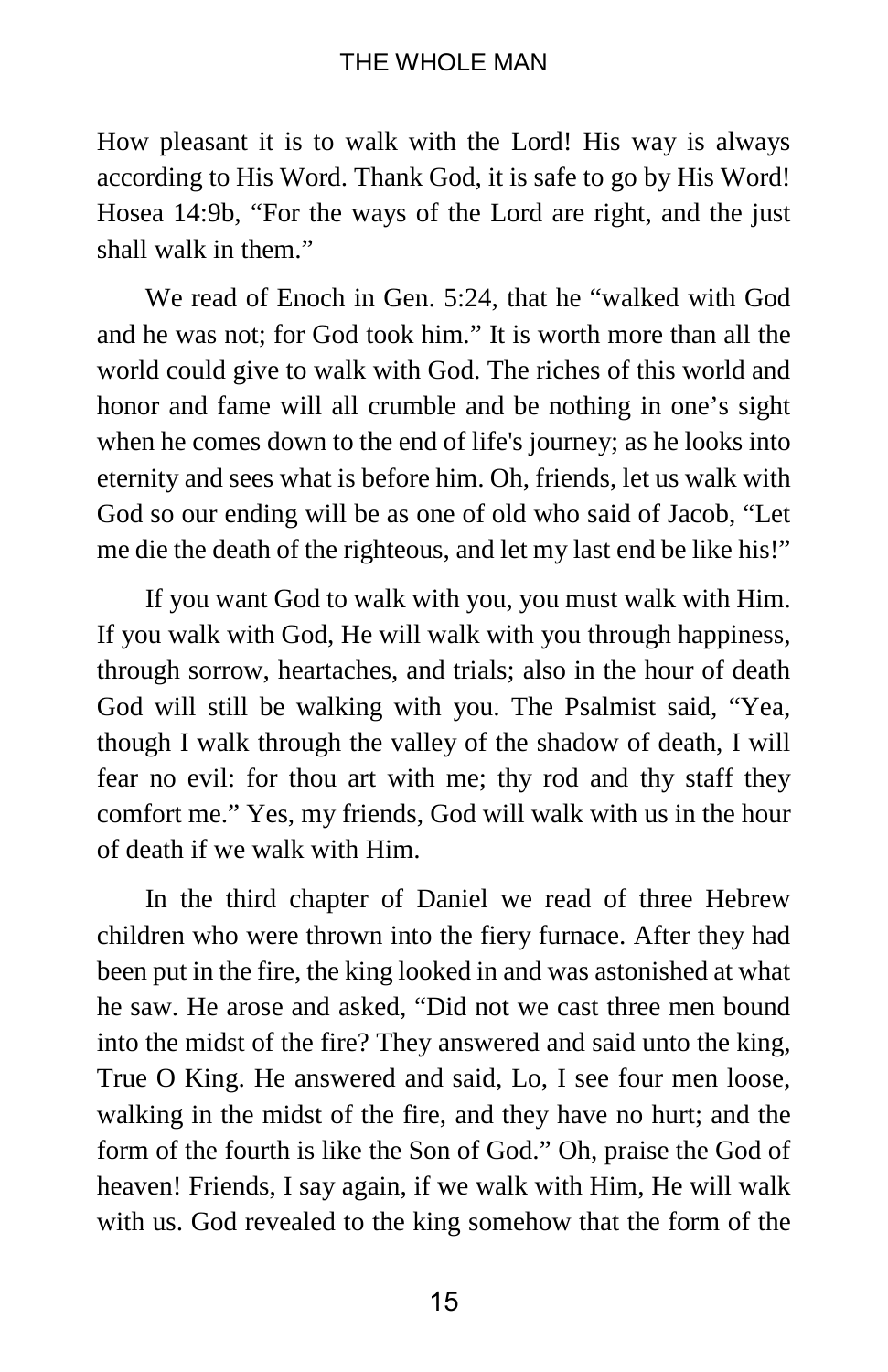How pleasant it is to walk with the Lord! His way is always according to His Word. Thank God, it is safe to go by His Word! Hosea 14:9b, “For the ways of the Lord are right, and the just shall walk in them.”

We read of Enoch in Gen. 5:24, that he “walked with God and he was not; for God took him.” It is worth more than all the world could give to walk with God. The riches of this world and honor and fame will all crumble and be nothing in one’s sight when he comes down to the end of life's journey; as he looks into eternity and sees what is before him. Oh, friends, let us walk with God so our ending will be as one of old who said of Jacob, “Let me die the death of the righteous, and let my last end be like his!”

If you want God to walk with you, you must walk with Him. If you walk with God, He will walk with you through happiness, through sorrow, heartaches, and trials; also in the hour of death God will still be walking with you. The Psalmist said, “Yea, though I walk through the valley of the shadow of death, I will fear no evil: for thou art with me; thy rod and thy staff they comfort me.” Yes, my friends, God will walk with us in the hour of death if we walk with Him.

In the third chapter of Daniel we read of three Hebrew children who were thrown into the fiery furnace. After they had been put in the fire, the king looked in and was astonished at what he saw. He arose and asked, “Did not we cast three men bound into the midst of the fire? They answered and said unto the king, True O King. He answered and said, Lo, I see four men loose, walking in the midst of the fire, and they have no hurt; and the form of the fourth is like the Son of God.” Oh, praise the God of heaven! Friends, I say again, if we walk with Him, He will walk with us. God revealed to the king somehow that the form of the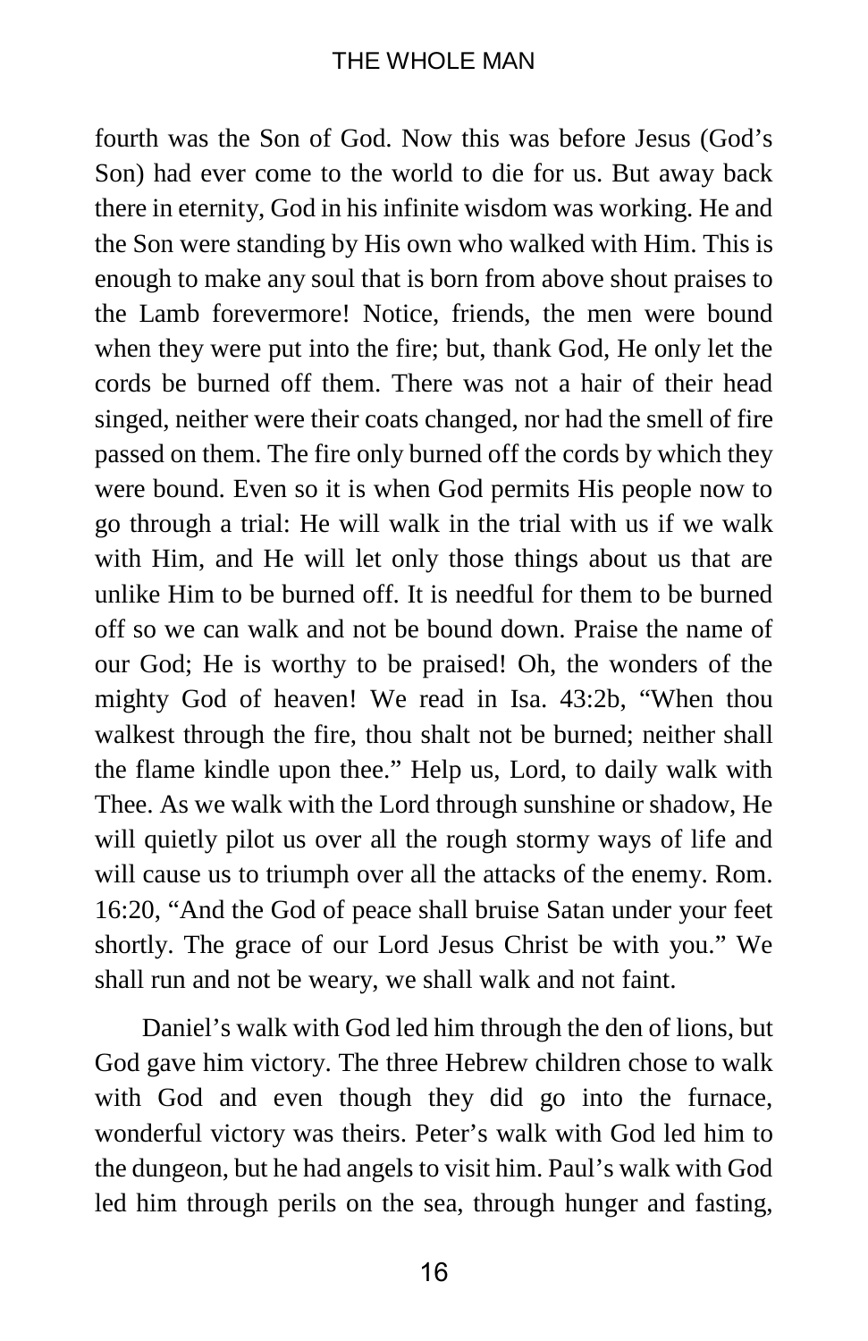fourth was the Son of God. Now this was before Jesus (God's Son) had ever come to the world to die for us. But away back there in eternity, God in his infinite wisdom was working. He and the Son were standing by His own who walked with Him. This is enough to make any soul that is born from above shout praises to the Lamb forevermore! Notice, friends, the men were bound when they were put into the fire; but, thank God, He only let the cords be burned off them. There was not a hair of their head singed, neither were their coats changed, nor had the smell of fire passed on them. The fire only burned off the cords by which they were bound. Even so it is when God permits His people now to go through a trial: He will walk in the trial with us if we walk with Him, and He will let only those things about us that are unlike Him to be burned off. It is needful for them to be burned off so we can walk and not be bound down. Praise the name of our God; He is worthy to be praised! Oh, the wonders of the mighty God of heaven! We read in Isa. 43:2b, "When thou walkest through the fire, thou shalt not be burned; neither shall the flame kindle upon thee." Help us, Lord, to daily walk with Thee. As we walk with the Lord through sunshine or shadow, He will quietly pilot us over all the rough stormy ways of life and will cause us to triumph over all the attacks of the enemy. Rom. 16:20, "And the God of peace shall bruise Satan under your feet shortly. The grace of our Lord Jesus Christ be with you." We shall run and not be weary, we shall walk and not faint.

Daniel's walk with God led him through the den of lions, but God gave him victory. The three Hebrew children chose to walk with God and even though they did go into the furnace, wonderful victory was theirs. Peter's walk with God led him to the dungeon, but he had angels to visit him. Paul's walk with God led him through perils on the sea, through hunger and fasting,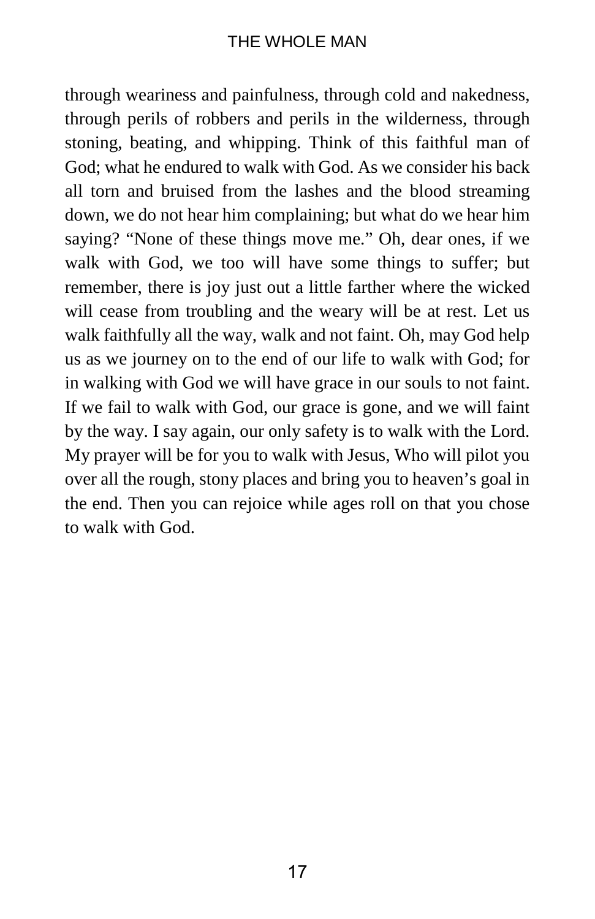through weariness and painfulness, through cold and nakedness, through perils of robbers and perils in the wilderness, through stoning, beating, and whipping. Think of this faithful man of God; what he endured to walk with God. As we consider his back all torn and bruised from the lashes and the blood streaming down, we do not hear him complaining; but what do we hear him saying? "None of these things move me." Oh, dear ones, if we walk with God, we too will have some things to suffer; but remember, there is joy just out a little farther where the wicked will cease from troubling and the weary will be at rest. Let us walk faithfully all the way, walk and not faint. Oh, may God help us as we journey on to the end of our life to walk with God; for in walking with God we will have grace in our souls to not faint. If we fail to walk with God, our grace is gone, and we will faint by the way. I say again, our only safety is to walk with the Lord. My prayer will be for you to walk with Jesus, Who will pilot you over all the rough, stony places and bring you to heaven's goal in the end. Then you can rejoice while ages roll on that you chose to walk with God.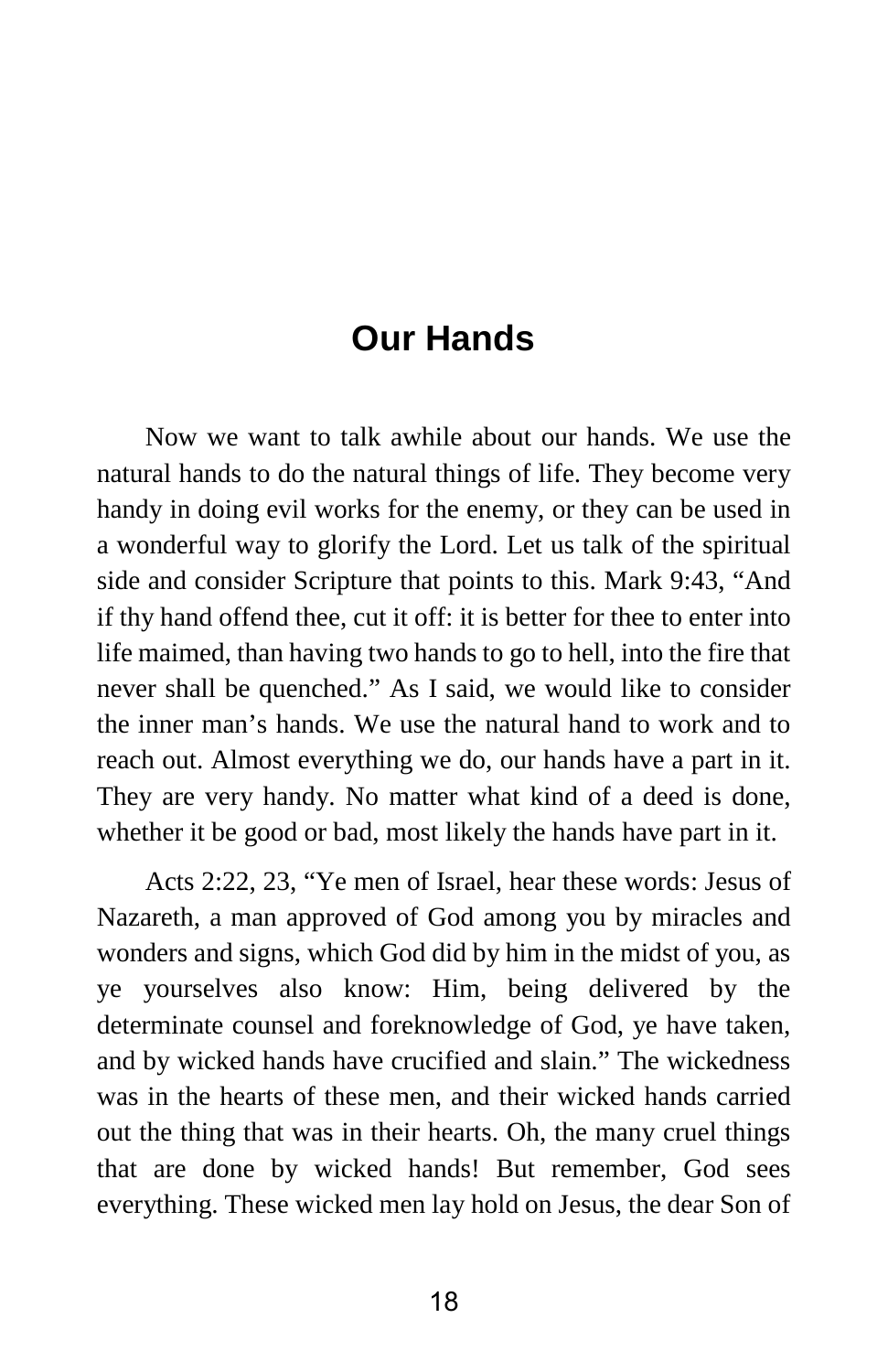# Our Hands

Now we want to talk awhile about our hands. We use the natural hands to do the natural things of life. They become very handy in doing evil works for the enemy, or they can be used in a wonderful way to glorify the Lord. Let us talk of the spiritual side and consider Scripture that points to this. Mark 9:43, "And if thy hand offend thee, cut it off: it is better for thee to enter into life maimed, than having two hands to go to hell, into the fire that never shall be quenched." As I said, we would like to consider the inner man's hands. We use the natural hand to work and to reach out. Almost everything we do, our hands have a part in it. They are very handy. No matter what kind of a deed is done, whether it be good or bad, most likely the hands have part in it.

Acts 2:22, 23, "Ye men of Israel, hear these words: Jesus of Nazareth, a man approved of God among you by miracles and wonders and signs, which God did by him in the midst of you, as ye yourselves also know: Him, being delivered by the determinate counsel and foreknowledge of God, ye have taken, and by wicked hands have crucified and slain." The wickedness was in the hearts of these men, and their wicked hands carried out the thing that was in their hearts. Oh, the many cruel things that are done by wicked hands! But remember, God sees everything. These wicked men lay hold on Jesus, the dear Son of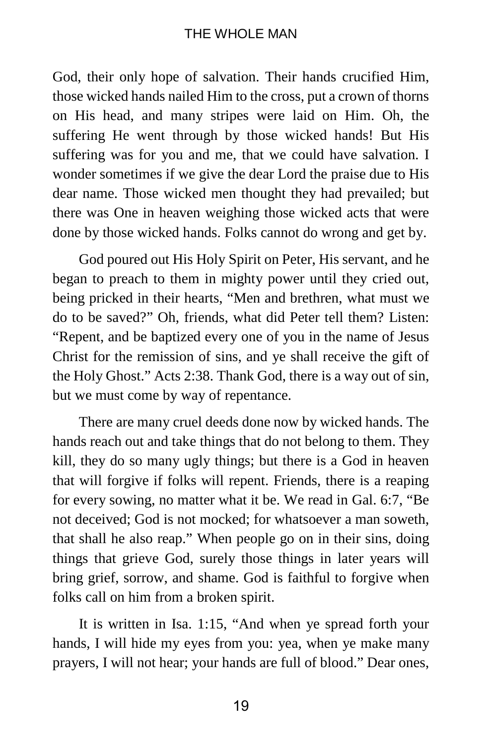God, their only hope of salvation. Their hands crucified Him, those wicked hands nailed Him to the cross, put a crown of thorns on His head, and many stripes were laid on Him. Oh, the suffering He went through by those wicked hands! But His suffering was for you and me, that we could have salvation. I wonder sometimes if we give the dear Lord the praise due to His dear name. Those wicked men thought they had prevailed; but there was One in heaven weighing those wicked acts that were done by those wicked hands. Folks cannot do wrong and get by.

God poured out His Holy Spirit on Peter, His servant, and he began to preach to them in mighty power until they cried out, being pricked in their hearts, "Men and brethren, what must we do to be saved?" Oh, friends, what did Peter tell them? Listen: "Repent, and be baptized every one of you in the name of Jesus Christ for the remission of sins, and ye shall receive the gift of the Holy Ghost." Acts 2:38. Thank God, there is a way out of sin, but we must come by way of repentance.

There are many cruel deeds done now by wicked hands. The hands reach out and take things that do not belong to them. They kill, they do so many ugly things; but there is a God in heaven that will forgive if folks will repent. Friends, there is a reaping for every sowing, no matter what it be. We read in Gal. 6:7, "Be not deceived; God is not mocked; for whatsoever a man soweth, that shall he also reap." When people go on in their sins, doing things that grieve God, surely those things in later years will bring grief, sorrow, and shame. God is faithful to forgive when folks call on him from a broken spirit.

It is written in Isa. 1:15, "And when ye spread forth your hands, I will hide my eyes from you: yea, when ye make many prayers, I will not hear; your hands are full of blood." Dear ones,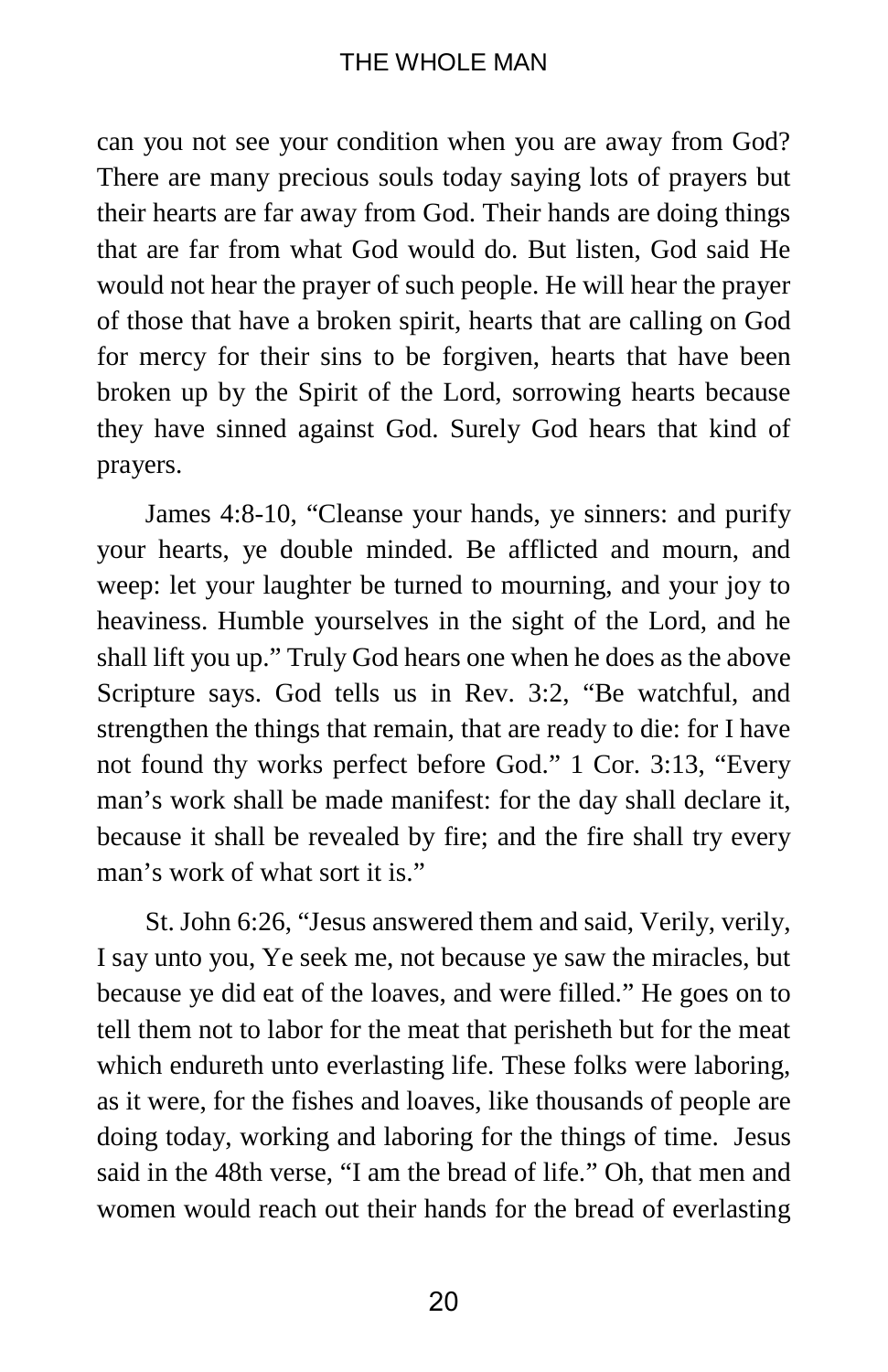can you not see your condition when you are away from God? There are many precious souls today saying lots of prayers but their hearts are far away from God. Their hands are doing things that are far from what God would do. But listen, God said He would not hear the prayer of such people. He will hear the prayer of those that have a broken spirit, hearts that are calling on God for mercy for their sins to be forgiven, hearts that have been broken up by the Spirit of the Lord, sorrowing hearts because they have sinned against God. Surely God hears that kind of prayers.

James 4:8-10, "Cleanse your hands, ye sinners: and purify your hearts, ye double minded. Be afflicted and mourn, and weep: let your laughter be turned to mourning, and your joy to heaviness. Humble yourselves in the sight of the Lord, and he shall lift you up." Truly God hears one when he does as the above Scripture says. God tells us in Rev. 3:2, "Be watchful, and strengthen the things that remain, that are ready to die: for I have not found thy works perfect before God." 1 Cor. 3:13, "Every man's work shall be made manifest: for the day shall declare it, because it shall be revealed by fire; and the fire shall try every man's work of what sort it is."

St. John 6:26, "Jesus answered them and said, Verily, verily, I say unto you, Ye seek me, not because ye saw the miracles, but because ye did eat of the loaves, and were filled." He goes on to tell them not to labor for the meat that perisheth but for the meat which endureth unto everlasting life. These folks were laboring, as it were, for the fishes and loaves, like thousands of people are doing today, working and laboring for the things of time. Jesus said in the 48th verse, "I am the bread of life." Oh, that men and women would reach out their hands for the bread of everlasting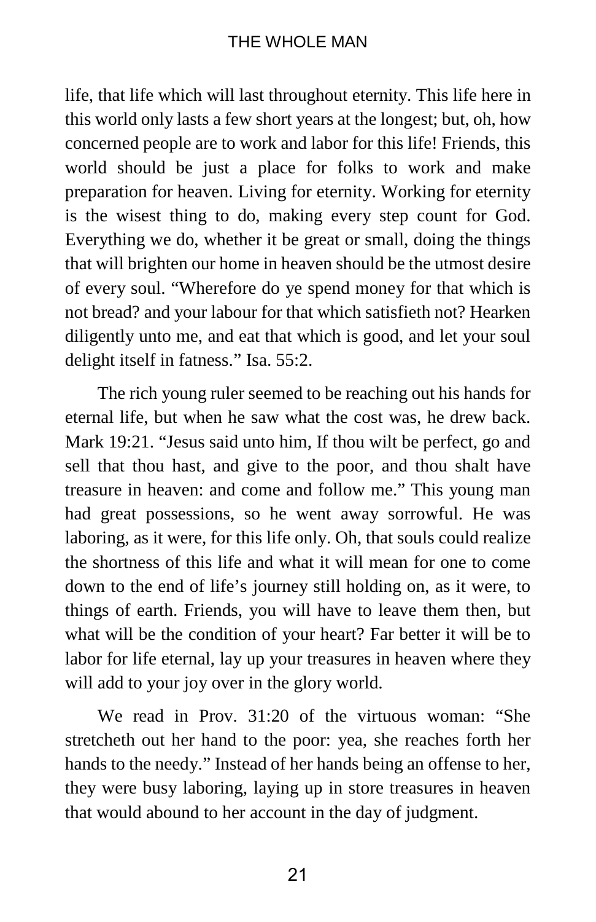life, that life which will last throughout eternity. This life here in this world only lasts a few short years at the longest; but, oh, how concerned people are to work and labor for this life! Friends, this world should be just a place for folks to work and make preparation for heaven. Living for eternity. Working for eternity is the wisest thing to do, making every step count for God. Everything we do, whether it be great or small, doing the things that will brighten our home in heaven should be the utmost desire of every soul. "Wherefore do ye spend money for that which is not bread? and your labour for that which satisfieth not? Hearken diligently unto me, and eat that which is good, and let your soul delight itself in fatness." Isa. 55:2.

The rich young ruler seemed to be reaching out his hands for eternal life, but when he saw what the cost was, he drew back. Mark 19:21. "Jesus said unto him, If thou wilt be perfect, go and sell that thou hast, and give to the poor, and thou shalt have treasure in heaven: and come and follow me." This young man had great possessions, so he went away sorrowful. He was laboring, as it were, for this life only. Oh, that souls could realize the shortness of this life and what it will mean for one to come down to the end of life's journey still holding on, as it were, to things of earth. Friends, you will have to leave them then, but what will be the condition of your heart? Far better it will be to labor for life eternal, lay up your treasures in heaven where they will add to your joy over in the glory world.

We read in Prov. 31:20 of the virtuous woman: "She stretcheth out her hand to the poor: yea, she reaches forth her hands to the needy." Instead of her hands being an offense to her, they were busy laboring, laying up in store treasures in heaven that would abound to her account in the day of judgment.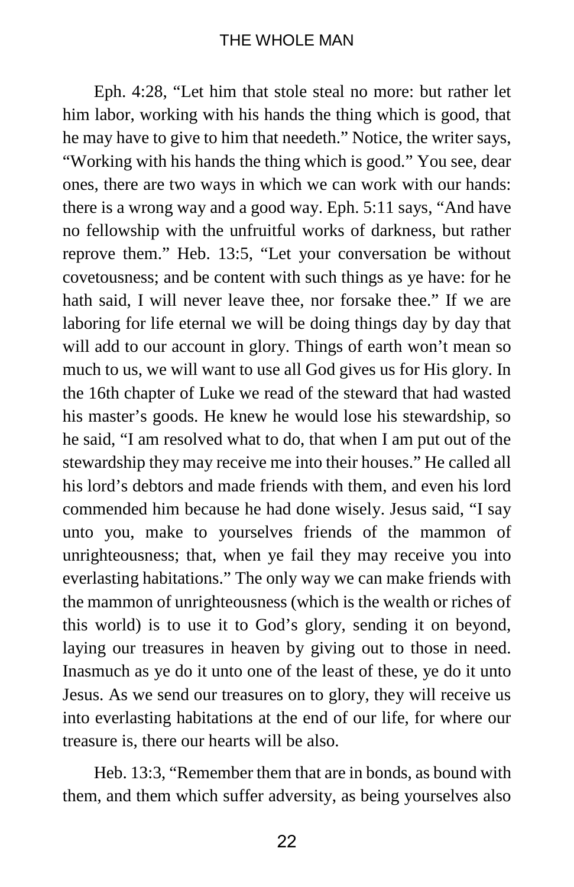Eph. 4:28, "Let him that stole steal no more: but rather let him labor, working with his hands the thing which is good, that he may have to give to him that needeth." Notice, the writer says, "Working with his hands the thing which is good." You see, dear ones, there are two ways in which we can work with our hands: there is a wrong way and a good way. Eph. 5:11 says, "And have no fellowship with the unfruitful works of darkness, but rather reprove them." Heb. 13:5, "Let your conversation be without covetousness; and be content with such things as ye have: for he hath said, I will never leave thee, nor forsake thee." If we are laboring for life eternal we will be doing things day by day that will add to our account in glory. Things of earth won't mean so much to us, we will want to use all God gives us for His glory. In the 16th chapter of Luke we read of the steward that had wasted his master's goods. He knew he would lose his stewardship, so he said, "I am resolved what to do, that when I am put out of the stewardship they may receive me into their houses." He called all his lord's debtors and made friends with them, and even his lord commended him because he had done wisely. Jesus said, "I say unto you, make to yourselves friends of the mammon of unrighteousness; that, when ye fail they may receive you into everlasting habitations." The only way we can make friends with the mammon of unrighteousness (which is the wealth or riches of this world) is to use it to God's glory, sending it on beyond, laying our treasures in heaven by giving out to those in need. Inasmuch as ye do it unto one of the least of these, ye do it unto Jesus. As we send our treasures on to glory, they will receive us into everlasting habitations at the end of our life, for where our treasure is, there our hearts will be also.

Heb. 13:3, "Remember them that are in bonds, as bound with them, and them which suffer adversity, as being yourselves also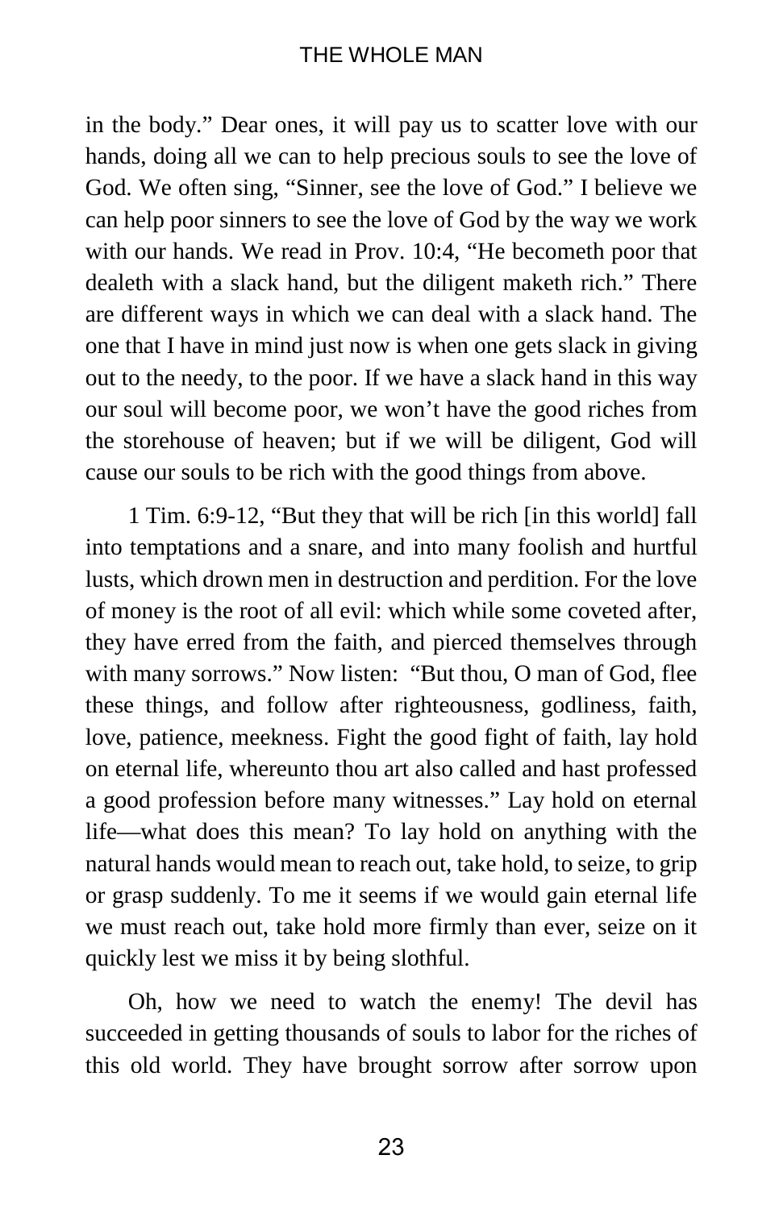in the body." Dear ones, it will pay us to scatter love with our hands, doing all we can to help precious souls to see the love of God. We often sing, "Sinner, see the love of God." I believe we can help poor sinners to see the love of God by the way we work with our hands. We read in Prov. 10:4, "He becometh poor that dealeth with a slack hand, but the diligent maketh rich." There are different ways in which we can deal with a slack hand. The one that I have in mind just now is when one gets slack in giving out to the needy, to the poor. If we have a slack hand in this way our soul will become poor, we won't have the good riches from the storehouse of heaven; but if we will be diligent, God will cause our souls to be rich with the good things from above.

1 Tim. 6:9-12, "But they that will be rich [in this world] fall into temptations and a snare, and into many foolish and hurtful lusts, which drown men in destruction and perdition. For the love of money is the root of all evil: which while some coveted after, they have erred from the faith, and pierced themselves through with many sorrows." Now listen: "But thou, O man of God, flee these things, and follow after righteousness, godliness, faith, love, patience, meekness. Fight the good fight of faith, lay hold on eternal life, whereunto thou art also called and hast professed a good profession before many witnesses." Lay hold on eternal life—what does this mean? To lay hold on anything with the natural hands would mean to reach out, take hold, to seize, to grip or grasp suddenly. To me it seems if we would gain eternal life we must reach out, take hold more firmly than ever, seize on it quickly lest we miss it by being slothful.

Oh, how we need to watch the enemy! The devil has succeeded in getting thousands of souls to labor for the riches of this old world. They have brought sorrow after sorrow upon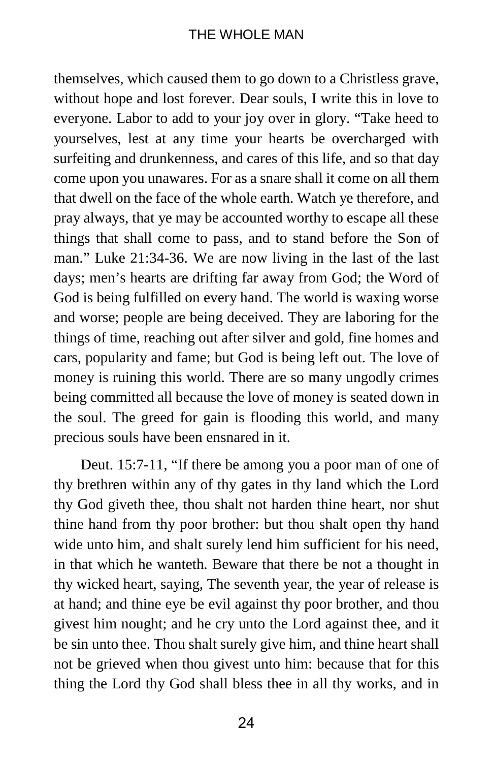themselves, which caused them to go down to a Christless grave, without hope and lost forever. Dear souls, I write this in love to everyone. Labor to add to your joy over in glory. "Take heed to yourselves, lest at any time your hearts be overcharged with surfeiting and drunkenness, and cares of this life, and so that day come upon you unawares. For as a snare shall it come on all them that dwell on the face of the whole earth. Watch ye therefore, and pray always, that ye may be accounted worthy to escape all these things that shall come to pass, and to stand before the Son of man." Luke 21:34-36. We are now living in the last of the last days; men's hearts are drifting far away from God; the Word of God is being fulfilled on every hand. The world is waxing worse and worse; people are being deceived. They are laboring for the things of time, reaching out after silver and gold, fine homes and cars, popularity and fame; but God is being left out. The love of money is ruining this world. There are so many ungodly crimes being committed all because the love of money is seated down in the soul. The greed for gain is flooding this world, and many precious souls have been ensnared in it.

Deut. 15:7-11, "If there be among you a poor man of one of thy brethren within any of thy gates in thy land which the Lord thy God giveth thee, thou shalt not harden thine heart, nor shut thine hand from thy poor brother: but thou shalt open thy hand wide unto him, and shalt surely lend him sufficient for his need, in that which he wanteth. Beware that there be not a thought in thy wicked heart, saying, The seventh year, the year of release is at hand; and thine eye be evil against thy poor brother, and thou givest him nought; and he cry unto the Lord against thee, and it be sin unto thee. Thou shalt surely give him, and thine heart shall not be grieved when thou givest unto him: because that for this thing the Lord thy God shall bless thee in all thy works, and in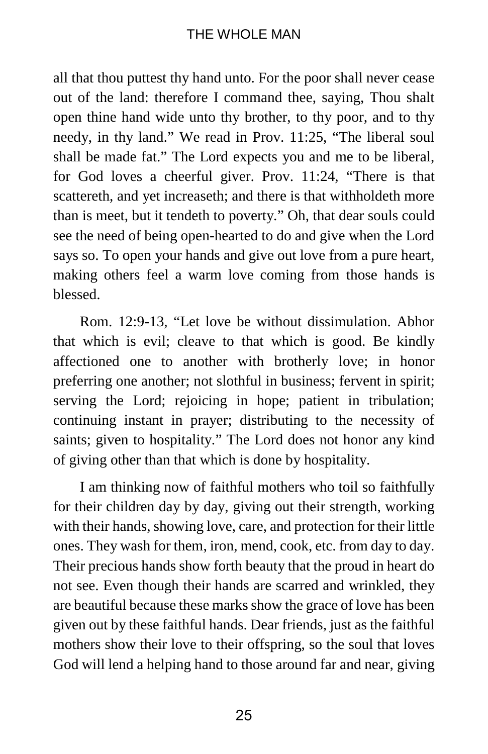all that thou puttest thy hand unto. For the poor shall never cease out of the land: therefore I command thee, saying, Thou shalt open thine hand wide unto thy brother, to thy poor, and to thy needy, in thy land." We read in Prov. 11:25, "The liberal soul shall be made fat." The Lord expects you and me to be liberal, for God loves a cheerful giver. Prov. 11:24, "There is that scattereth, and yet increaseth; and there is that withholdeth more than is meet, but it tendeth to poverty." Oh, that dear souls could see the need of being open-hearted to do and give when the Lord says so. To open your hands and give out love from a pure heart, making others feel a warm love coming from those hands is blessed.

Rom. 12:9-13, "Let love be without dissimulation. Abhor that which is evil; cleave to that which is good. Be kindly affectioned one to another with brotherly love; in honor preferring one another; not slothful in business; fervent in spirit; serving the Lord; rejoicing in hope; patient in tribulation; continuing instant in prayer; distributing to the necessity of saints; given to hospitality." The Lord does not honor any kind of giving other than that which is done by hospitality.

I am thinking now of faithful mothers who toil so faithfully for their children day by day, giving out their strength, working with their hands, showing love, care, and protection for their little ones. They wash for them, iron, mend, cook, etc. from day to day. Their precious hands show forth beauty that the proud in heart do not see. Even though their hands are scarred and wrinkled, they are beautiful because these marks show the grace of love has been given out by these faithful hands. Dear friends, just as the faithful mothers show their love to their offspring, so the soul that loves God will lend a helping hand to those around far and near, giving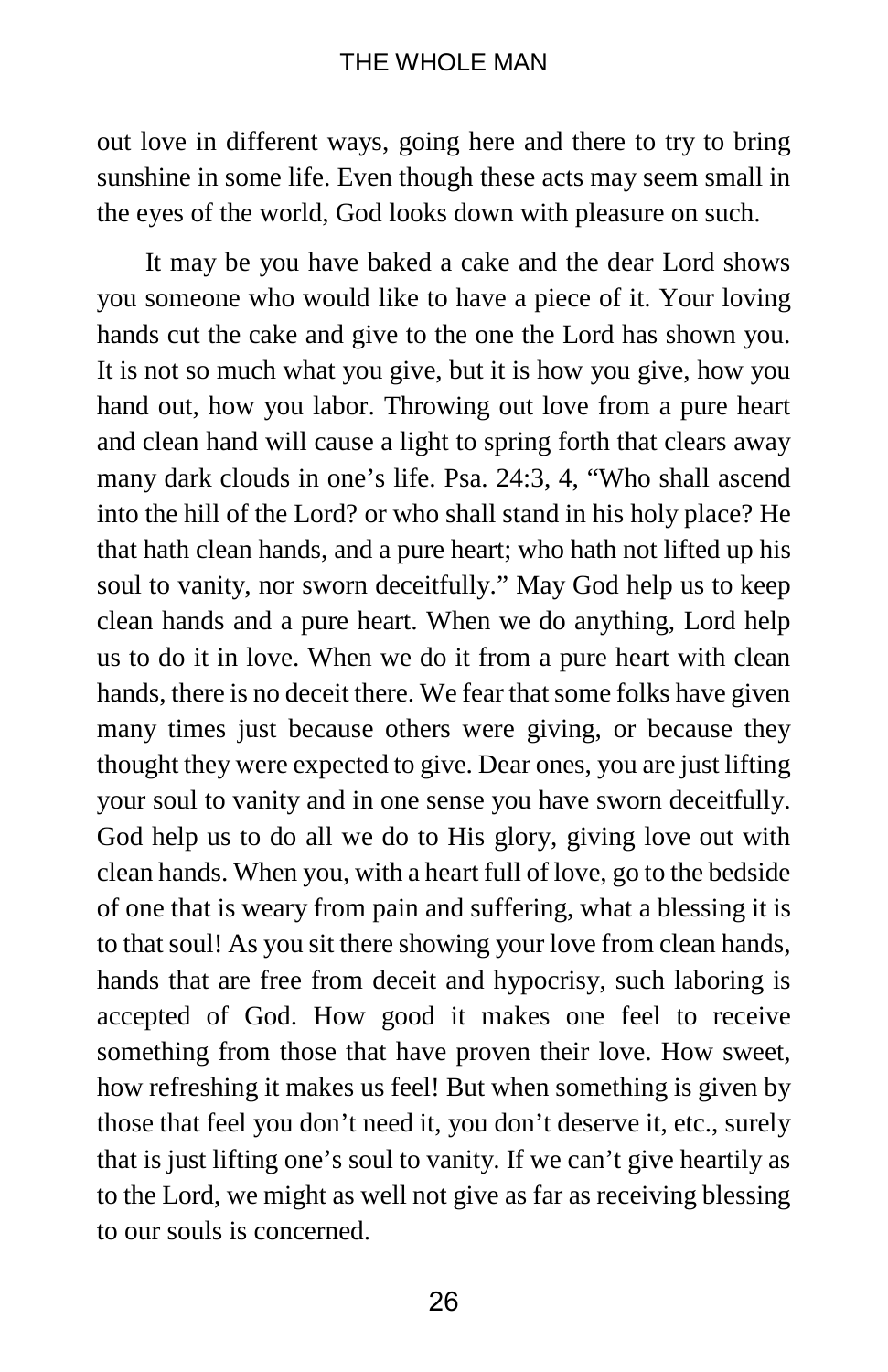out love in different ways, going here and there to try to bring sunshine in some life. Even though these acts may seem small in the eyes of the world, God looks down with pleasure on such.

It may be you have baked a cake and the dear Lord shows you someone who would like to have a piece of it. Your loving hands cut the cake and give to the one the Lord has shown you. It is not so much what you give, but it is how you give, how you hand out, how you labor. Throwing out love from a pure heart and clean hand will cause a light to spring forth that clears away many dark clouds in one's life. Psa. 24:3, 4, "Who shall ascend into the hill of the Lord? or who shall stand in his holy place? He that hath clean hands, and a pure heart; who hath not lifted up his soul to vanity, nor sworn deceitfully." May God help us to keep clean hands and a pure heart. When we do anything, Lord help us to do it in love. When we do it from a pure heart with clean hands, there is no deceit there. We fear that some folks have given many times just because others were giving, or because they thought they were expected to give. Dear ones, you are just lifting your soul to vanity and in one sense you have sworn deceitfully. God help us to do all we do to His glory, giving love out with clean hands. When you, with a heart full of love, go to the bedside of one that is weary from pain and suffering, what a blessing it is to that soul! As you sit there showing your love from clean hands, hands that are free from deceit and hypocrisy, such laboring is accepted of God. How good it makes one feel to receive something from those that have proven their love. How sweet, how refreshing it makes us feel! But when something is given by those that feel you don't need it, you don't deserve it, etc., surely that is just lifting one's soul to vanity. If we can't give heartily as to the Lord, we might as well not give as far as receiving blessing to our souls is concerned.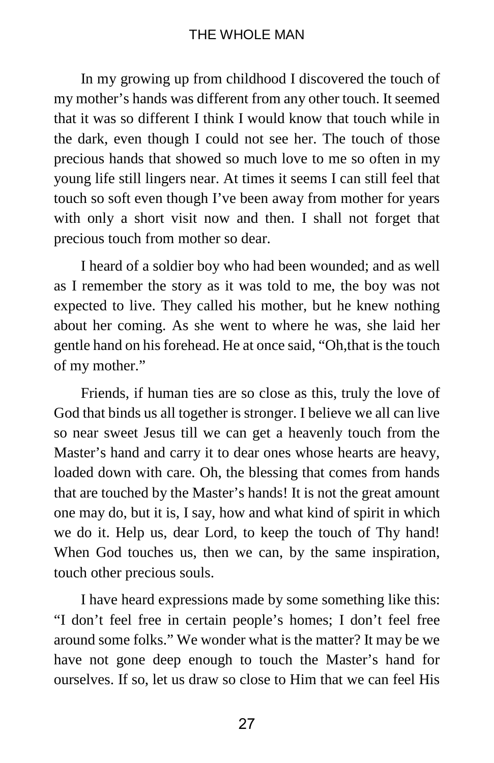In my growing up from childhood I discovered the touch of my mother's hands was different from any other touch. It seemed that it was so different I think I would know that touch while in the dark, even though I could not see her. The touch of those precious hands that showed so much love to me so often in my young life still lingers near. At times it seems I can still feel that touch so soft even though I've been away from mother for years with only a short visit now and then. I shall not forget that precious touch from mother so dear.

I heard of a soldier boy who had been wounded; and as well as I remember the story as it was told to me, the boy was not expected to live. They called his mother, but he knew nothing about her coming. As she went to where he was, she laid her gentle hand on his forehead. He at once said, "Oh,that is the touch of my mother."

Friends, if human ties are so close as this, truly the love of God that binds us all together is stronger. I believe we all can live so near sweet Jesus till we can get a heavenly touch from the Master's hand and carry it to dear ones whose hearts are heavy, loaded down with care. Oh, the blessing that comes from hands that are touched by the Master's hands! It is not the great amount one may do, but it is, I say, how and what kind of spirit in which we do it. Help us, dear Lord, to keep the touch of Thy hand! When God touches us, then we can, by the same inspiration, touch other precious souls.

I have heard expressions made by some something like this: "I don't feel free in certain people's homes; I don't feel free around some folks." We wonder what is the matter? It may be we have not gone deep enough to touch the Master's hand for ourselves. If so, let us draw so close to Him that we can feel His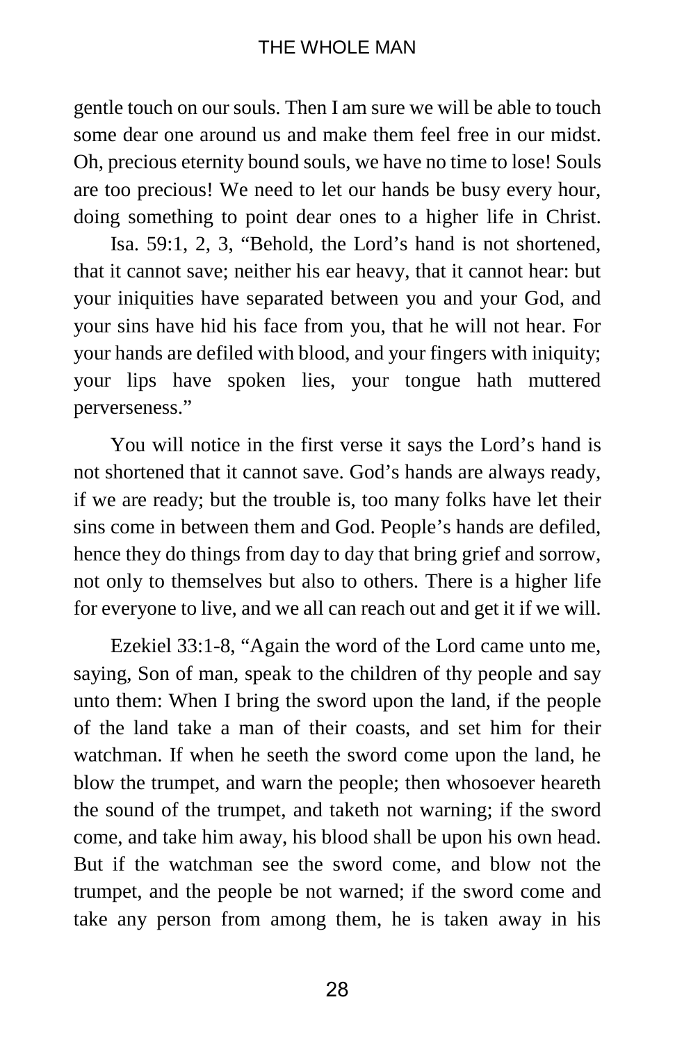gentle touch on our souls. Then I am sure we will be able to touch some dear one around us and make them feel free in our midst. Oh, precious eternity bound souls, we have no time to lose! Souls are too precious! We need to let our hands be busy every hour, doing something to point dear ones to a higher life in Christ.

Isa. 59:1, 2, 3, "Behold, the Lord's hand is not shortened, that it cannot save; neither his ear heavy, that it cannot hear: but your iniquities have separated between you and your God, and your sins have hid his face from you, that he will not hear. For your hands are defiled with blood, and your fingers with iniquity; your lips have spoken lies, your tongue hath muttered perverseness."

You will notice in the first verse it says the Lord's hand is not shortened that it cannot save. God's hands are always ready, if we are ready; but the trouble is, too many folks have let their sins come in between them and God. People's hands are defiled, hence they do things from day to day that bring grief and sorrow, not only to themselves but also to others. There is a higher life for everyone to live, and we all can reach out and get it if we will.

Ezekiel 33:1-8, "Again the word of the Lord came unto me, saying, Son of man, speak to the children of thy people and say unto them: When I bring the sword upon the land, if the people of the land take a man of their coasts, and set him for their watchman. If when he seeth the sword come upon the land, he blow the trumpet, and warn the people; then whosoever heareth the sound of the trumpet, and taketh not warning; if the sword come, and take him away, his blood shall be upon his own head. But if the watchman see the sword come, and blow not the trumpet, and the people be not warned; if the sword come and take any person from among them, he is taken away in his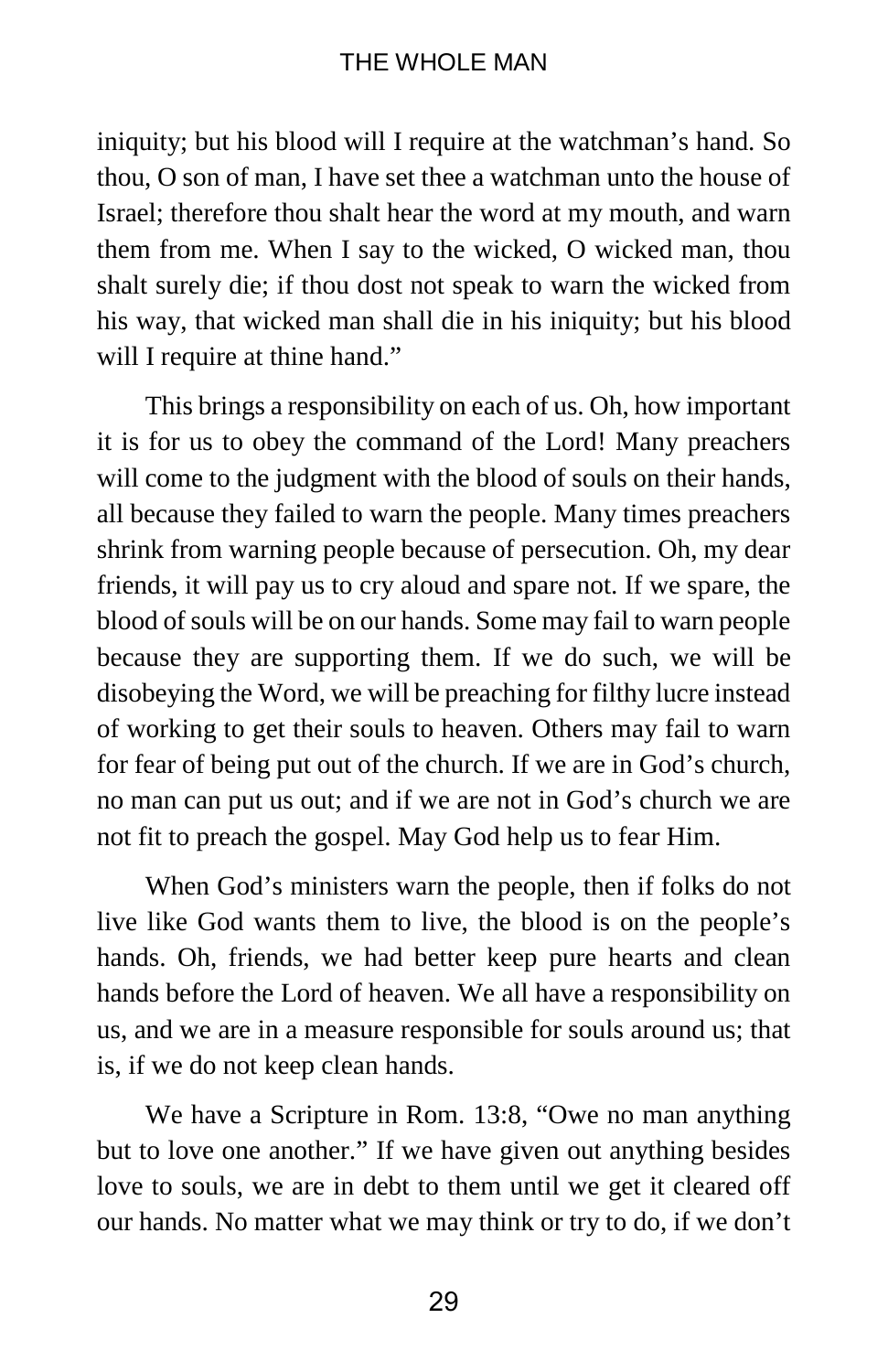iniquity; but his blood will I require at the watchman's hand. So thou, O son of man, I have set thee a watchman unto the house of Israel; therefore thou shalt hear the word at my mouth, and warn them from me. When I say to the wicked, O wicked man, thou shalt surely die; if thou dost not speak to warn the wicked from his way, that wicked man shall die in his iniquity; but his blood will I require at thine hand."

This brings a responsibility on each of us. Oh, how important it is for us to obey the command of the Lord! Many preachers will come to the judgment with the blood of souls on their hands, all because they failed to warn the people. Many times preachers shrink from warning people because of persecution. Oh, my dear friends, it will pay us to cry aloud and spare not. If we spare, the blood of souls will be on our hands. Some may fail to warn people because they are supporting them. If we do such, we will be disobeying the Word, we will be preaching for filthy lucre instead of working to get their souls to heaven. Others may fail to warn for fear of being put out of the church. If we are in God's church, no man can put us out; and if we are not in God's church we are not fit to preach the gospel. May God help us to fear Him.

When God's ministers warn the people, then if folks do not live like God wants them to live, the blood is on the people's hands. Oh, friends, we had better keep pure hearts and clean hands before the Lord of heaven. We all have a responsibility on us, and we are in a measure responsible for souls around us; that is, if we do not keep clean hands.

We have a Scripture in Rom. 13:8, "Owe no man anything but to love one another." If we have given out anything besides love to souls, we are in debt to them until we get it cleared off our hands. No matter what we may think or try to do, if we don't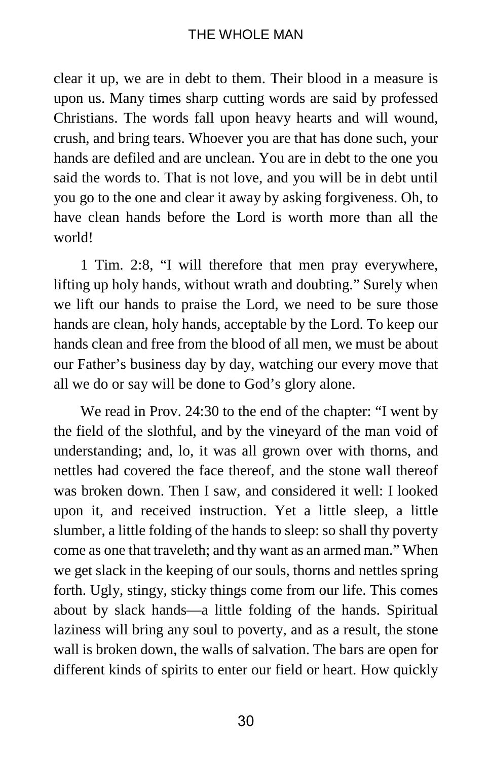clear it up, we are in debt to them. Their blood in a measure is upon us. Many times sharp cutting words are said by professed Christians. The words fall upon heavy hearts and will wound, crush, and bring tears. Whoever you are that has done such, your hands are defiled and are unclean. You are in debt to the one you said the words to. That is not love, and you will be in debt until you go to the one and clear it away by asking forgiveness. Oh, to have clean hands before the Lord is worth more than all the world!

1 Tim. 2:8, "I will therefore that men pray everywhere, lifting up holy hands, without wrath and doubting." Surely when we lift our hands to praise the Lord, we need to be sure those hands are clean, holy hands, acceptable by the Lord. To keep our hands clean and free from the blood of all men, we must be about our Father's business day by day, watching our every move that all we do or say will be done to God's glory alone.

We read in Prov. 24:30 to the end of the chapter: "I went by the field of the slothful, and by the vineyard of the man void of understanding; and, lo, it was all grown over with thorns, and nettles had covered the face thereof, and the stone wall thereof was broken down. Then I saw, and considered it well: I looked upon it, and received instruction. Yet a little sleep, a little slumber, a little folding of the hands to sleep: so shall thy poverty come as one that traveleth; and thy want as an armed man." When we get slack in the keeping of our souls, thorns and nettles spring forth. Ugly, stingy, sticky things come from our life. This comes about by slack hands—a little folding of the hands. Spiritual laziness will bring any soul to poverty, and as a result, the stone wall is broken down, the walls of salvation. The bars are open for different kinds of spirits to enter our field or heart. How quickly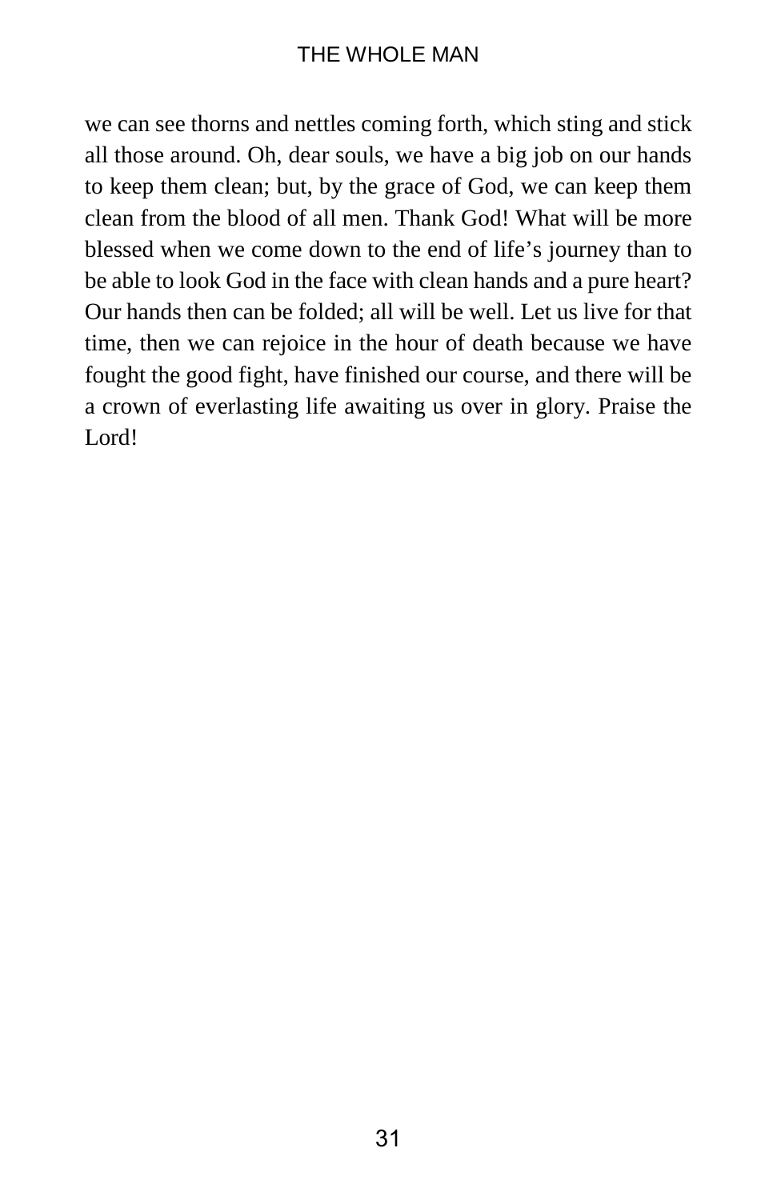we can see thorns and nettles coming forth, which sting and stick all those around. Oh, dear souls, we have a big job on our hands to keep them clean; but, by the grace of God, we can keep them clean from the blood of all men. Thank God! What will be more blessed when we come down to the end of life's journey than to be able to look God in the face with clean hands and a pure heart? Our hands then can be folded; all will be well. Let us live for that time, then we can rejoice in the hour of death because we have fought the good fight, have finished our course, and there will be a crown of everlasting life awaiting us over in glory. Praise the Lord!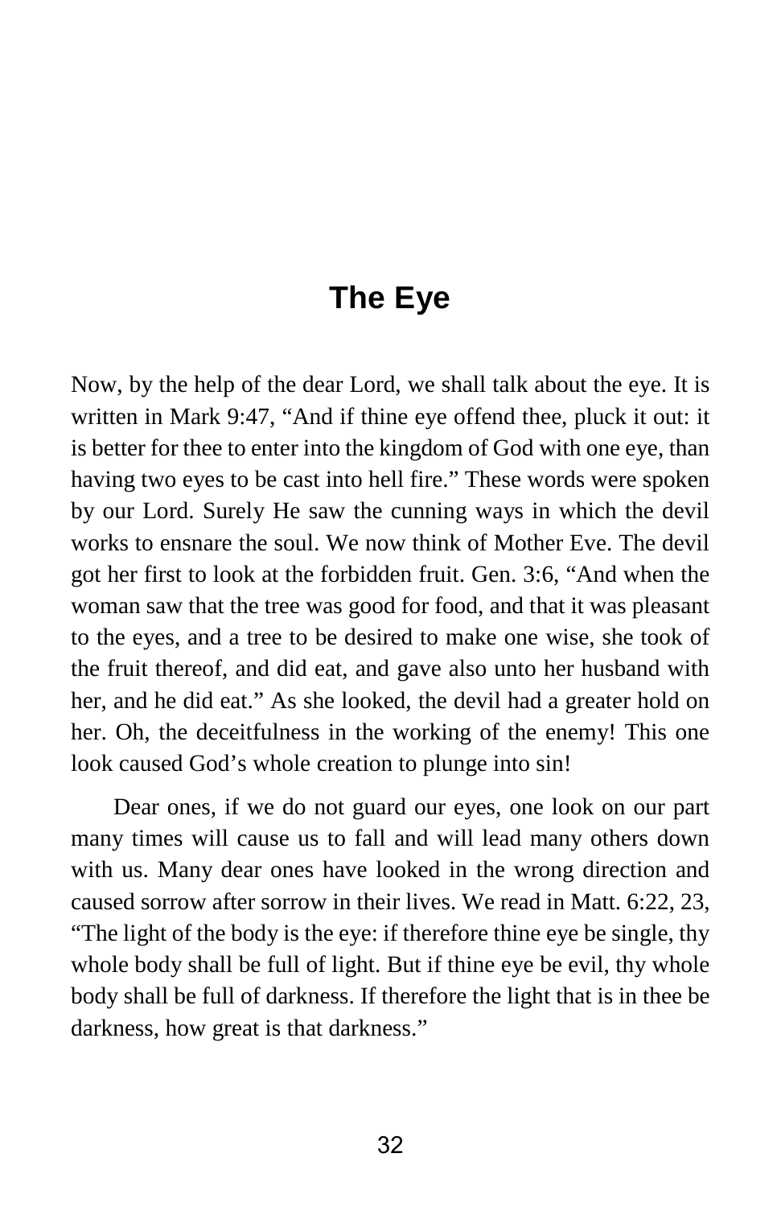# The Eye

Now, by the help of the dear Lord, we shall talk about the eye. It is written in Mark 9:47, "And if thine eye offend thee, pluck it out: it is better for thee to enter into the kingdom of God with one eye, than having two eyes to be cast into hell fire." These words were spoken by our Lord. Surely He saw the cunning ways in which the devil works to ensnare the soul. We now think of Mother Eve. The devil got her first to look at the forbidden fruit. Gen. 3:6, "And when the woman saw that the tree was good for food, and that it was pleasant to the eyes, and a tree to be desired to make one wise, she took of the fruit thereof, and did eat, and gave also unto her husband with her, and he did eat." As she looked, the devil had a greater hold on her. Oh, the deceitfulness in the working of the enemy! This one look caused God's whole creation to plunge into sin!

Dear ones, if we do not guard our eyes, one look on our part many times will cause us to fall and will lead many others down with us. Many dear ones have looked in the wrong direction and caused sorrow after sorrow in their lives. We read in Matt. 6:22, 23, "The light of the body is the eye: if therefore thine eye be single, thy whole body shall be full of light. But if thine eye be evil, thy whole body shall be full of darkness. If therefore the light that is in thee be darkness, how great is that darkness."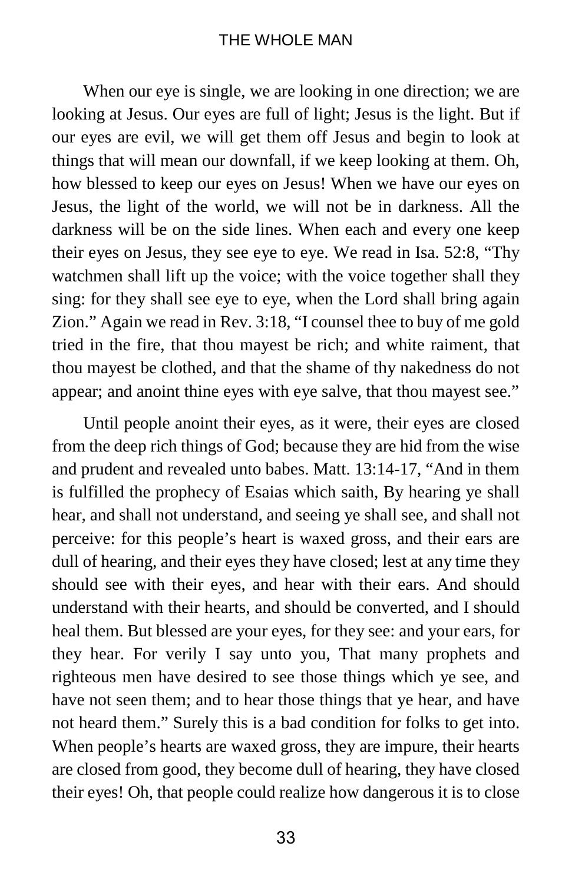When our eye is single, we are looking in one direction; we are looking at Jesus. Our eyes are full of light; Jesus is the light. But if our eyes are evil, we will get them off Jesus and begin to look at things that will mean our downfall, if we keep looking at them. Oh, how blessed to keep our eyes on Jesus! When we have our eyes on Jesus, the light of the world, we will not be in darkness. All the darkness will be on the side lines. When each and every one keep their eyes on Jesus, they see eye to eye. We read in Isa. 52:8, "Thy watchmen shall lift up the voice; with the voice together shall they sing: for they shall see eye to eye, when the Lord shall bring again Zion." Again we read in Rev. 3:18, "I counsel thee to buy of me gold tried in the fire, that thou mayest be rich; and white raiment, that thou mayest be clothed, and that the shame of thy nakedness do not appear; and anoint thine eyes with eye salve, that thou mayest see."

Until people anoint their eyes, as it were, their eyes are closed from the deep rich things of God; because they are hid from the wise and prudent and revealed unto babes. Matt. 13:14-17, "And in them is fulfilled the prophecy of Esaias which saith, By hearing ye shall hear, and shall not understand, and seeing ye shall see, and shall not perceive: for this people's heart is waxed gross, and their ears are dull of hearing, and their eyes they have closed; lest at any time they should see with their eyes, and hear with their ears. And should understand with their hearts, and should be converted, and I should heal them. But blessed are your eyes, for they see: and your ears, for they hear. For verily I say unto you, That many prophets and righteous men have desired to see those things which ye see, and have not seen them; and to hear those things that ye hear, and have not heard them." Surely this is a bad condition for folks to get into. When people's hearts are waxed gross, they are impure, their hearts are closed from good, they become dull of hearing, they have closed their eyes! Oh, that people could realize how dangerous it is to close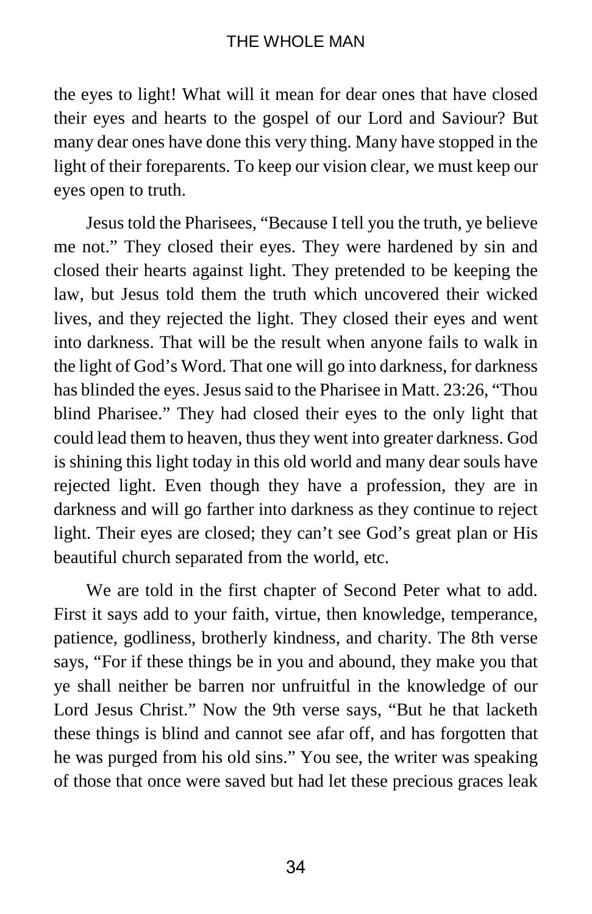the eyes to light! What will it mean for dear ones that have closed their eyes and hearts to the gospel of our Lord and Saviour? But many dear ones have done this very thing. Many have stopped in the light of their foreparents. To keep our vision clear, we must keep our eyes open to truth.

Jesus told the Pharisees, "Because I tell you the truth, ye believe me not." They closed their eyes. They were hardened by sin and closed their hearts against light. They pretended to be keeping the law, but Jesus told them the truth which uncovered their wicked lives, and they rejected the light. They closed their eyes and went into darkness. That will be the result when anyone fails to walk in the light of God's Word. That one will go into darkness, for darkness has blinded the eyes. Jesus said to the Pharisee in Matt. 23:26, "Thou blind Pharisee." They had closed their eyes to the only light that could lead them to heaven, thus they went into greater darkness. God is shining this light today in this old world and many dear souls have rejected light. Even though they have a profession, they are in darkness and will go farther into darkness as they continue to reject light. Their eyes are closed; they can't see God's great plan or His beautiful church separated from the world, etc.

We are told in the first chapter of Second Peter what to add. First it says add to your faith, virtue, then knowledge, temperance, patience, godliness, brotherly kindness, and charity. The 8th verse says, "For if these things be in you and abound, they make you that ye shall neither be barren nor unfruitful in the knowledge of our Lord Jesus Christ." Now the 9th verse says, "But he that lacketh these things is blind and cannot see afar off, and has forgotten that he was purged from his old sins." You see, the writer was speaking of those that once were saved but had let these precious graces leak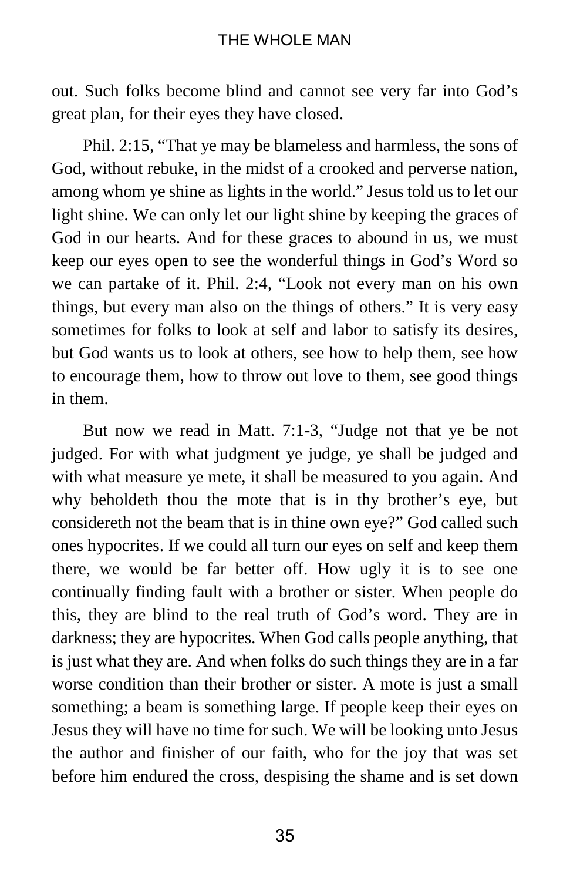out. Such folks become blind and cannot see very far into God's great plan, for their eyes they have closed.

Phil. 2:15, "That ye may be blameless and harmless, the sons of God, without rebuke, in the midst of a crooked and perverse nation, among whom ye shine as lights in the world." Jesus told us to let our light shine. We can only let our light shine by keeping the graces of God in our hearts. And for these graces to abound in us, we must keep our eyes open to see the wonderful things in God's Word so we can partake of it. Phil. 2:4, "Look not every man on his own things, but every man also on the things of others." It is very easy sometimes for folks to look at self and labor to satisfy its desires, but God wants us to look at others, see how to help them, see how to encourage them, how to throw out love to them, see good things in them.

But now we read in Matt. 7:1-3, "Judge not that ye be not judged. For with what judgment ye judge, ye shall be judged and with what measure ye mete, it shall be measured to you again. And why beholdeth thou the mote that is in thy brother's eye, but considereth not the beam that is in thine own eye?" God called such ones hypocrites. If we could all turn our eyes on self and keep them there, we would be far better off. How ugly it is to see one continually finding fault with a brother or sister. When people do this, they are blind to the real truth of God's word. They are in darkness; they are hypocrites. When God calls people anything, that is just what they are. And when folks do such things they are in a far worse condition than their brother or sister. A mote is just a small something; a beam is something large. If people keep their eyes on Jesus they will have no time for such. We will be looking unto Jesus the author and finisher of our faith, who for the joy that was set before him endured the cross, despising the shame and is set down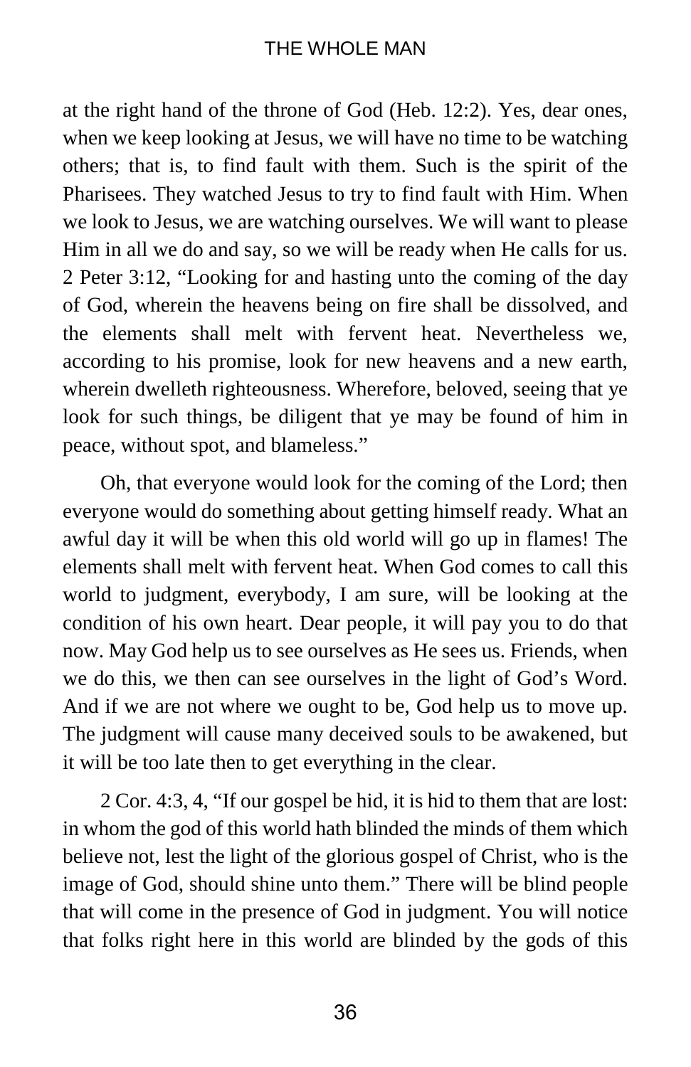at the right hand of the throne of God (Heb. 12:2). Yes, dear ones, when we keep looking at Jesus, we will have no time to be watching others; that is, to find fault with them. Such is the spirit of the Pharisees. They watched Jesus to try to find fault with Him. When we look to Jesus, we are watching ourselves. We will want to please Him in all we do and say, so we will be ready when He calls for us. 2 Peter 3:12, "Looking for and hasting unto the coming of the day of God, wherein the heavens being on fire shall be dissolved, and the elements shall melt with fervent heat. Nevertheless we, according to his promise, look for new heavens and a new earth, wherein dwelleth righteousness. Wherefore, beloved, seeing that ye look for such things, be diligent that ye may be found of him in peace, without spot, and blameless."

Oh, that everyone would look for the coming of the Lord; then everyone would do something about getting himself ready. What an awful day it will be when this old world will go up in flames! The elements shall melt with fervent heat. When God comes to call this world to judgment, everybody, I am sure, will be looking at the condition of his own heart. Dear people, it will pay you to do that now. May God help us to see ourselves as He sees us. Friends, when we do this, we then can see ourselves in the light of God's Word. And if we are not where we ought to be, God help us to move up. The judgment will cause many deceived souls to be awakened, but it will be too late then to get everything in the clear.

2 Cor. 4:3, 4, "If our gospel be hid, it is hid to them that are lost: in whom the god of this world hath blinded the minds of them which believe not, lest the light of the glorious gospel of Christ, who is the image of God, should shine unto them." There will be blind people that will come in the presence of God in judgment. You will notice that folks right here in this world are blinded by the gods of this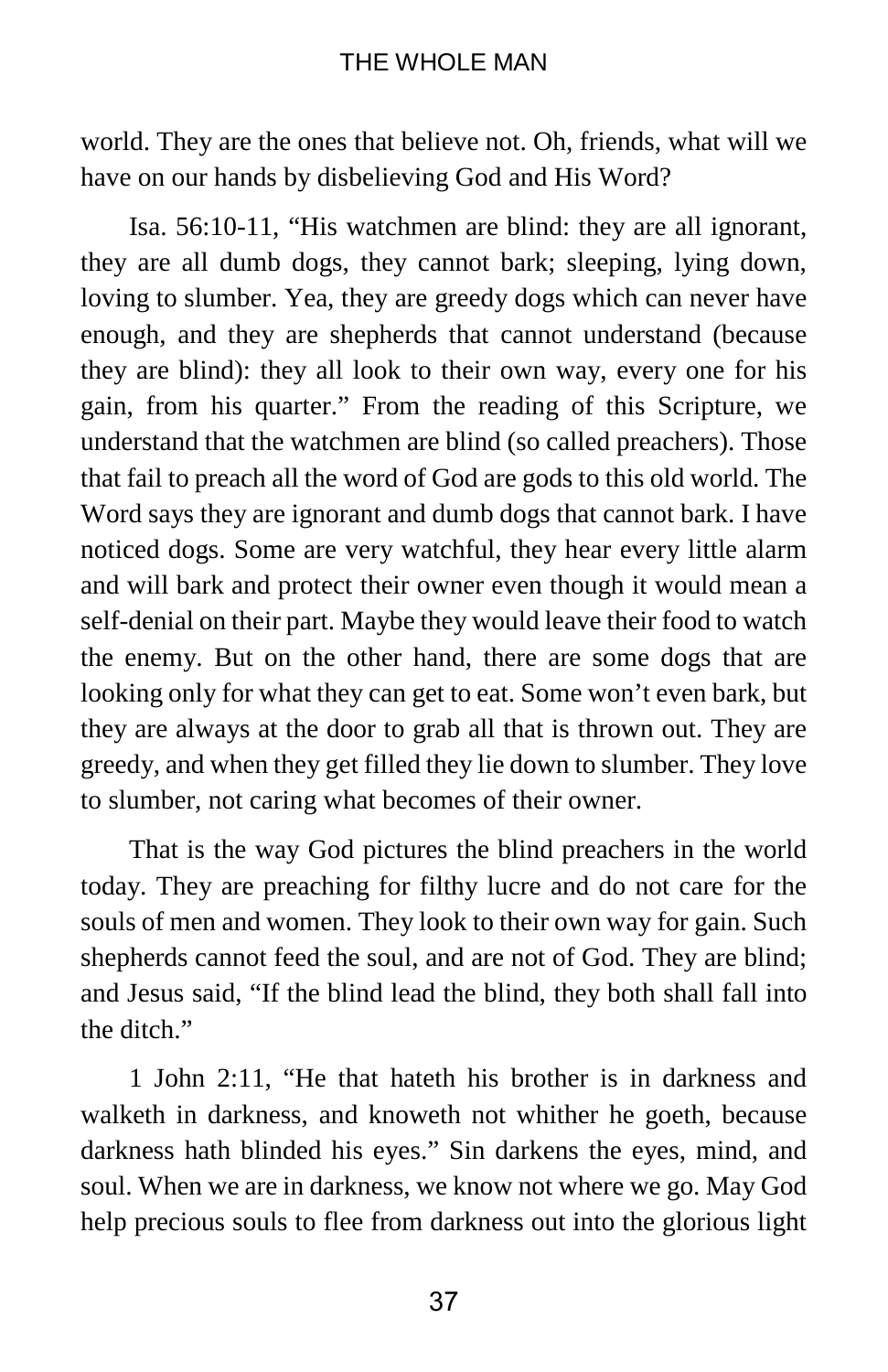world. They are the ones that believe not. Oh, friends, what will we have on our hands by disbelieving God and His Word?

Isa. 56:10-11, "His watchmen are blind: they are all ignorant, they are all dumb dogs, they cannot bark; sleeping, lying down, loving to slumber. Yea, they are greedy dogs which can never have enough, and they are shepherds that cannot understand (because they are blind): they all look to their own way, every one for his gain, from his quarter." From the reading of this Scripture, we understand that the watchmen are blind (so called preachers). Those that fail to preach all the word of God are gods to this old world. The Word says they are ignorant and dumb dogs that cannot bark. I have noticed dogs. Some are very watchful, they hear every little alarm and will bark and protect their owner even though it would mean a self-denial on their part. Maybe they would leave their food to watch the enemy. But on the other hand, there are some dogs that are looking only for what they can get to eat. Some won't even bark, but they are always at the door to grab all that is thrown out. They are greedy, and when they get filled they lie down to slumber. They love to slumber, not caring what becomes of their owner.

That is the way God pictures the blind preachers in the world today. They are preaching for filthy lucre and do not care for the souls of men and women. They look to their own way for gain. Such shepherds cannot feed the soul, and are not of God. They are blind; and Jesus said, "If the blind lead the blind, they both shall fall into the ditch."

1 John 2:11, "He that hateth his brother is in darkness and walketh in darkness, and knoweth not whither he goeth, because darkness hath blinded his eyes." Sin darkens the eyes, mind, and soul. When we are in darkness, we know not where we go. May God help precious souls to flee from darkness out into the glorious light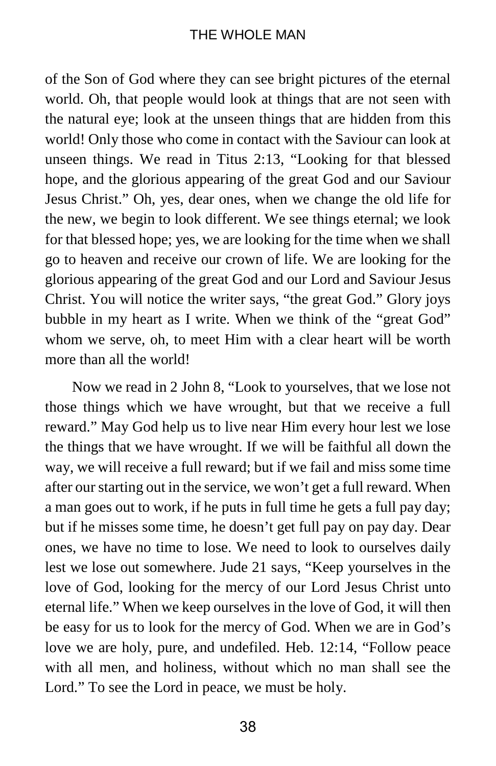of the Son of God where they can see bright pictures of the eternal world. Oh, that people would look at things that are not seen with the natural eye; look at the unseen things that are hidden from this world! Only those who come in contact with the Saviour can look at unseen things. We read in Titus 2:13, “Looking for that blessed hope, and the glorious appearing of the great God and our Saviour Jesus Christ.” Oh, yes, dear ones, when we change the old life for the new, we begin to look different. We see things eternal; we look for that blessed hope; yes, we are looking for the time when we shall go to heaven and receive our crown of life. We are looking for the glorious appearing of the great God and our Lord and Saviour Jesus Christ. You will notice the writer says, “the great God.” Glory joys bubble in my heart as I write. When we think of the “great God” whom we serve, oh, to meet Him with a clear heart will be worth more than all the world!

Now we read in 2 John 8, “Look to yourselves, that we lose not those things which we have wrought, but that we receive a full reward.” May God help us to live near Him every hour lest we lose the things that we have wrought. If we will be faithful all down the way, we will receive a full reward; but if we fail and miss some time after our starting out in the service, we won’t get a full reward. When a man goes out to work, if he puts in full time he gets a full pay day; but if he misses some time, he doesn’t get full pay on pay day. Dear ones, we have no time to lose. We need to look to ourselves daily lest we lose out somewhere. Jude 21 says, “Keep yourselves in the love of God, looking for the mercy of our Lord Jesus Christ unto eternal life.” When we keep ourselves in the love of God, it will then be easy for us to look for the mercy of God. When we are in God’s love we are holy, pure, and undefiled. Heb. 12:14, “Follow peace with all men, and holiness, without which no man shall see the Lord.” To see the Lord in peace, we must be holy.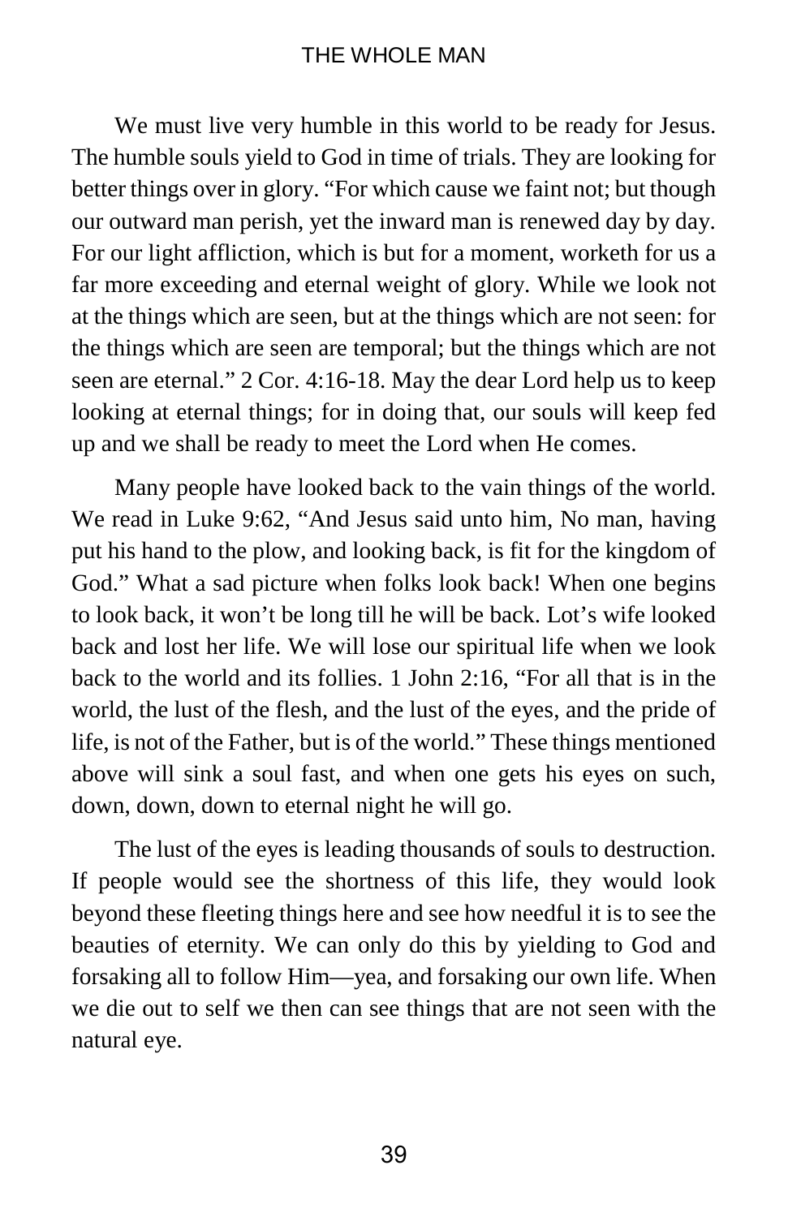We must live very humble in this world to be ready for Jesus. The humble souls yield to God in time of trials. They are looking for better things over in glory. "For which cause we faint not; but though our outward man perish, yet the inward man is renewed day by day. For our light affliction, which is but for a moment, worketh for us a far more exceeding and eternal weight of glory. While we look not at the things which are seen, but at the things which are not seen: for the things which are seen are temporal; but the things which are not seen are eternal." 2 Cor. 4:16-18. May the dear Lord help us to keep looking at eternal things; for in doing that, our souls will keep fed up and we shall be ready to meet the Lord when He comes.

Many people have looked back to the vain things of the world. We read in Luke 9:62, "And Jesus said unto him, No man, having put his hand to the plow, and looking back, is fit for the kingdom of God." What a sad picture when folks look back! When one begins to look back, it won't be long till he will be back. Lot's wife looked back and lost her life. We will lose our spiritual life when we look back to the world and its follies. 1 John 2:16, "For all that is in the world, the lust of the flesh, and the lust of the eyes, and the pride of life, is not of the Father, but is of the world." These things mentioned above will sink a soul fast, and when one gets his eyes on such, down, down, down to eternal night he will go.

The lust of the eyes is leading thousands of souls to destruction. If people would see the shortness of this life, they would look beyond these fleeting things here and see how needful it is to see the beauties of eternity. We can only do this by yielding to God and forsaking all to follow Him—yea, and forsaking our own life. When we die out to self we then can see things that are not seen with the natural eye.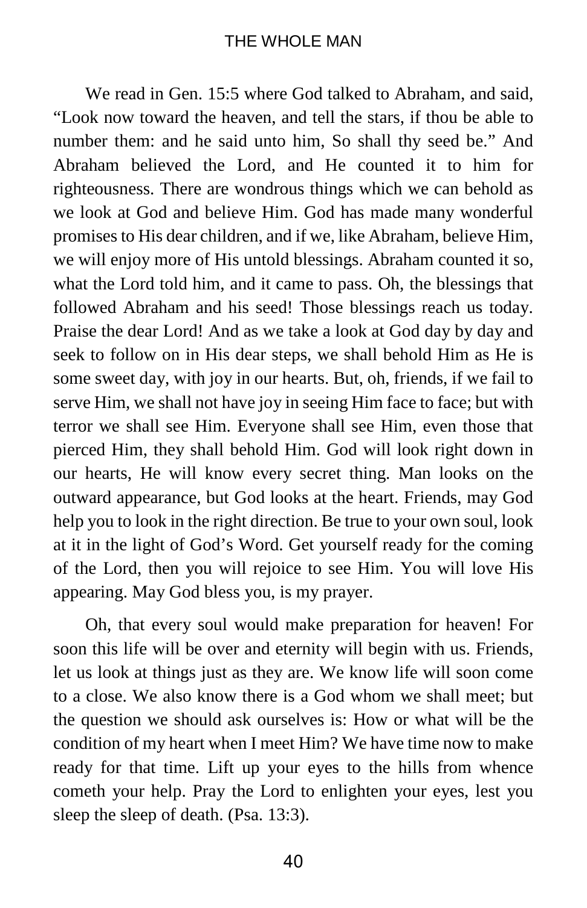We read in Gen. 15:5 where God talked to Abraham, and said, "Look now toward the heaven, and tell the stars, if thou be able to number them: and he said unto him, So shall thy seed be." And Abraham believed the Lord, and He counted it to him for righteousness. There are wondrous things which we can behold as we look at God and believe Him. God has made many wonderful promises to His dear children, and if we, like Abraham, believe Him, we will enjoy more of His untold blessings. Abraham counted it so, what the Lord told him, and it came to pass. Oh, the blessings that followed Abraham and his seed! Those blessings reach us today. Praise the dear Lord! And as we take a look at God day by day and seek to follow on in His dear steps, we shall behold Him as He is some sweet day, with joy in our hearts. But, oh, friends, if we fail to serve Him, we shall not have joy in seeing Him face to face; but with terror we shall see Him. Everyone shall see Him, even those that pierced Him, they shall behold Him. God will look right down in our hearts, He will know every secret thing. Man looks on the outward appearance, but God looks at the heart. Friends, may God help you to look in the right direction. Be true to your own soul, look at it in the light of God's Word. Get yourself ready for the coming of the Lord, then you will rejoice to see Him. You will love His appearing. May God bless you, is my prayer.

Oh, that every soul would make preparation for heaven! For soon this life will be over and eternity will begin with us. Friends, let us look at things just as they are. We know life will soon come to a close. We also know there is a God whom we shall meet; but the question we should ask ourselves is: How or what will be the condition of my heart when I meet Him? We have time now to make ready for that time. Lift up your eyes to the hills from whence cometh your help. Pray the Lord to enlighten your eyes, lest you sleep the sleep of death. (Psa. 13:3).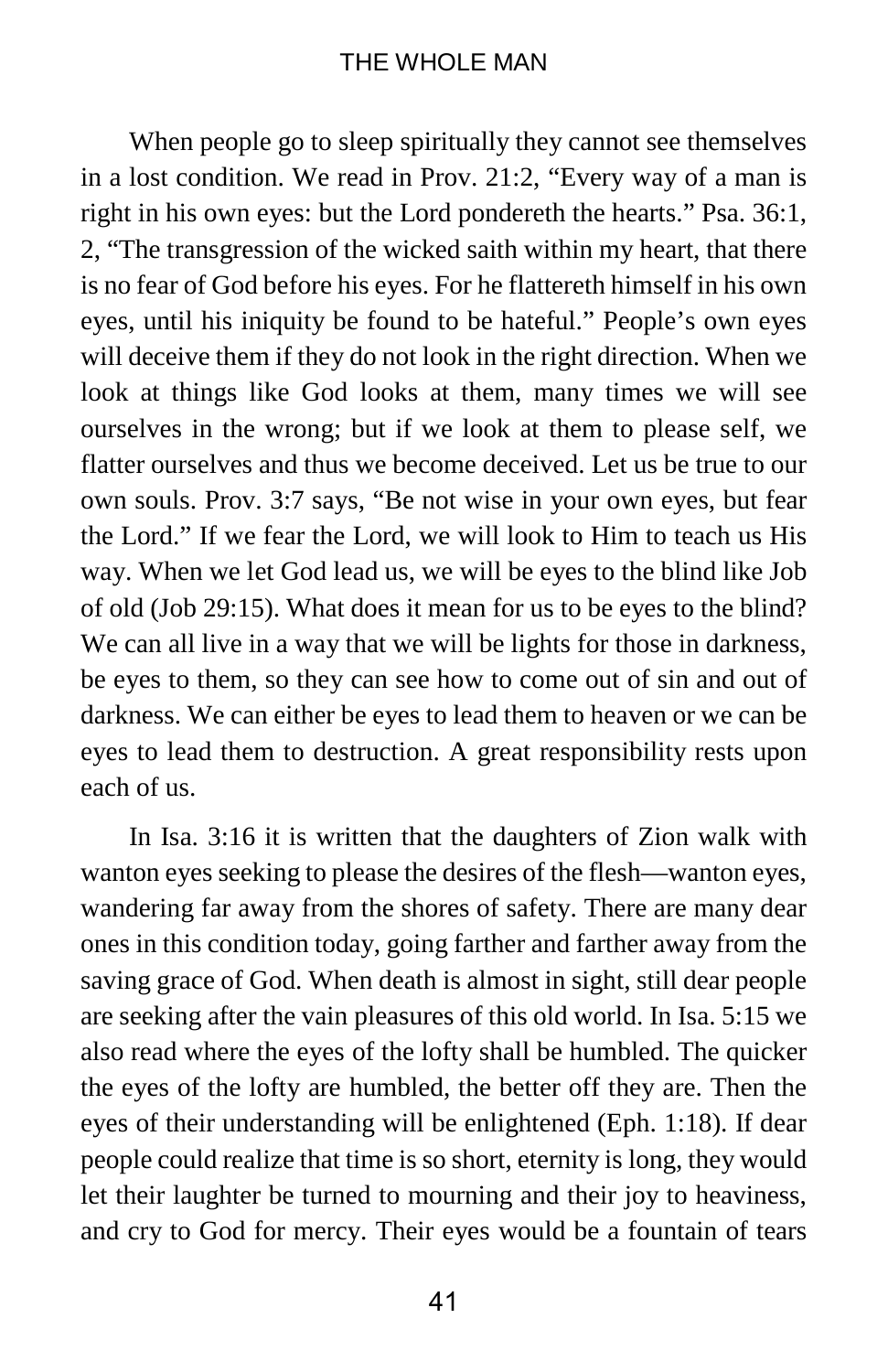When people go to sleep spiritually they cannot see themselves in a lost condition. We read in Prov. 21:2, “Every way of a man is right in his own eyes: but the Lord pondereth the hearts.” Psa. 36:1, 2, “The transgression of the wicked saith within my heart, that there is no fear of God before his eyes. For he flattereth himself in his own eyes, until his iniquity be found to be hateful.” People’s own eyes will deceive them if they do not look in the right direction. When we look at things like God looks at them, many times we will see ourselves in the wrong; but if we look at them to please self, we flatter ourselves and thus we become deceived. Let us be true to our own souls. Prov. 3:7 says, “Be not wise in your own eyes, but fear the Lord.” If we fear the Lord, we will look to Him to teach us His way. When we let God lead us, we will be eyes to the blind like Job of old (Job 29:15). What does it mean for us to be eyes to the blind? We can all live in a way that we will be lights for those in darkness, be eyes to them, so they can see how to come out of sin and out of darkness. We can either be eyes to lead them to heaven or we can be eyes to lead them to destruction. A great responsibility rests upon each of us.

In Isa. 3:16 it is written that the daughters of Zion walk with wanton eyes seeking to please the desires of the flesh—wanton eyes, wandering far away from the shores of safety. There are many dear ones in this condition today, going farther and farther away from the saving grace of God. When death is almost in sight, still dear people are seeking after the vain pleasures of this old world. In Isa. 5:15 we also read where the eyes of the lofty shall be humbled. The quicker the eyes of the lofty are humbled, the better off they are. Then the eyes of their understanding will be enlightened (Eph. 1:18). If dear people could realize that time is so short, eternity is long, they would let their laughter be turned to mourning and their joy to heaviness, and cry to God for mercy. Their eyes would be a fountain of tears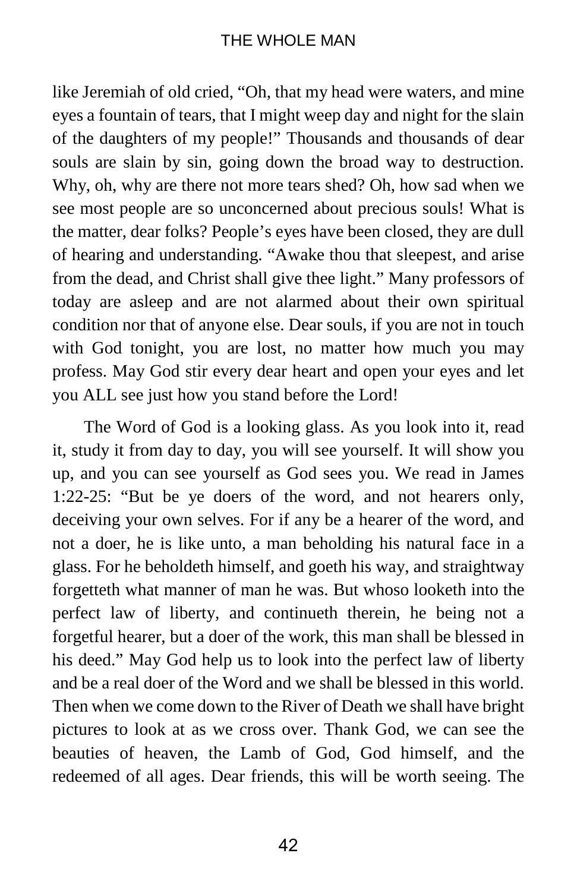like Jeremiah of old cried, “Oh, that my head were waters, and mine eyes a fountain of tears, that I might weep day and night for the slain of the daughters of my people!” Thousands and thousands of dear souls are slain by sin, going down the broad way to destruction. Why, oh, why are there not more tears shed? Oh, how sad when we see most people are so unconcerned about precious souls! What is the matter, dear folks? People’s eyes have been closed, they are dull of hearing and understanding. “Awake thou that sleepest, and arise from the dead, and Christ shall give thee light.” Many professors of today are asleep and are not alarmed about their own spiritual condition nor that of anyone else. Dear souls, if you are not in touch with God tonight, you are lost, no matter how much you may profess. May God stir every dear heart and open your eyes and let you ALL see just how you stand before the Lord!

The Word of God is a looking glass. As you look into it, read it, study it from day to day, you will see yourself. It will show you up, and you can see yourself as God sees you. We read in James 1:22-25: “But be ye doers of the word, and not hearers only, deceiving your own selves. For if any be a hearer of the word, and not a doer, he is like unto, a man beholding his natural face in a glass. For he beholdeth himself, and goeth his way, and straightway forgetteth what manner of man he was. But whoso looketh into the perfect law of liberty, and continueth therein, he being not a forgetful hearer, but a doer of the work, this man shall be blessed in his deed.” May God help us to look into the perfect law of liberty and be a real doer of the Word and we shall be blessed in this world. Then when we come down to the River of Death we shall have bright pictures to look at as we cross over. Thank God, we can see the beauties of heaven, the Lamb of God, God himself, and the redeemed of all ages. Dear friends, this will be worth seeing. The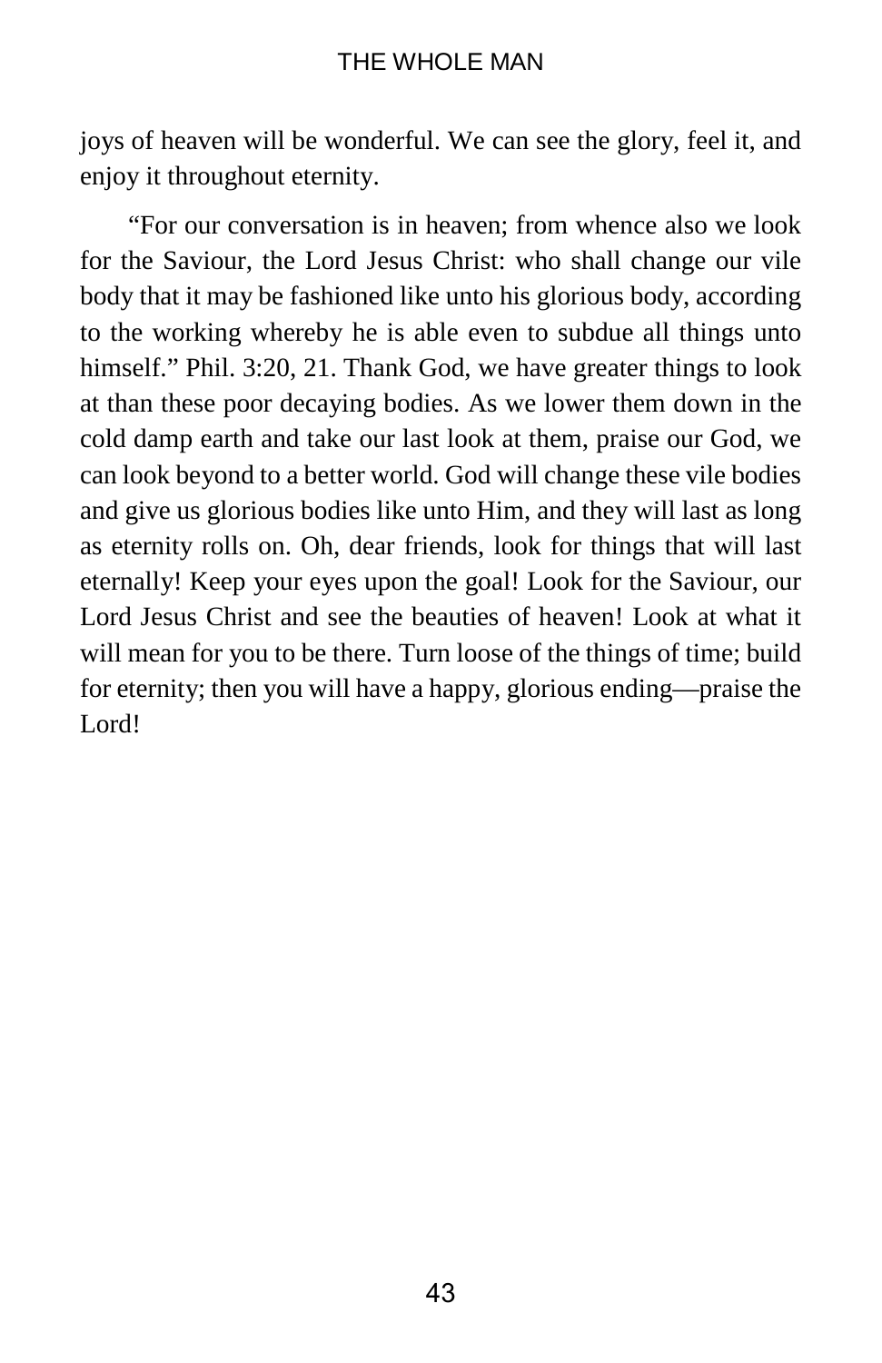joys of heaven will be wonderful. We can see the glory, feel it, and enjoy it throughout eternity.

"For our conversation is in heaven; from whence also we look for the Saviour, the Lord Jesus Christ: who shall change our vile body that it may be fashioned like unto his glorious body, according to the working whereby he is able even to subdue all things unto himself." Phil. 3:20, 21. Thank God, we have greater things to look at than these poor decaying bodies. As we lower them down in the cold damp earth and take our last look at them, praise our God, we can look beyond to a better world. God will change these vile bodies and give us glorious bodies like unto Him, and they will last as long as eternity rolls on. Oh, dear friends, look for things that will last eternally! Keep your eyes upon the goal! Look for the Saviour, our Lord Jesus Christ and see the beauties of heaven! Look at what it will mean for you to be there. Turn loose of the things of time; build for eternity; then you will have a happy, glorious ending—praise the Lord!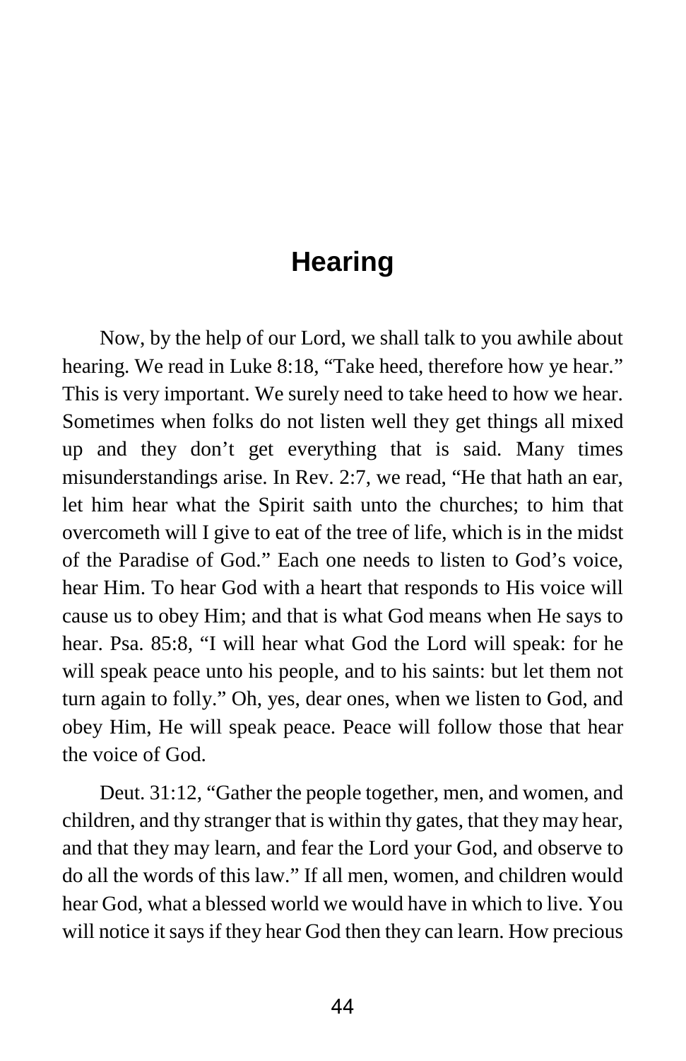# Hearing

Now, by the help of our Lord, we shall talk to you awhile about hearing. We read in Luke 8:18, "Take heed, therefore how ye hear." This is very important. We surely need to take heed to how we hear. Sometimes when folks do not listen well they get things all mixed up and they don't get everything that is said. Many times misunderstandings arise. In Rev. 2:7, we read, "He that hath an ear, let him hear what the Spirit saith unto the churches; to him that overcometh will I give to eat of the tree of life, which is in the midst of the Paradise of God." Each one needs to listen to God's voice, hear Him. To hear God with a heart that responds to His voice will cause us to obey Him; and that is what God means when He says to hear. Psa. 85:8, "I will hear what God the Lord will speak: for he will speak peace unto his people, and to his saints: but let them not turn again to folly." Oh, yes, dear ones, when we listen to God, and obey Him, He will speak peace. Peace will follow those that hear the voice of God.

Deut. 31:12, "Gather the people together, men, and women, and children, and thy stranger that is within thy gates, that they may hear, and that they may learn, and fear the Lord your God, and observe to do all the words of this law." If all men, women, and children would hear God, what a blessed world we would have in which to live. You will notice it says if they hear God then they can learn. How precious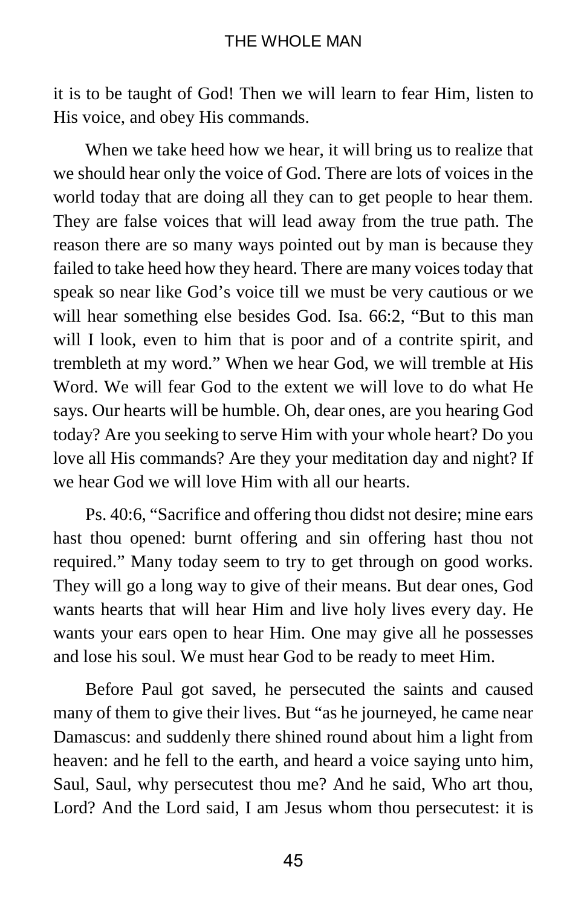it is to be taught of God! Then we will learn to fear Him, listen to His voice, and obey His commands.

When we take heed how we hear, it will bring us to realize that we should hear only the voice of God. There are lots of voices in the world today that are doing all they can to get people to hear them. They are false voices that will lead away from the true path. The reason there are so many ways pointed out by man is because they failed to take heed how they heard. There are many voices today that speak so near like God's voice till we must be very cautious or we will hear something else besides God. Isa. 66:2, "But to this man will I look, even to him that is poor and of a contrite spirit, and trembleth at my word." When we hear God, we will tremble at His Word. We will fear God to the extent we will love to do what He says. Our hearts will be humble. Oh, dear ones, are you hearing God today? Are you seeking to serve Him with your whole heart? Do you love all His commands? Are they your meditation day and night? If we hear God we will love Him with all our hearts.

Ps. 40:6, "Sacrifice and offering thou didst not desire; mine ears hast thou opened: burnt offering and sin offering hast thou not required." Many today seem to try to get through on good works. They will go a long way to give of their means. But dear ones, God wants hearts that will hear Him and live holy lives every day. He wants your ears open to hear Him. One may give all he possesses and lose his soul. We must hear God to be ready to meet Him.

Before Paul got saved, he persecuted the saints and caused many of them to give their lives. But "as he journeyed, he came near Damascus: and suddenly there shined round about him a light from heaven: and he fell to the earth, and heard a voice saying unto him, Saul, Saul, why persecutest thou me? And he said, Who art thou, Lord? And the Lord said, I am Jesus whom thou persecutest: it is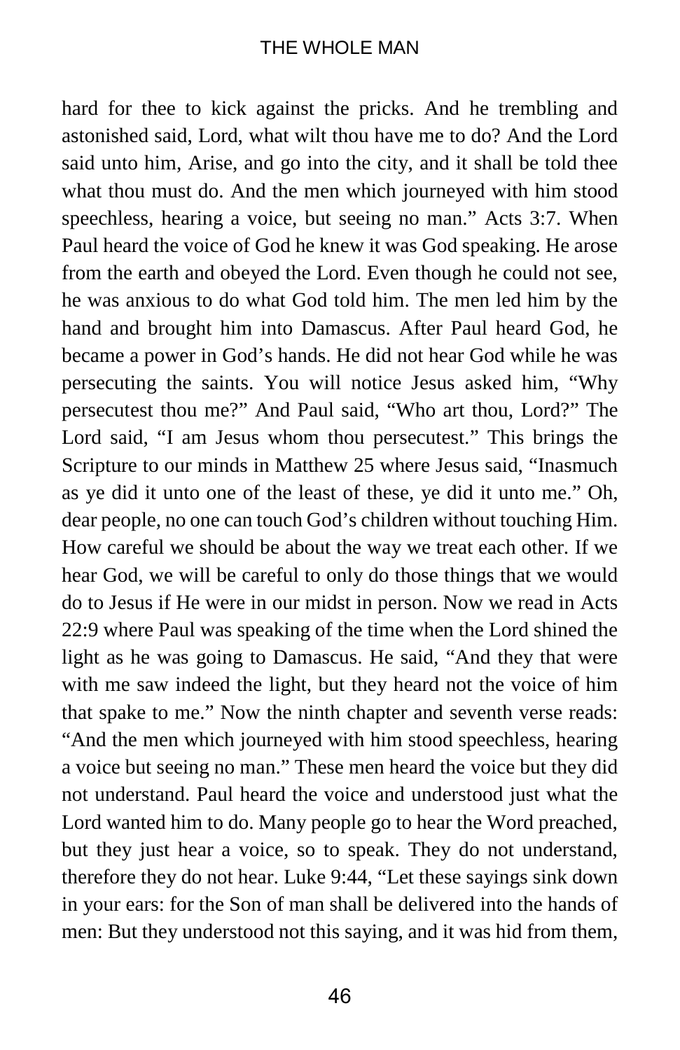hard for thee to kick against the pricks. And he trembling and astonished said, Lord, what wilt thou have me to do? And the Lord said unto him, Arise, and go into the city, and it shall be told thee what thou must do. And the men which journeyed with him stood speechless, hearing a voice, but seeing no man." Acts 3:7. When Paul heard the voice of God he knew it was God speaking. He arose from the earth and obeyed the Lord. Even though he could not see, he was anxious to do what God told him. The men led him by the hand and brought him into Damascus. After Paul heard God, he became a power in God's hands. He did not hear God while he was persecuting the saints. You will notice Jesus asked him, "Why persecutest thou me?" And Paul said, "Who art thou, Lord?" The Lord said, "I am Jesus whom thou persecutest." This brings the Scripture to our minds in Matthew 25 where Jesus said, "Inasmuch as ye did it unto one of the least of these, ye did it unto me." Oh, dear people, no one can touch God's children without touching Him. How careful we should be about the way we treat each other. If we hear God, we will be careful to only do those things that we would do to Jesus if He were in our midst in person. Now we read in Acts 22:9 where Paul was speaking of the time when the Lord shined the light as he was going to Damascus. He said, "And they that were with me saw indeed the light, but they heard not the voice of him that spake to me." Now the ninth chapter and seventh verse reads: "And the men which journeyed with him stood speechless, hearing a voice but seeing no man." These men heard the voice but they did not understand. Paul heard the voice and understood just what the Lord wanted him to do. Many people go to hear the Word preached, but they just hear a voice, so to speak. They do not understand, therefore they do not hear. Luke 9:44, "Let these sayings sink down in your ears: for the Son of man shall be delivered into the hands of men: But they understood not this saying, and it was hid from them,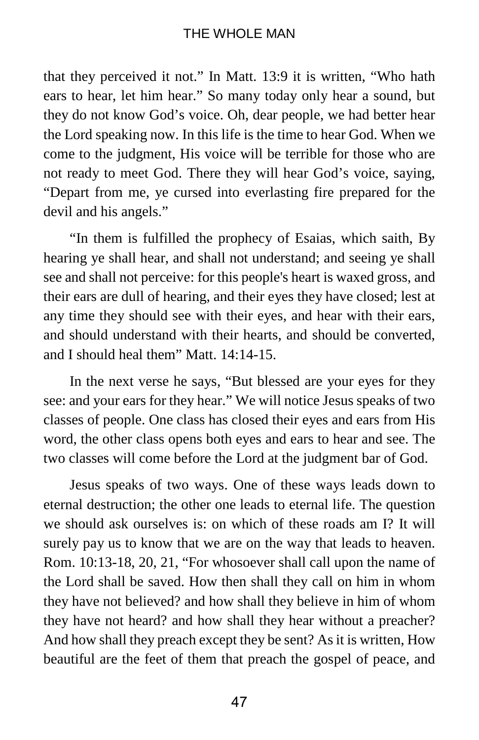that they perceived it not." In Matt. 13:9 it is written, "Who hath ears to hear, let him hear." So many today only hear a sound, but they do not know God's voice. Oh, dear people, we had better hear the Lord speaking now. In this life is the time to hear God. When we come to the judgment, His voice will be terrible for those who are not ready to meet God. There they will hear God's voice, saying, "Depart from me, ye cursed into everlasting fire prepared for the devil and his angels."

"In them is fulfilled the prophecy of Esaias, which saith, By hearing ye shall hear, and shall not understand; and seeing ye shall see and shall not perceive: for this people's heart is waxed gross, and their ears are dull of hearing, and their eyes they have closed; lest at any time they should see with their eyes, and hear with their ears, and should understand with their hearts, and should be converted, and I should heal them" Matt. 14:14-15.

In the next verse he says, "But blessed are your eyes for they see: and your ears for they hear." We will notice Jesus speaks of two classes of people. One class has closed their eyes and ears from His word, the other class opens both eyes and ears to hear and see. The two classes will come before the Lord at the judgment bar of God.

Jesus speaks of two ways. One of these ways leads down to eternal destruction; the other one leads to eternal life. The question we should ask ourselves is: on which of these roads am I? It will surely pay us to know that we are on the way that leads to heaven. Rom. 10:13-18, 20, 21, "For whosoever shall call upon the name of the Lord shall be saved. How then shall they call on him in whom they have not believed? and how shall they believe in him of whom they have not heard? and how shall they hear without a preacher? And how shall they preach except they be sent? As it is written, How beautiful are the feet of them that preach the gospel of peace, and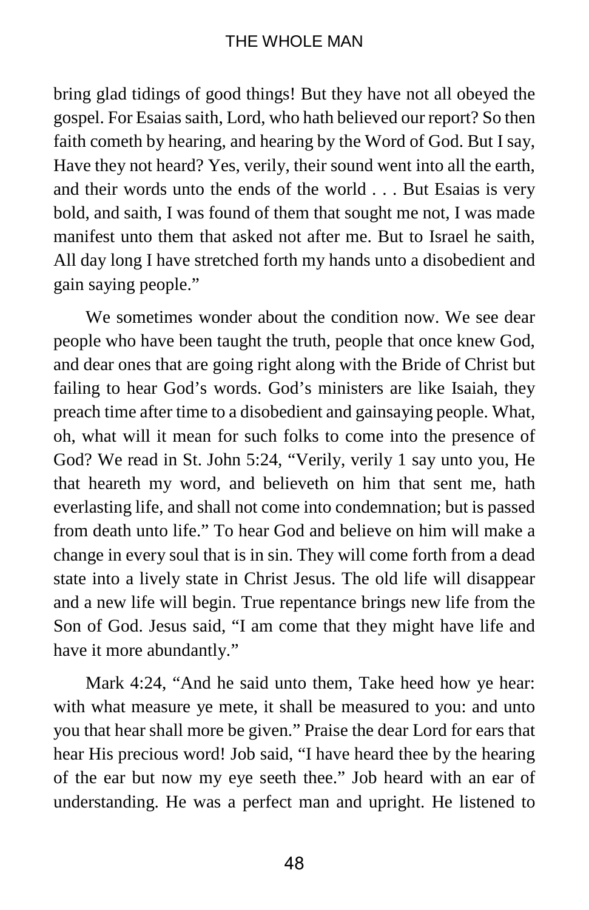bring glad tidings of good things! But they have not all obeyed the gospel. For Esaias saith, Lord, who hath believed our report? So then faith cometh by hearing, and hearing by the Word of God. But I say, Have they not heard? Yes, verily, their sound went into all the earth, and their words unto the ends of the world . . . But Esaias is very bold, and saith, I was found of them that sought me not, I was made manifest unto them that asked not after me. But to Israel he saith, All day long I have stretched forth my hands unto a disobedient and gain saying people."

We sometimes wonder about the condition now. We see dear people who have been taught the truth, people that once knew God, and dear ones that are going right along with the Bride of Christ but failing to hear God's words. God's ministers are like Isaiah, they preach time after time to a disobedient and gainsaying people. What, oh, what will it mean for such folks to come into the presence of God? We read in St. John 5:24, "Verily, verily 1 say unto you, He that heareth my word, and believeth on him that sent me, hath everlasting life, and shall not come into condemnation; but is passed from death unto life." To hear God and believe on him will make a change in every soul that is in sin. They will come forth from a dead state into a lively state in Christ Jesus. The old life will disappear and a new life will begin. True repentance brings new life from the Son of God. Jesus said, "I am come that they might have life and have it more abundantly."

Mark 4:24, "And he said unto them, Take heed how ye hear: with what measure ye mete, it shall be measured to you: and unto you that hear shall more be given." Praise the dear Lord for ears that hear His precious word! Job said, "I have heard thee by the hearing of the ear but now my eye seeth thee." Job heard with an ear of understanding. He was a perfect man and upright. He listened to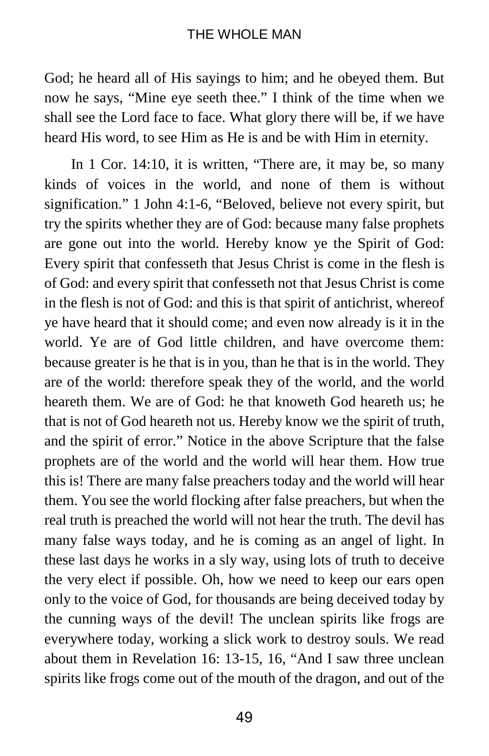God; he heard all of His sayings to him; and he obeyed them. But now he says, “Mine eye seeth thee.” I think of the time when we shall see the Lord face to face. What glory there will be, if we have heard His word, to see Him as He is and be with Him in eternity.

In 1 Cor. 14:10, it is written, “There are, it may be, so many kinds of voices in the world, and none of them is without signification.” 1 John 4:1-6, “Beloved, believe not every spirit, but try the spirits whether they are of God: because many false prophets are gone out into the world. Hereby know ye the Spirit of God: Every spirit that confesseth that Jesus Christ is come in the flesh is of God: and every spirit that confesseth not that Jesus Christ is come in the flesh is not of God: and this is that spirit of antichrist, whereof ye have heard that it should come; and even now already is it in the world. Ye are of God little children, and have overcome them: because greater is he that is in you, than he that is in the world. They are of the world: therefore speak they of the world, and the world heareth them. We are of God: he that knoweth God heareth us; he that is not of God heareth not us. Hereby know we the spirit of truth, and the spirit of error.” Notice in the above Scripture that the false prophets are of the world and the world will hear them. How true this is! There are many false preachers today and the world will hear them. You see the world flocking after false preachers, but when the real truth is preached the world will not hear the truth. The devil has many false ways today, and he is coming as an angel of light. In these last days he works in a sly way, using lots of truth to deceive the very elect if possible. Oh, how we need to keep our ears open only to the voice of God, for thousands are being deceived today by the cunning ways of the devil! The unclean spirits like frogs are everywhere today, working a slick work to destroy souls. We read about them in Revelation 16: 13-15, 16, “And I saw three unclean spirits like frogs come out of the mouth of the dragon, and out of the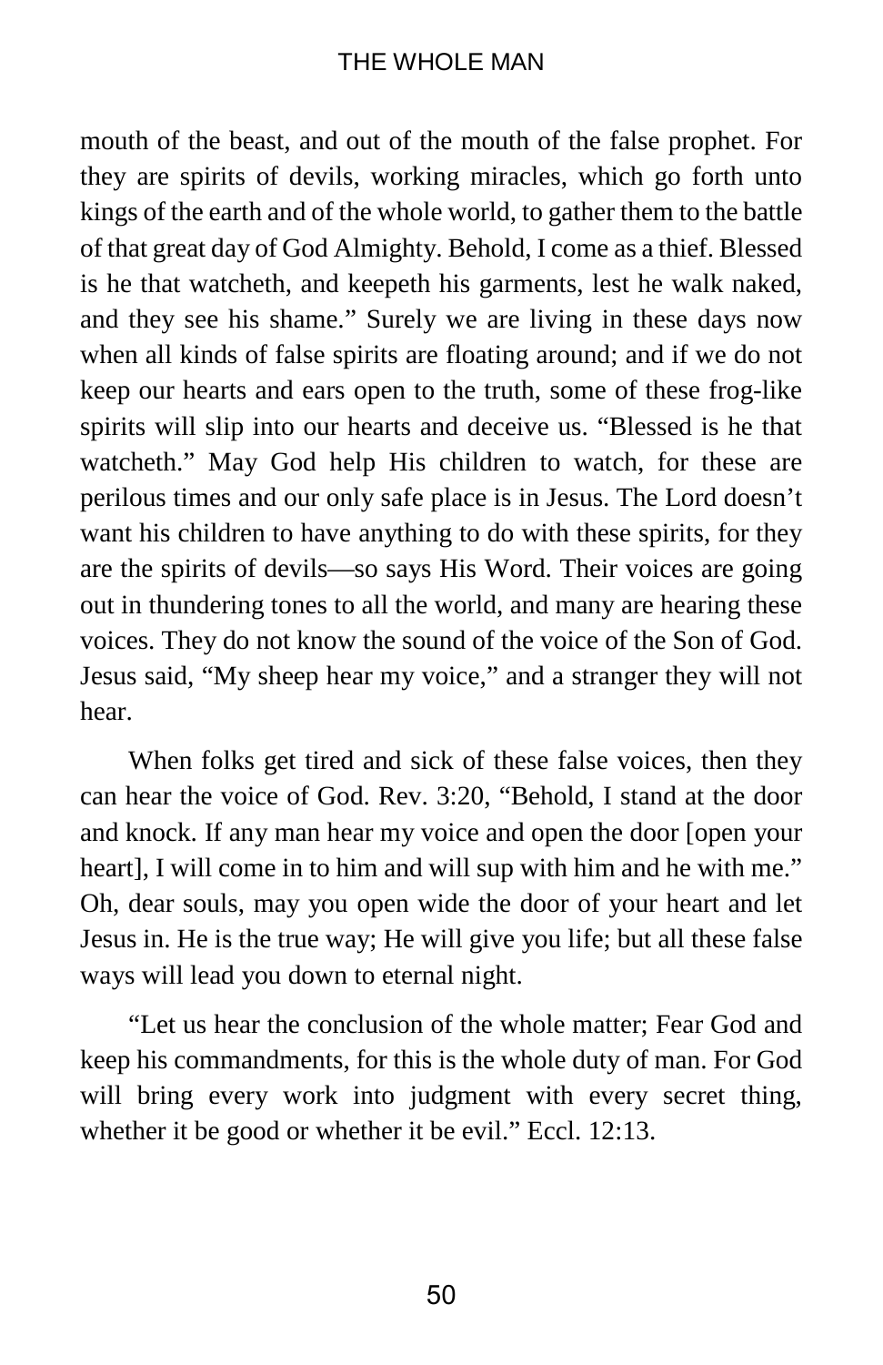mouth of the beast, and out of the mouth of the false prophet. For they are spirits of devils, working miracles, which go forth unto kings of the earth and of the whole world, to gather them to the battle of that great day of God Almighty. Behold, I come as a thief. Blessed is he that watcheth, and keepeth his garments, lest he walk naked, and they see his shame." Surely we are living in these days now when all kinds of false spirits are floating around; and if we do not keep our hearts and ears open to the truth, some of these frog-like spirits will slip into our hearts and deceive us. "Blessed is he that watcheth." May God help His children to watch, for these are perilous times and our only safe place is in Jesus. The Lord doesn't want his children to have anything to do with these spirits, for they are the spirits of devils—so says His Word. Their voices are going out in thundering tones to all the world, and many are hearing these voices. They do not know the sound of the voice of the Son of God. Jesus said, "My sheep hear my voice," and a stranger they will not hear.

When folks get tired and sick of these false voices, then they can hear the voice of God. Rev. 3:20, "Behold, I stand at the door and knock. If any man hear my voice and open the door [open your heart], I will come in to him and will sup with him and he with me." Oh, dear souls, may you open wide the door of your heart and let Jesus in. He is the true way; He will give you life; but all these false ways will lead you down to eternal night.

"Let us hear the conclusion of the whole matter; Fear God and keep his commandments, for this is the whole duty of man. For God will bring every work into judgment with every secret thing, whether it be good or whether it be evil." Eccl. 12:13.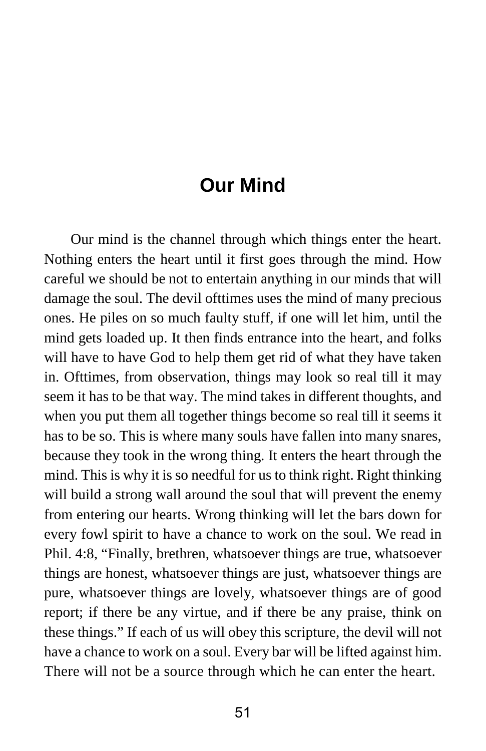# Our Mind

Our mind is the channel through which things enter the heart. Nothing enters the heart until it first goes through the mind. How careful we should be not to entertain anything in our minds that will damage the soul. The devil ofttimes uses the mind of many precious ones. He piles on so much faulty stuff, if one will let him, until the mind gets loaded up. It then finds entrance into the heart, and folks will have to have God to help them get rid of what they have taken in. Ofttimes, from observation, things may look so real till it may seem it has to be that way. The mind takes in different thoughts, and when you put them all together things become so real till it seems it has to be so. This is where many souls have fallen into many snares, because they took in the wrong thing. It enters the heart through the mind. This is why it is so needful for us to think right. Right thinking will build a strong wall around the soul that will prevent the enemy from entering our hearts. Wrong thinking will let the bars down for every fowl spirit to have a chance to work on the soul. We read in Phil. 4:8, "Finally, brethren, whatsoever things are true, whatsoever things are honest, whatsoever things are just, whatsoever things are pure, whatsoever things are lovely, whatsoever things are of good report; if there be any virtue, and if there be any praise, think on these things." If each of us will obey this scripture, the devil will not have a chance to work on a soul. Every bar will be lifted against him. There will not be a source through which he can enter the heart.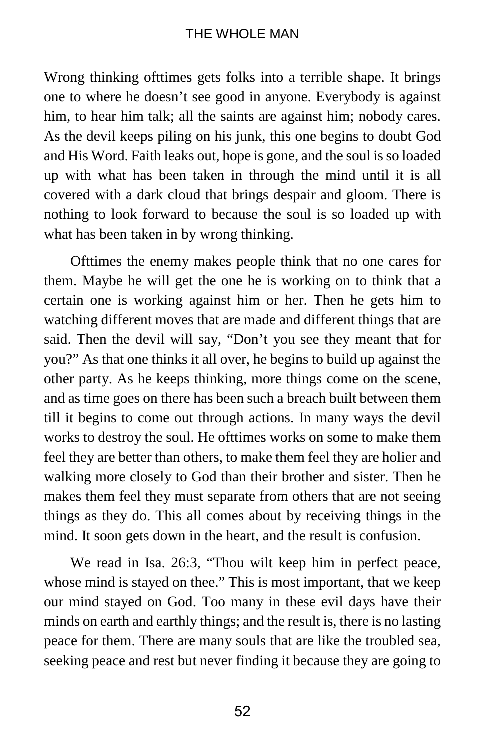Wrong thinking ofttimes gets folks into a terrible shape. It brings one to where he doesn't see good in anyone. Everybody is against him, to hear him talk; all the saints are against him; nobody cares. As the devil keeps piling on his junk, this one begins to doubt God and His Word. Faith leaks out, hope is gone, and the soul is so loaded up with what has been taken in through the mind until it is all covered with a dark cloud that brings despair and gloom. There is nothing to look forward to because the soul is so loaded up with what has been taken in by wrong thinking.

Ofttimes the enemy makes people think that no one cares for them. Maybe he will get the one he is working on to think that a certain one is working against him or her. Then he gets him to watching different moves that are made and different things that are said. Then the devil will say, "Don't you see they meant that for you?" As that one thinks it all over, he begins to build up against the other party. As he keeps thinking, more things come on the scene, and as time goes on there has been such a breach built between them till it begins to come out through actions. In many ways the devil works to destroy the soul. He ofttimes works on some to make them feel they are better than others, to make them feel they are holier and walking more closely to God than their brother and sister. Then he makes them feel they must separate from others that are not seeing things as they do. This all comes about by receiving things in the mind. It soon gets down in the heart, and the result is confusion.

We read in Isa. 26:3, "Thou wilt keep him in perfect peace, whose mind is stayed on thee." This is most important, that we keep our mind stayed on God. Too many in these evil days have their minds on earth and earthly things; and the result is, there is no lasting peace for them. There are many souls that are like the troubled sea, seeking peace and rest but never finding it because they are going to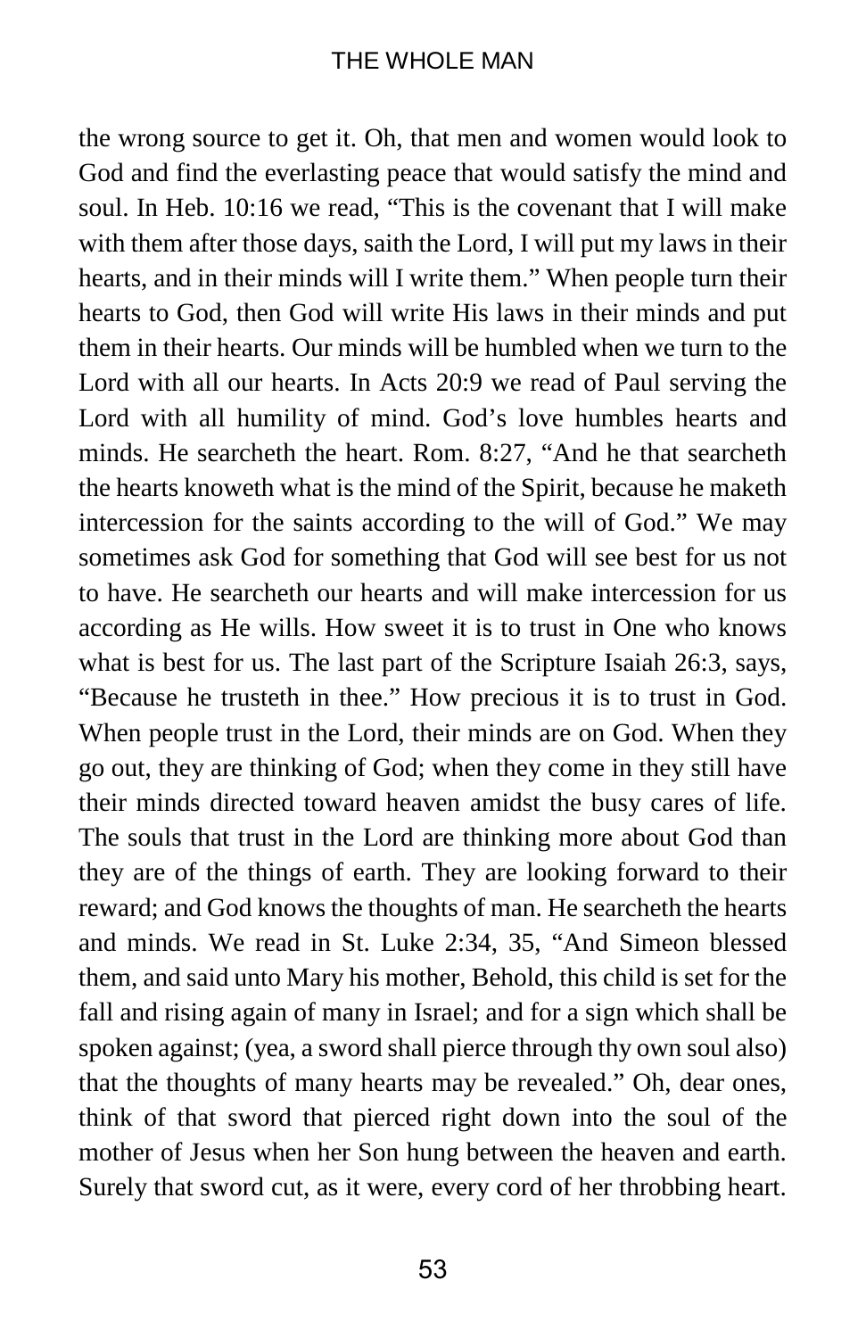the wrong source to get it. Oh, that men and women would look to God and find the everlasting peace that would satisfy the mind and soul. In Heb. 10:16 we read, "This is the covenant that I will make with them after those days, saith the Lord, I will put my laws in their hearts, and in their minds will I write them." When people turn their hearts to God, then God will write His laws in their minds and put them in their hearts. Our minds will be humbled when we turn to the Lord with all our hearts. In Acts 20:9 we read of Paul serving the Lord with all humility of mind. God's love humbles hearts and minds. He searcheth the heart. Rom. 8:27, "And he that searcheth the hearts knoweth what is the mind of the Spirit, because he maketh intercession for the saints according to the will of God." We may sometimes ask God for something that God will see best for us not to have. He searcheth our hearts and will make intercession for us according as He wills. How sweet it is to trust in One who knows what is best for us. The last part of the Scripture Isaiah 26:3, says, "Because he trusteth in thee." How precious it is to trust in God. When people trust in the Lord, their minds are on God. When they go out, they are thinking of God; when they come in they still have their minds directed toward heaven amidst the busy cares of life. The souls that trust in the Lord are thinking more about God than they are of the things of earth. They are looking forward to their reward; and God knows the thoughts of man. He searcheth the hearts and minds. We read in St. Luke 2:34, 35, "And Simeon blessed them, and said unto Mary his mother, Behold, this child is set for the fall and rising again of many in Israel; and for a sign which shall be spoken against; (yea, a sword shall pierce through thy own soul also) that the thoughts of many hearts may be revealed." Oh, dear ones, think of that sword that pierced right down into the soul of the mother of Jesus when her Son hung between the heaven and earth. Surely that sword cut, as it were, every cord of her throbbing heart.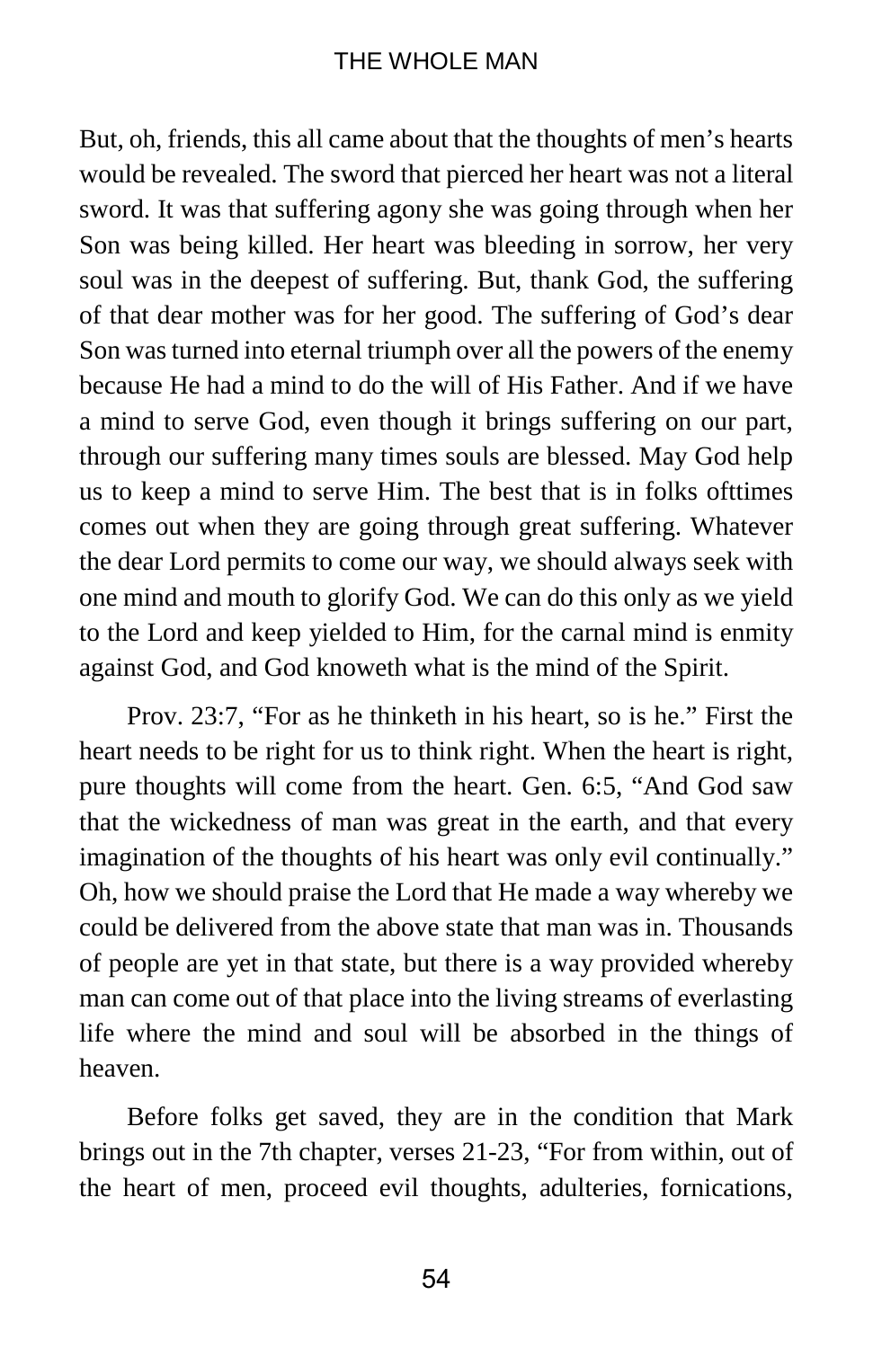But, oh, friends, this all came about that the thoughts of men's hearts would be revealed. The sword that pierced her heart was not a literal sword. It was that suffering agony she was going through when her Son was being killed. Her heart was bleeding in sorrow, her very soul was in the deepest of suffering. But, thank God, the suffering of that dear mother was for her good. The suffering of God's dear Son was turned into eternal triumph over all the powers of the enemy because He had a mind to do the will of His Father. And if we have a mind to serve God, even though it brings suffering on our part, through our suffering many times souls are blessed. May God help us to keep a mind to serve Him. The best that is in folks ofttimes comes out when they are going through great suffering. Whatever the dear Lord permits to come our way, we should always seek with one mind and mouth to glorify God. We can do this only as we yield to the Lord and keep yielded to Him, for the carnal mind is enmity against God, and God knoweth what is the mind of the Spirit.

Prov. 23:7, "For as he thinketh in his heart, so is he." First the heart needs to be right for us to think right. When the heart is right, pure thoughts will come from the heart. Gen. 6:5, "And God saw that the wickedness of man was great in the earth, and that every imagination of the thoughts of his heart was only evil continually." Oh, how we should praise the Lord that He made a way whereby we could be delivered from the above state that man was in. Thousands of people are yet in that state, but there is a way provided whereby man can come out of that place into the living streams of everlasting life where the mind and soul will be absorbed in the things of heaven.

Before folks get saved, they are in the condition that Mark brings out in the 7th chapter, verses 21-23, "For from within, out of the heart of men, proceed evil thoughts, adulteries, fornications,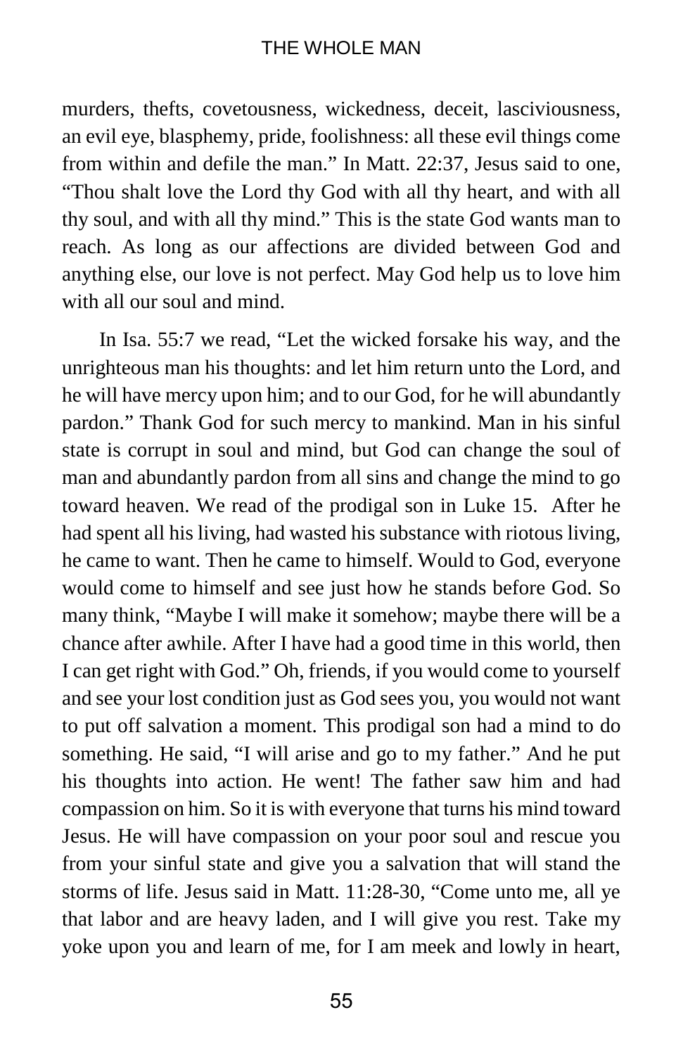murders, thefts, covetousness, wickedness, deceit, lasciviousness, an evil eye, blasphemy, pride, foolishness: all these evil things come from within and defile the man." In Matt. 22:37, Jesus said to one, "Thou shalt love the Lord thy God with all thy heart, and with all thy soul, and with all thy mind." This is the state God wants man to reach. As long as our affections are divided between God and anything else, our love is not perfect. May God help us to love him with all our soul and mind.

In Isa. 55:7 we read, "Let the wicked forsake his way, and the unrighteous man his thoughts: and let him return unto the Lord, and he will have mercy upon him; and to our God, for he will abundantly pardon." Thank God for such mercy to mankind. Man in his sinful state is corrupt in soul and mind, but God can change the soul of man and abundantly pardon from all sins and change the mind to go toward heaven. We read of the prodigal son in Luke 15. After he had spent all his living, had wasted his substance with riotous living, he came to want. Then he came to himself. Would to God, everyone would come to himself and see just how he stands before God. So many think, "Maybe I will make it somehow; maybe there will be a chance after awhile. After I have had a good time in this world, then I can get right with God." Oh, friends, if you would come to yourself and see your lost condition just as God sees you, you would not want to put off salvation a moment. This prodigal son had a mind to do something. He said, "I will arise and go to my father." And he put his thoughts into action. He went! The father saw him and had compassion on him. So it is with everyone that turns his mind toward Jesus. He will have compassion on your poor soul and rescue you from your sinful state and give you a salvation that will stand the storms of life. Jesus said in Matt. 11:28-30, "Come unto me, all ye that labor and are heavy laden, and I will give you rest. Take my yoke upon you and learn of me, for I am meek and lowly in heart,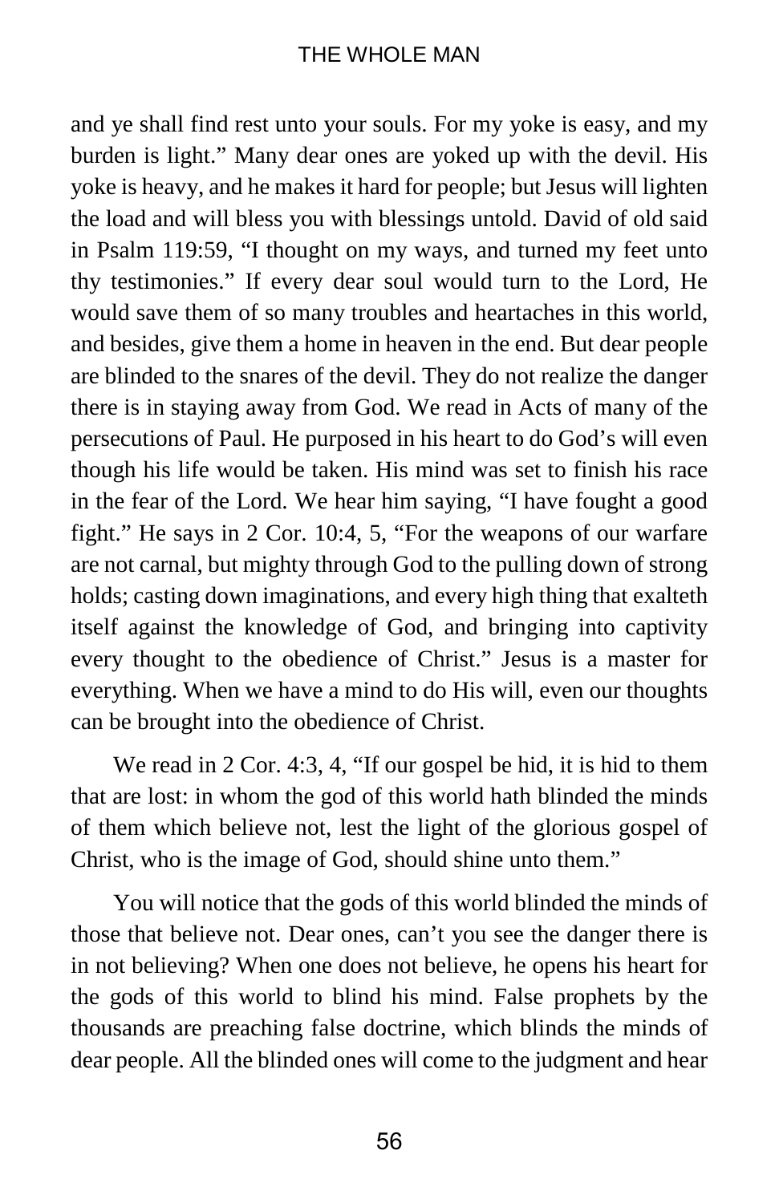and ye shall find rest unto your souls. For my yoke is easy, and my burden is light." Many dear ones are yoked up with the devil. His yoke is heavy, and he makes it hard for people; but Jesus will lighten the load and will bless you with blessings untold. David of old said in Psalm 119:59, "I thought on my ways, and turned my feet unto thy testimonies." If every dear soul would turn to the Lord, He would save them of so many troubles and heartaches in this world, and besides, give them a home in heaven in the end. But dear people are blinded to the snares of the devil. They do not realize the danger there is in staying away from God. We read in Acts of many of the persecutions of Paul. He purposed in his heart to do God's will even though his life would be taken. His mind was set to finish his race in the fear of the Lord. We hear him saying, "I have fought a good fight." He says in 2 Cor. 10:4, 5, "For the weapons of our warfare are not carnal, but mighty through God to the pulling down of strong holds; casting down imaginations, and every high thing that exalteth itself against the knowledge of God, and bringing into captivity every thought to the obedience of Christ." Jesus is a master for everything. When we have a mind to do His will, even our thoughts can be brought into the obedience of Christ.

We read in 2 Cor. 4:3, 4, "If our gospel be hid, it is hid to them that are lost: in whom the god of this world hath blinded the minds of them which believe not, lest the light of the glorious gospel of Christ, who is the image of God, should shine unto them."

You will notice that the gods of this world blinded the minds of those that believe not. Dear ones, can't you see the danger there is in not believing? When one does not believe, he opens his heart for the gods of this world to blind his mind. False prophets by the thousands are preaching false doctrine, which blinds the minds of dear people. All the blinded ones will come to the judgment and hear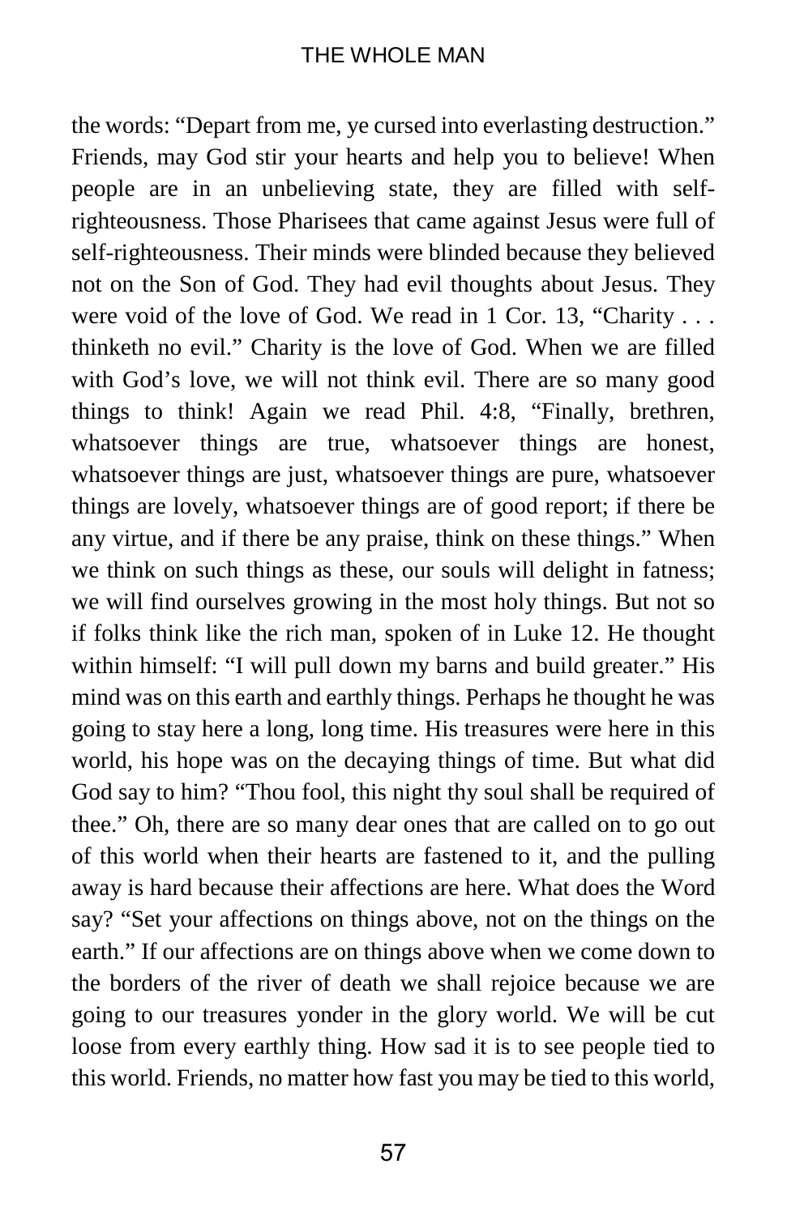the words: "Depart from me, ye cursed into everlasting destruction." Friends, may God stir your hearts and help you to believe! When people are in an unbelieving state, they are filled with self-righteousness. Those Pharisees that came against Jesus were full of self-righteousness. Their minds were blinded because they believed not on the Son of God. They had evil thoughts about Jesus. They were void of the love of God. We read in 1 Cor. 13, "Charity . . . thinketh no evil." Charity is the love of God. When we are filled with God's love, we will not think evil. There are so many good things to think! Again we read Phil. 4:8, "Finally, brethren, whatsoever things are true, whatsoever things are honest, whatsoever things are just, whatsoever things are pure, whatsoever things are lovely, whatsoever things are of good report; if there be any virtue, and if there be any praise, think on these things." When we think on such things as these, our souls will delight in fatness; we will find ourselves growing in the most holy things. But not so if folks think like the rich man, spoken of in Luke 12. He thought within himself: "I will pull down my barns and build greater." His mind was on this earth and earthly things. Perhaps he thought he was going to stay here a long, long time. His treasures were here in this world, his hope was on the decaying things of time. But what did God say to him? "Thou fool, this night thy soul shall be required of thee." Oh, there are so many dear ones that are called on to go out of this world when their hearts are fastened to it, and the pulling away is hard because their affections are here. What does the Word say? "Set your affections on things above, not on the things on the earth." If our affections are on things above when we come down to the borders of the river of death we shall rejoice because we are going to our treasures yonder in the glory world. We will be cut loose from every earthly thing. How sad it is to see people tied to this world. Friends, no matter how fast you may be tied to this world,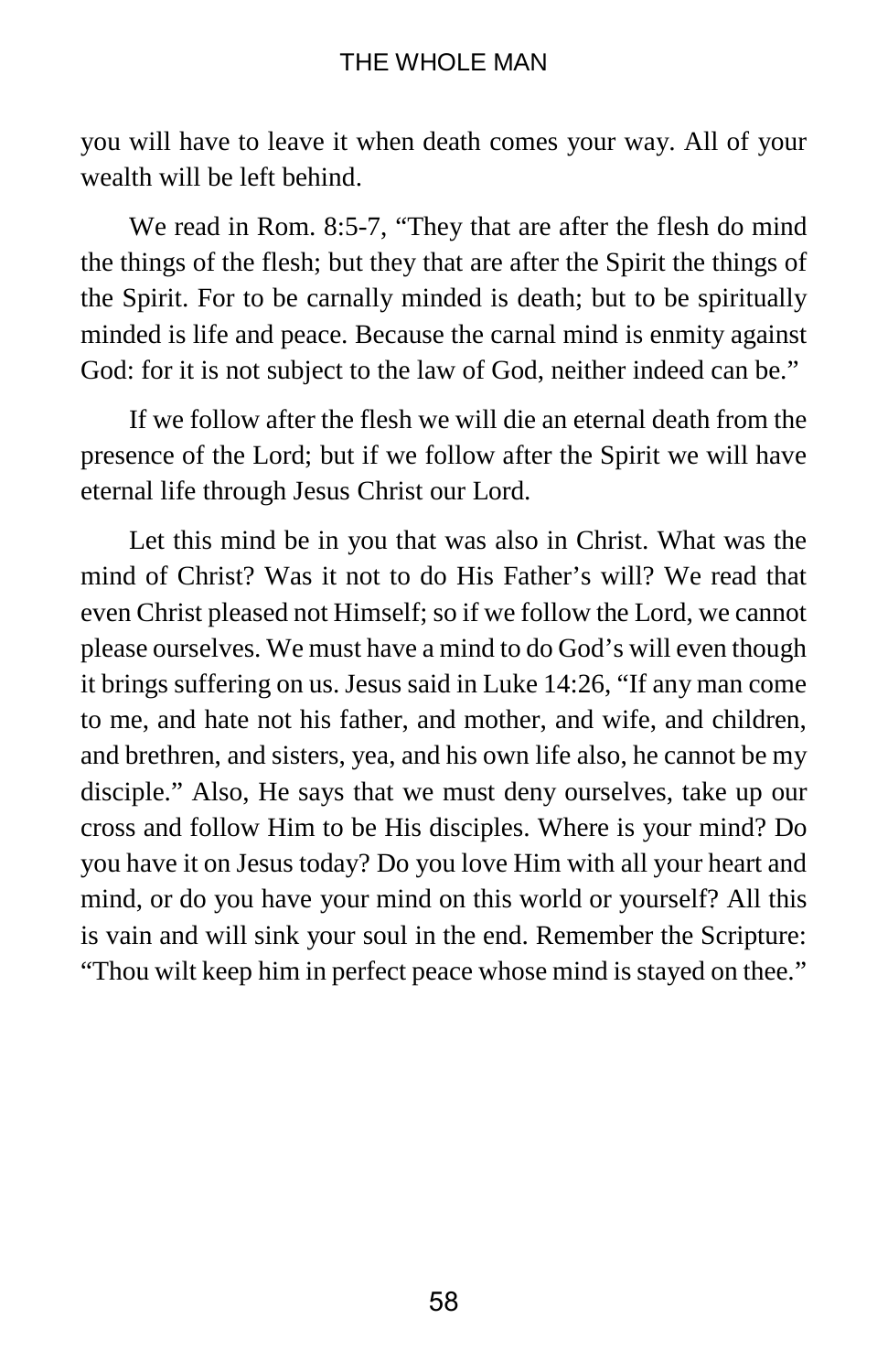you will have to leave it when death comes your way. All of your wealth will be left behind.

We read in Rom. 8:5-7, “They that are after the flesh do mind the things of the flesh; but they that are after the Spirit the things of the Spirit. For to be carnally minded is death; but to be spiritually minded is life and peace. Because the carnal mind is enmity against God: for it is not subject to the law of God, neither indeed can be.”

If we follow after the flesh we will die an eternal death from the presence of the Lord; but if we follow after the Spirit we will have eternal life through Jesus Christ our Lord.

Let this mind be in you that was also in Christ. What was the mind of Christ? Was it not to do His Father’s will? We read that even Christ pleased not Himself; so if we follow the Lord, we cannot please ourselves. We must have a mind to do God’s will even though it brings suffering on us. Jesus said in Luke 14:26, “If any man come to me, and hate not his father, and mother, and wife, and children, and brethren, and sisters, yea, and his own life also, he cannot be my disciple.” Also, He says that we must deny ourselves, take up our cross and follow Him to be His disciples. Where is your mind? Do you have it on Jesus today? Do you love Him with all your heart and mind, or do you have your mind on this world or yourself? All this is vain and will sink your soul in the end. Remember the Scripture: “Thou wilt keep him in perfect peace whose mind is stayed on thee.”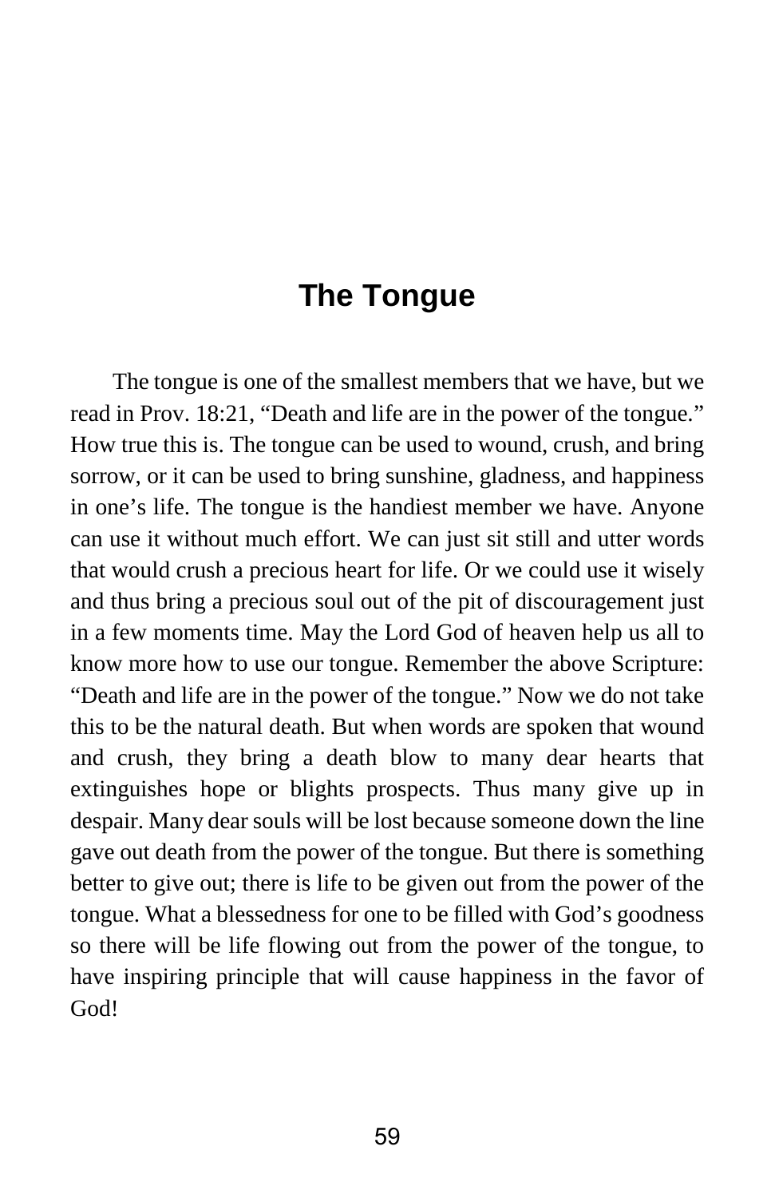# The Tongue

The tongue is one of the smallest members that we have, but we read in Prov. 18:21, “Death and life are in the power of the tongue.” How true this is. The tongue can be used to wound, crush, and bring sorrow, or it can be used to bring sunshine, gladness, and happiness in one’s life. The tongue is the handiest member we have. Anyone can use it without much effort. We can just sit still and utter words that would crush a precious heart for life. Or we could use it wisely and thus bring a precious soul out of the pit of discouragement just in a few moments time. May the Lord God of heaven help us all to know more how to use our tongue. Remember the above Scripture: “Death and life are in the power of the tongue.” Now we do not take this to be the natural death. But when words are spoken that wound and crush, they bring a death blow to many dear hearts that extinguishes hope or blights prospects. Thus many give up in despair. Many dear souls will be lost because someone down the line gave out death from the power of the tongue. But there is something better to give out; there is life to be given out from the power of the tongue. What a blessedness for one to be filled with God’s goodness so there will be life flowing out from the power of the tongue, to have inspiring principle that will cause happiness in the favor of God!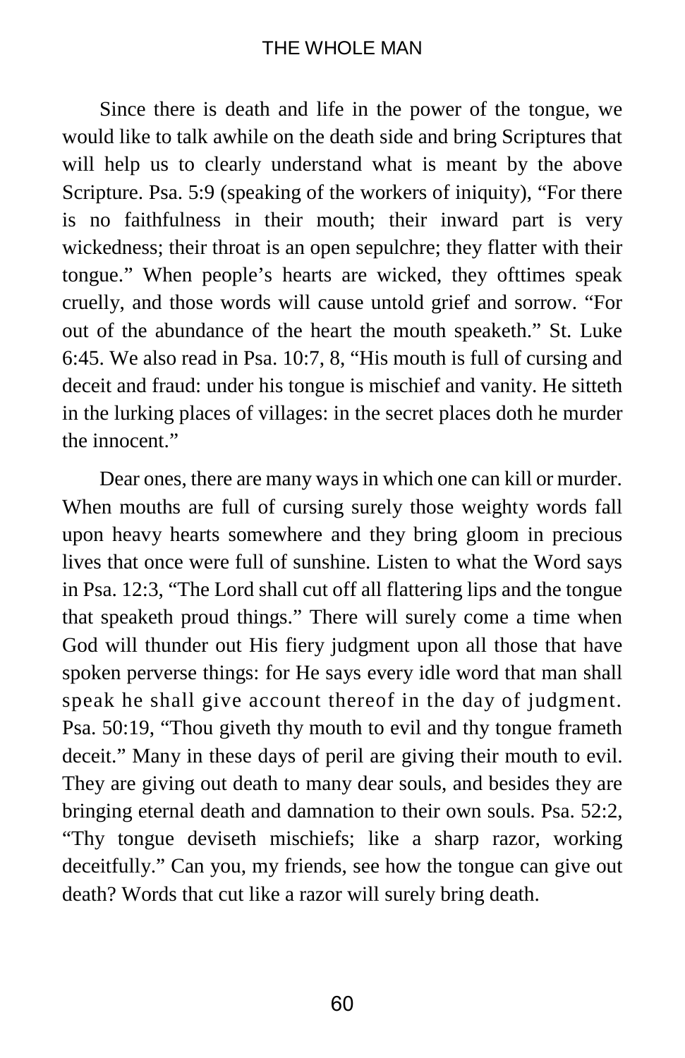Since there is death and life in the power of the tongue, we would like to talk awhile on the death side and bring Scriptures that will help us to clearly understand what is meant by the above Scripture. Psa. 5:9 (speaking of the workers of iniquity), "For there is no faithfulness in their mouth; their inward part is very wickedness; their throat is an open sepulchre; they flatter with their tongue." When people's hearts are wicked, they ofttimes speak cruelly, and those words will cause untold grief and sorrow. "For out of the abundance of the heart the mouth speaketh." St. Luke 6:45. We also read in Psa. 10:7, 8, "His mouth is full of cursing and deceit and fraud: under his tongue is mischief and vanity. He sitteth in the lurking places of villages: in the secret places doth he murder the innocent."

Dear ones, there are many ways in which one can kill or murder. When mouths are full of cursing surely those weighty words fall upon heavy hearts somewhere and they bring gloom in precious lives that once were full of sunshine. Listen to what the Word says in Psa. 12:3, "The Lord shall cut off all flattering lips and the tongue that speaketh proud things." There will surely come a time when God will thunder out His fiery judgment upon all those that have spoken perverse things: for He says every idle word that man shall speak he shall give account thereof in the day of judgment. Psa. 50:19, "Thou giveth thy mouth to evil and thy tongue frameth deceit." Many in these days of peril are giving their mouth to evil. They are giving out death to many dear souls, and besides they are bringing eternal death and damnation to their own souls. Psa. 52:2, "Thy tongue deviseth mischiefs; like a sharp razor, working deceitfully." Can you, my friends, see how the tongue can give out death? Words that cut like a razor will surely bring death.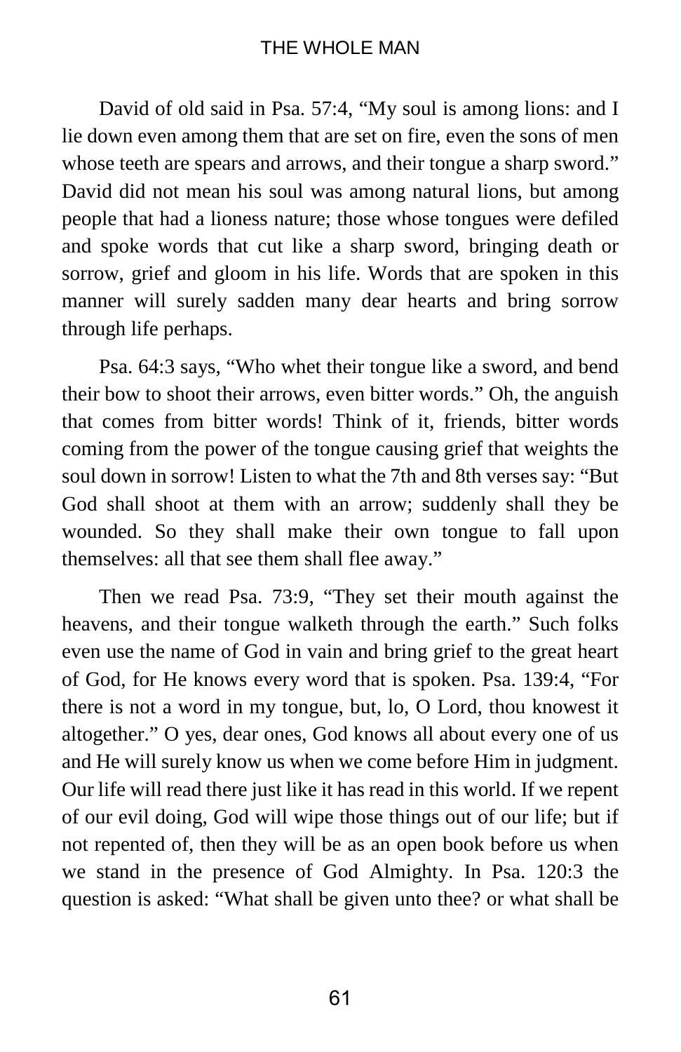David of old said in Psa. 57:4, "My soul is among lions: and I lie down even among them that are set on fire, even the sons of men whose teeth are spears and arrows, and their tongue a sharp sword." David did not mean his soul was among natural lions, but among people that had a lioness nature; those whose tongues were defiled and spoke words that cut like a sharp sword, bringing death or sorrow, grief and gloom in his life. Words that are spoken in this manner will surely sadden many dear hearts and bring sorrow through life perhaps.

Psa. 64:3 says, "Who whet their tongue like a sword, and bend their bow to shoot their arrows, even bitter words." Oh, the anguish that comes from bitter words! Think of it, friends, bitter words coming from the power of the tongue causing grief that weights the soul down in sorrow! Listen to what the 7th and 8th verses say: "But God shall shoot at them with an arrow; suddenly shall they be wounded. So they shall make their own tongue to fall upon themselves: all that see them shall flee away."

Then we read Psa. 73:9, "They set their mouth against the heavens, and their tongue walketh through the earth." Such folks even use the name of God in vain and bring grief to the great heart of God, for He knows every word that is spoken. Psa. 139:4, "For there is not a word in my tongue, but, lo, O Lord, thou knowest it altogether." O yes, dear ones, God knows all about every one of us and He will surely know us when we come before Him in judgment. Our life will read there just like it has read in this world. If we repent of our evil doing, God will wipe those things out of our life; but if not repented of, then they will be as an open book before us when we stand in the presence of God Almighty. In Psa. 120:3 the question is asked: "What shall be given unto thee? or what shall be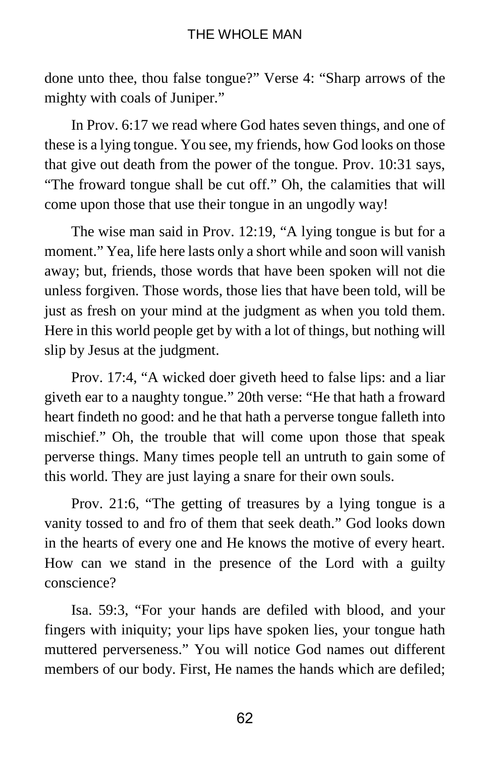done unto thee, thou false tongue?" Verse 4: "Sharp arrows of the mighty with coals of Juniper."

In Prov. 6:17 we read where God hates seven things, and one of these is a lying tongue. You see, my friends, how God looks on those that give out death from the power of the tongue. Prov. 10:31 says, "The froward tongue shall be cut off." Oh, the calamities that will come upon those that use their tongue in an ungodly way!

The wise man said in Prov. 12:19, "A lying tongue is but for a moment." Yea, life here lasts only a short while and soon will vanish away; but, friends, those words that have been spoken will not die unless forgiven. Those words, those lies that have been told, will be just as fresh on your mind at the judgment as when you told them. Here in this world people get by with a lot of things, but nothing will slip by Jesus at the judgment.

Prov. 17:4, "A wicked doer giveth heed to false lips: and a liar giveth ear to a naughty tongue." 20th verse: "He that hath a froward heart findeth no good: and he that hath a perverse tongue falleth into mischief." Oh, the trouble that will come upon those that speak perverse things. Many times people tell an untruth to gain some of this world. They are just laying a snare for their own souls.

Prov. 21:6, "The getting of treasures by a lying tongue is a vanity tossed to and fro of them that seek death." God looks down in the hearts of every one and He knows the motive of every heart. How can we stand in the presence of the Lord with a guilty conscience?

Isa. 59:3, "For your hands are defiled with blood, and your fingers with iniquity; your lips have spoken lies, your tongue hath muttered perverseness." You will notice God names out different members of our body. First, He names the hands which are defiled;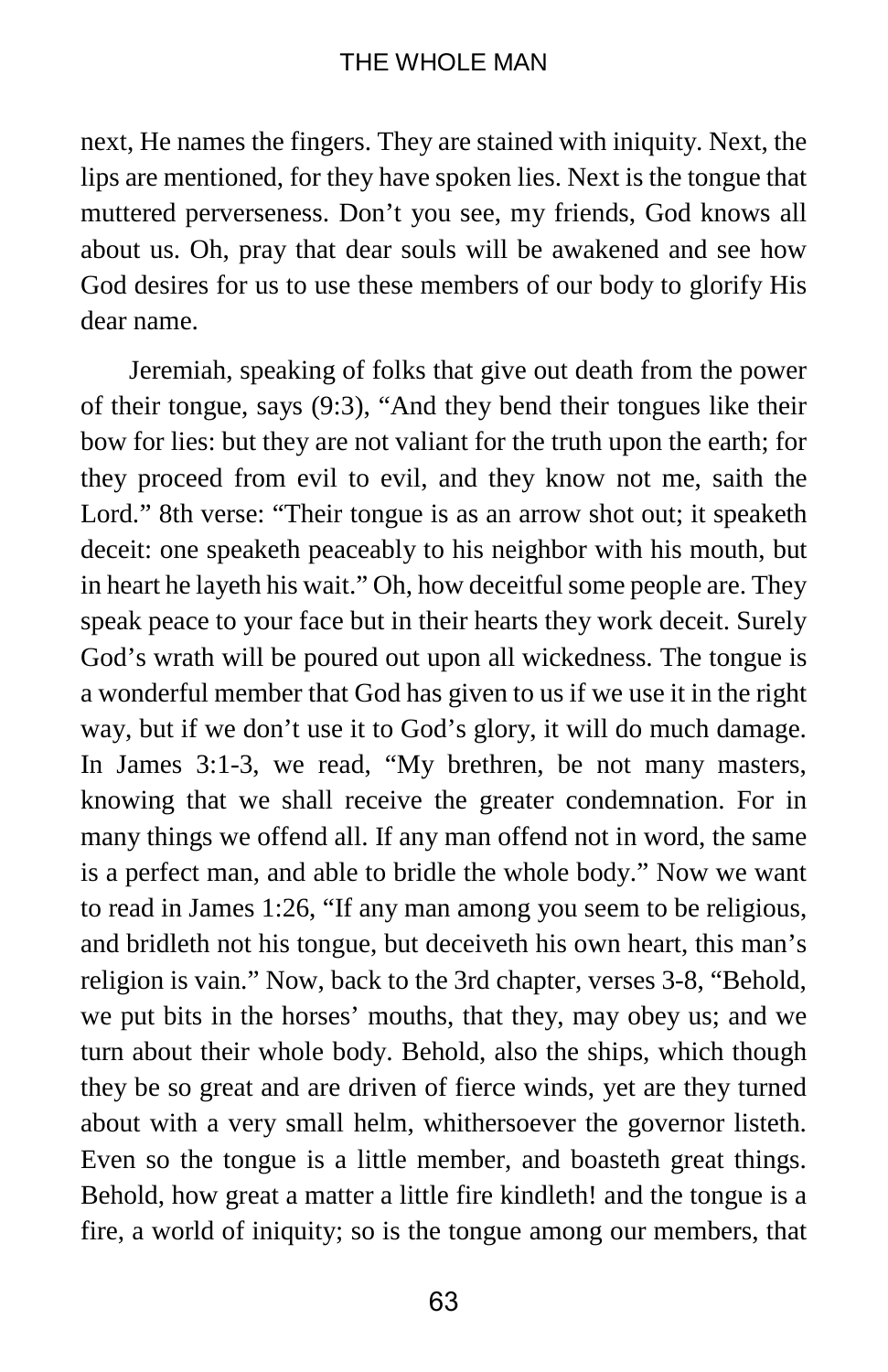next, He names the fingers. They are stained with iniquity. Next, the lips are mentioned, for they have spoken lies. Next is the tongue that muttered perverseness. Don't you see, my friends, God knows all about us. Oh, pray that dear souls will be awakened and see how God desires for us to use these members of our body to glorify His dear name.

Jeremiah, speaking of folks that give out death from the power of their tongue, says (9:3), "And they bend their tongues like their bow for lies: but they are not valiant for the truth upon the earth; for they proceed from evil to evil, and they know not me, saith the Lord." 8th verse: "Their tongue is as an arrow shot out; it speaketh deceit: one speaketh peaceably to his neighbor with his mouth, but in heart he layeth his wait." Oh, how deceitful some people are. They speak peace to your face but in their hearts they work deceit. Surely God's wrath will be poured out upon all wickedness. The tongue is a wonderful member that God has given to us if we use it in the right way, but if we don't use it to God's glory, it will do much damage. In James 3:1-3, we read, "My brethren, be not many masters, knowing that we shall receive the greater condemnation. For in many things we offend all. If any man offend not in word, the same is a perfect man, and able to bridle the whole body." Now we want to read in James 1:26, "If any man among you seem to be religious, and bridleth not his tongue, but deceiveth his own heart, this man's religion is vain." Now, back to the 3rd chapter, verses 3-8, "Behold, we put bits in the horses' mouths, that they, may obey us; and we turn about their whole body. Behold, also the ships, which though they be so great and are driven of fierce winds, yet are they turned about with a very small helm, whithersoever the governor listeth. Even so the tongue is a little member, and boasteth great things. Behold, how great a matter a little fire kindleth! and the tongue is a fire, a world of iniquity; so is the tongue among our members, that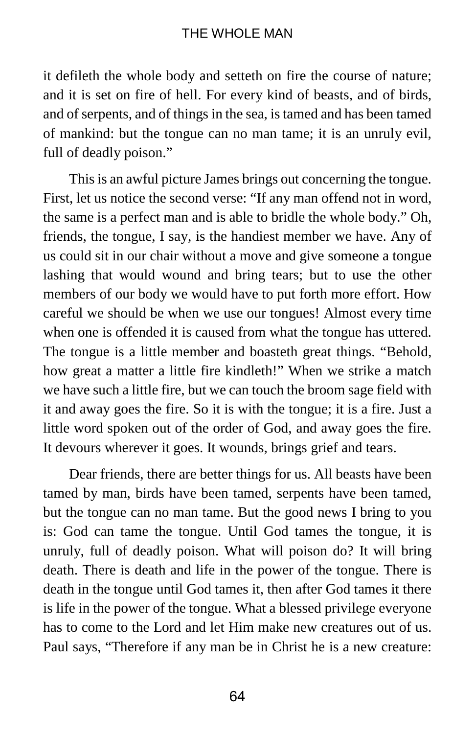it defileth the whole body and setteth on fire the course of nature; and it is set on fire of hell. For every kind of beasts, and of birds, and of serpents, and of things in the sea, is tamed and has been tamed of mankind: but the tongue can no man tame; it is an unruly evil, full of deadly poison."

This is an awful picture James brings out concerning the tongue. First, let us notice the second verse: "If any man offend not in word, the same is a perfect man and is able to bridle the whole body." Oh, friends, the tongue, I say, is the handiest member we have. Any of us could sit in our chair without a move and give someone a tongue lashing that would wound and bring tears; but to use the other members of our body we would have to put forth more effort. How careful we should be when we use our tongues! Almost every time when one is offended it is caused from what the tongue has uttered. The tongue is a little member and boasteth great things. "Behold, how great a matter a little fire kindleth!" When we strike a match we have such a little fire, but we can touch the broom sage field with it and away goes the fire. So it is with the tongue; it is a fire. Just a little word spoken out of the order of God, and away goes the fire. It devours wherever it goes. It wounds, brings grief and tears.

Dear friends, there are better things for us. All beasts have been tamed by man, birds have been tamed, serpents have been tamed, but the tongue can no man tame. But the good news I bring to you is: God can tame the tongue. Until God tames the tongue, it is unruly, full of deadly poison. What will poison do? It will bring death. There is death and life in the power of the tongue. There is death in the tongue until God tames it, then after God tames it there is life in the power of the tongue. What a blessed privilege everyone has to come to the Lord and let Him make new creatures out of us. Paul says, "Therefore if any man be in Christ he is a new creature: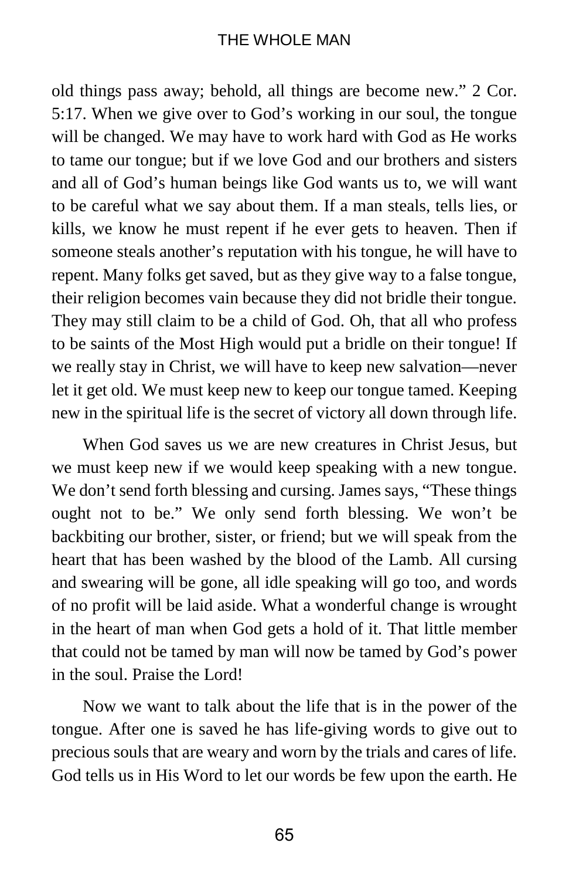old things pass away; behold, all things are become new." 2 Cor. 5:17. When we give over to God's working in our soul, the tongue will be changed. We may have to work hard with God as He works to tame our tongue; but if we love God and our brothers and sisters and all of God's human beings like God wants us to, we will want to be careful what we say about them. If a man steals, tells lies, or kills, we know he must repent if he ever gets to heaven. Then if someone steals another's reputation with his tongue, he will have to repent. Many folks get saved, but as they give way to a false tongue, their religion becomes vain because they did not bridle their tongue. They may still claim to be a child of God. Oh, that all who profess to be saints of the Most High would put a bridle on their tongue! If we really stay in Christ, we will have to keep new salvation—never let it get old. We must keep new to keep our tongue tamed. Keeping new in the spiritual life is the secret of victory all down through life.

When God saves us we are new creatures in Christ Jesus, but we must keep new if we would keep speaking with a new tongue. We don't send forth blessing and cursing. James says, "These things ought not to be." We only send forth blessing. We won't be backbiting our brother, sister, or friend; but we will speak from the heart that has been washed by the blood of the Lamb. All cursing and swearing will be gone, all idle speaking will go too, and words of no profit will be laid aside. What a wonderful change is wrought in the heart of man when God gets a hold of it. That little member that could not be tamed by man will now be tamed by God's power in the soul. Praise the Lord!

Now we want to talk about the life that is in the power of the tongue. After one is saved he has life-giving words to give out to precious souls that are weary and worn by the trials and cares of life. God tells us in His Word to let our words be few upon the earth. He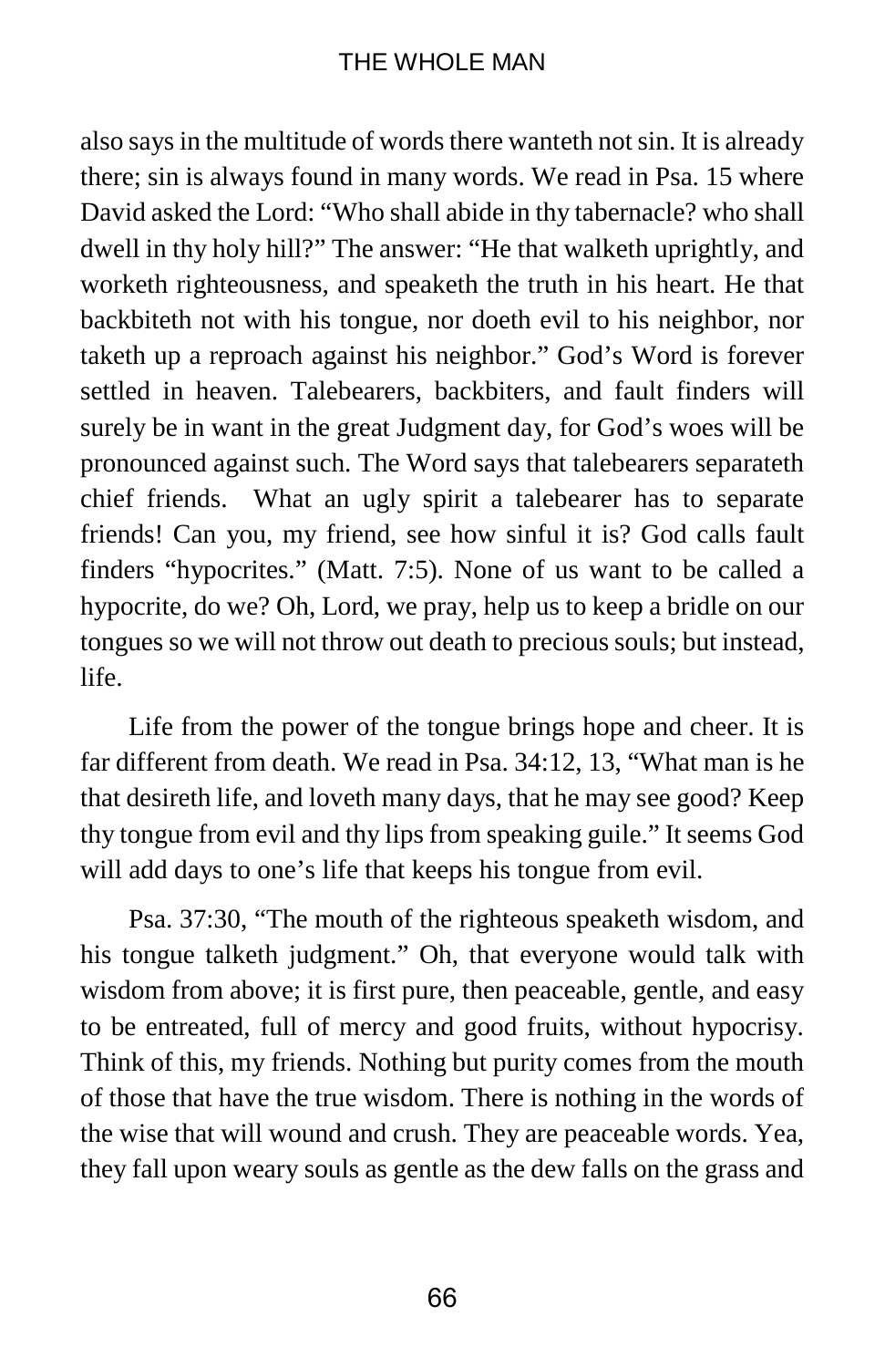also says in the multitude of words there wanteth not sin. It is already there; sin is always found in many words. We read in Psa. 15 where David asked the Lord: "Who shall abide in thy tabernacle? who shall dwell in thy holy hill?" The answer: "He that walketh uprightly, and worketh righteousness, and speaketh the truth in his heart. He that backbiteth not with his tongue, nor doeth evil to his neighbor, nor taketh up a reproach against his neighbor." God's Word is forever settled in heaven. Talebearers, backbiters, and fault finders will surely be in want in the great Judgment day, for God's woes will be pronounced against such. The Word says that talebearers separateth chief friends. What an ugly spirit a talebearer has to separate friends! Can you, my friend, see how sinful it is? God calls fault finders "hypocrites." (Matt. 7:5). None of us want to be called a hypocrite, do we? Oh, Lord, we pray, help us to keep a bridle on our tongues so we will not throw out death to precious souls; but instead, life.

Life from the power of the tongue brings hope and cheer. It is far different from death. We read in Psa. 34:12, 13, "What man is he that desireth life, and loveth many days, that he may see good? Keep thy tongue from evil and thy lips from speaking guile." It seems God will add days to one's life that keeps his tongue from evil.

Psa. 37:30, "The mouth of the righteous speaketh wisdom, and his tongue talketh judgment." Oh, that everyone would talk with wisdom from above; it is first pure, then peaceable, gentle, and easy to be entreated, full of mercy and good fruits, without hypocrisy. Think of this, my friends. Nothing but purity comes from the mouth of those that have the true wisdom. There is nothing in the words of the wise that will wound and crush. They are peaceable words. Yea, they fall upon weary souls as gentle as the dew falls on the grass and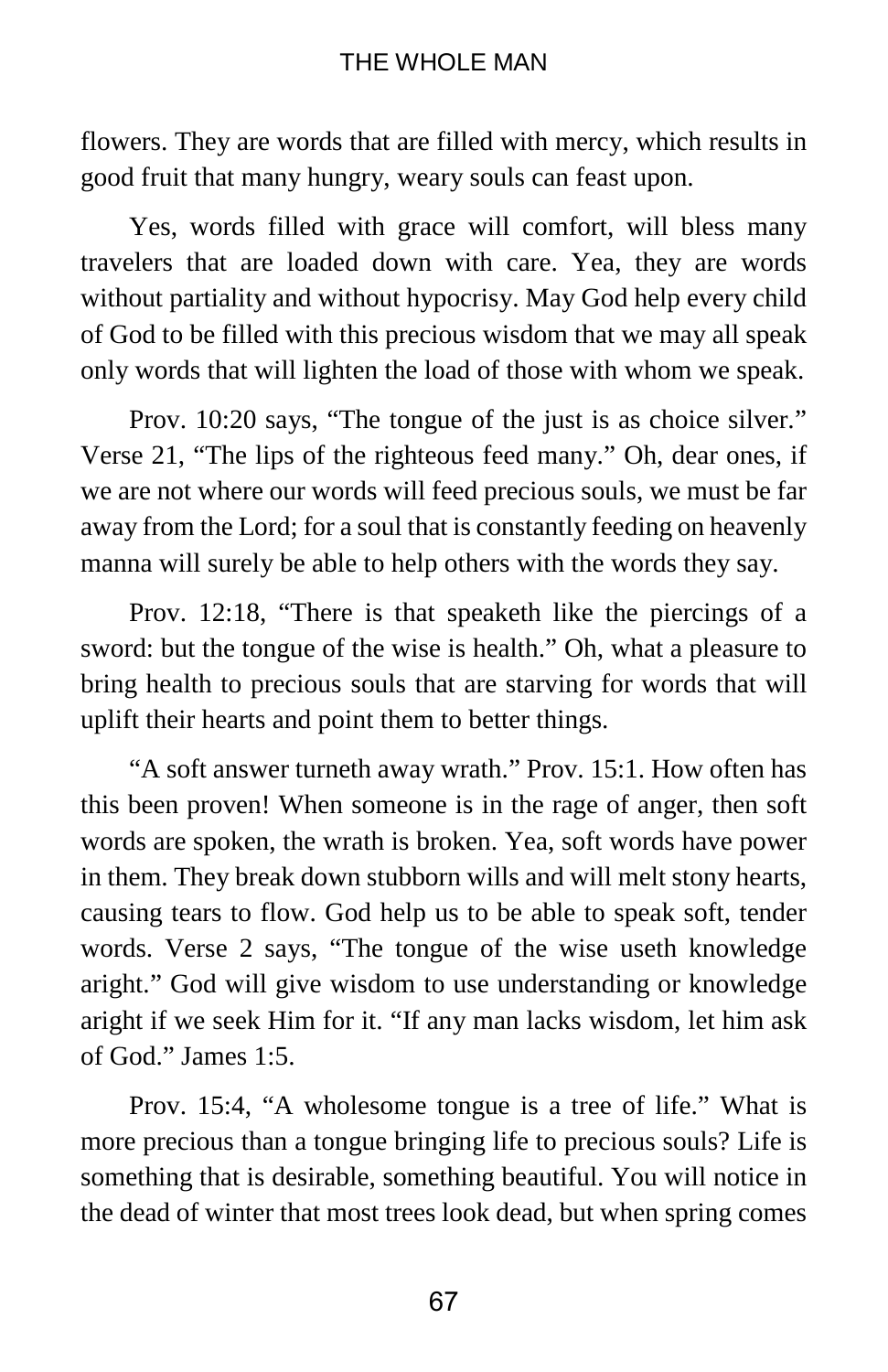flowers. They are words that are filled with mercy, which results in good fruit that many hungry, weary souls can feast upon.

Yes, words filled with grace will comfort, will bless many travelers that are loaded down with care. Yea, they are words without partiality and without hypocrisy. May God help every child of God to be filled with this precious wisdom that we may all speak only words that will lighten the load of those with whom we speak.

Prov. 10:20 says, "The tongue of the just is as choice silver." Verse 21, "The lips of the righteous feed many." Oh, dear ones, if we are not where our words will feed precious souls, we must be far away from the Lord; for a soul that is constantly feeding on heavenly manna will surely be able to help others with the words they say.

Prov. 12:18, "There is that speaketh like the piercings of a sword: but the tongue of the wise is health." Oh, what a pleasure to bring health to precious souls that are starving for words that will uplift their hearts and point them to better things.

"A soft answer turneth away wrath." Prov. 15:1. How often has this been proven! When someone is in the rage of anger, then soft words are spoken, the wrath is broken. Yea, soft words have power in them. They break down stubborn wills and will melt stony hearts, causing tears to flow. God help us to be able to speak soft, tender words. Verse 2 says, "The tongue of the wise useth knowledge aright." God will give wisdom to use understanding or knowledge aright if we seek Him for it. "If any man lacks wisdom, let him ask of God." James 1:5.

Prov. 15:4, "A wholesome tongue is a tree of life." What is more precious than a tongue bringing life to precious souls? Life is something that is desirable, something beautiful. You will notice in the dead of winter that most trees look dead, but when spring comes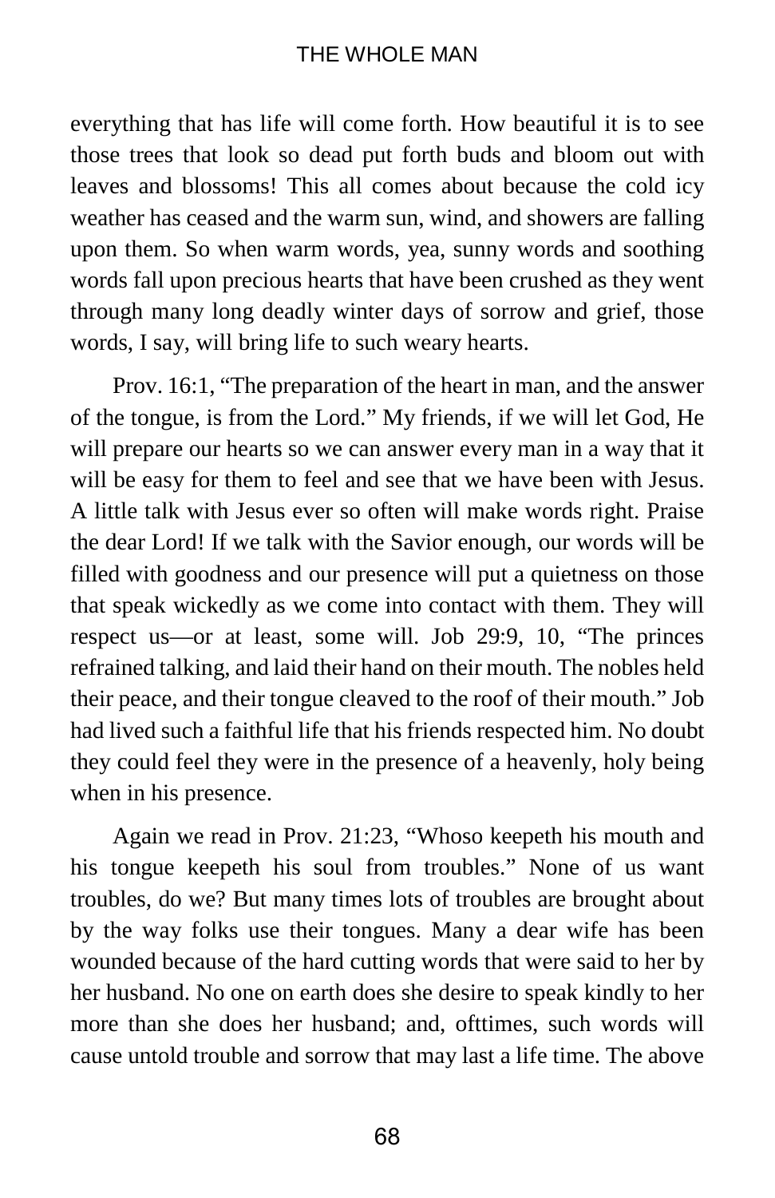everything that has life will come forth. How beautiful it is to see those trees that look so dead put forth buds and bloom out with leaves and blossoms! This all comes about because the cold icy weather has ceased and the warm sun, wind, and showers are falling upon them. So when warm words, yea, sunny words and soothing words fall upon precious hearts that have been crushed as they went through many long deadly winter days of sorrow and grief, those words, I say, will bring life to such weary hearts.

Prov. 16:1, "The preparation of the heart in man, and the answer of the tongue, is from the Lord." My friends, if we will let God, He will prepare our hearts so we can answer every man in a way that it will be easy for them to feel and see that we have been with Jesus. A little talk with Jesus ever so often will make words right. Praise the dear Lord! If we talk with the Savior enough, our words will be filled with goodness and our presence will put a quietness on those that speak wickedly as we come into contact with them. They will respect us—or at least, some will. Job 29:9, 10, "The princes refrained talking, and laid their hand on their mouth. The nobles held their peace, and their tongue cleaved to the roof of their mouth." Job had lived such a faithful life that his friends respected him. No doubt they could feel they were in the presence of a heavenly, holy being when in his presence.

Again we read in Prov. 21:23, "Whoso keepeth his mouth and his tongue keepeth his soul from troubles." None of us want troubles, do we? But many times lots of troubles are brought about by the way folks use their tongues. Many a dear wife has been wounded because of the hard cutting words that were said to her by her husband. No one on earth does she desire to speak kindly to her more than she does her husband; and, ofttimes, such words will cause untold trouble and sorrow that may last a life time. The above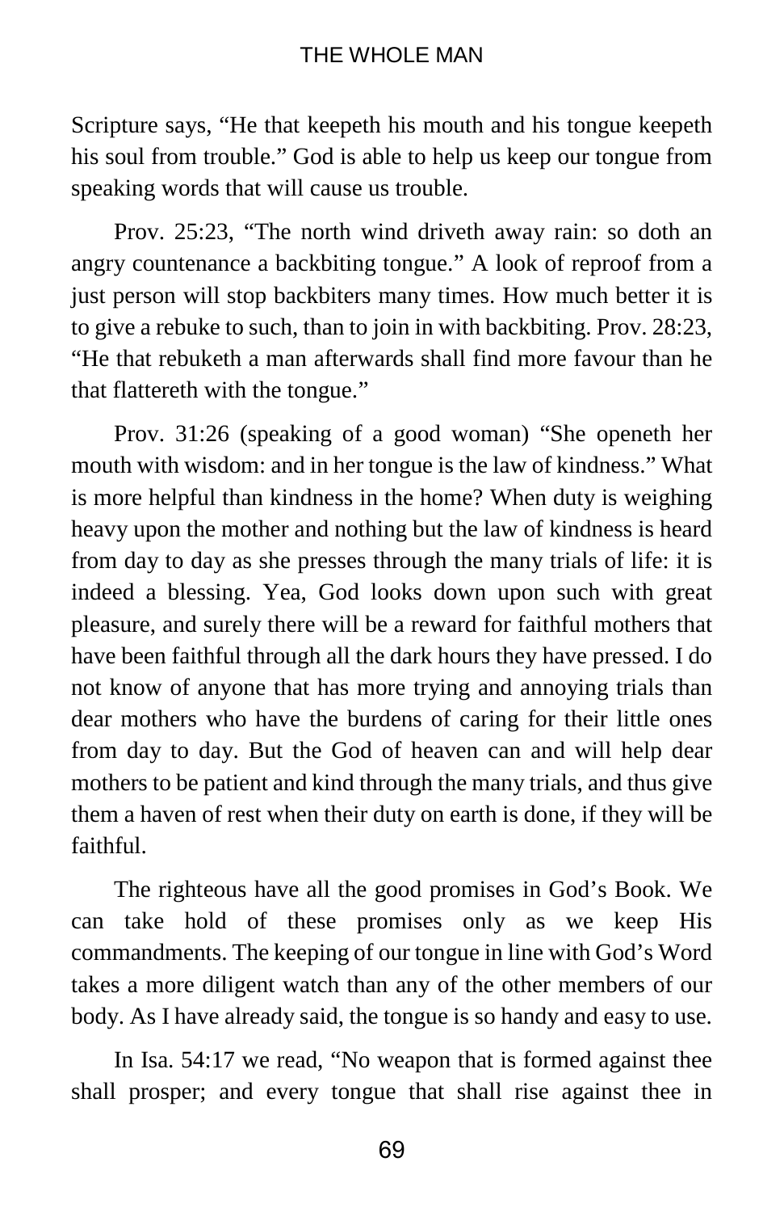Scripture says, "He that keepeth his mouth and his tongue keepeth his soul from trouble." God is able to help us keep our tongue from speaking words that will cause us trouble.

Prov. 25:23, "The north wind driveth away rain: so doth an angry countenance a backbiting tongue." A look of reproof from a just person will stop backbiters many times. How much better it is to give a rebuke to such, than to join in with backbiting. Prov. 28:23, "He that rebuketh a man afterwards shall find more favour than he that flattereth with the tongue."

Prov. 31:26 (speaking of a good woman) "She openeth her mouth with wisdom: and in her tongue is the law of kindness." What is more helpful than kindness in the home? When duty is weighing heavy upon the mother and nothing but the law of kindness is heard from day to day as she presses through the many trials of life: it is indeed a blessing. Yea, God looks down upon such with great pleasure, and surely there will be a reward for faithful mothers that have been faithful through all the dark hours they have pressed. I do not know of anyone that has more trying and annoying trials than dear mothers who have the burdens of caring for their little ones from day to day. But the God of heaven can and will help dear mothers to be patient and kind through the many trials, and thus give them a haven of rest when their duty on earth is done, if they will be faithful.

The righteous have all the good promises in God's Book. We can take hold of these promises only as we keep His commandments. The keeping of our tongue in line with God's Word takes a more diligent watch than any of the other members of our body. As I have already said, the tongue is so handy and easy to use.

In Isa. 54:17 we read, "No weapon that is formed against thee shall prosper; and every tongue that shall rise against thee in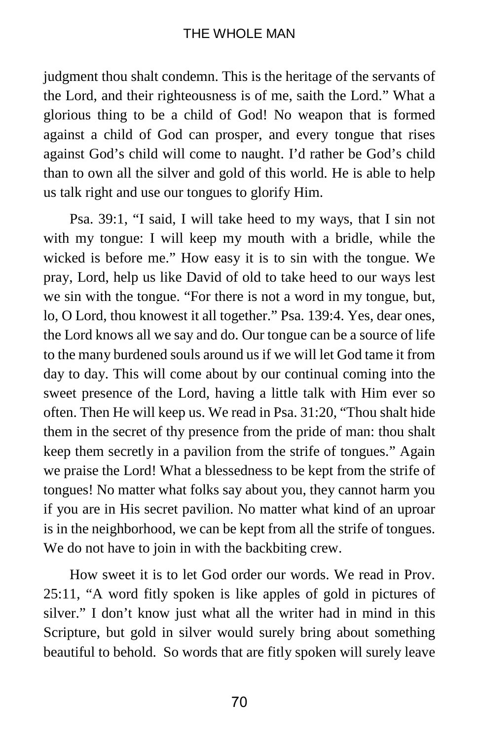judgment thou shalt condemn. This is the heritage of the servants of the Lord, and their righteousness is of me, saith the Lord." What a glorious thing to be a child of God! No weapon that is formed against a child of God can prosper, and every tongue that rises against God's child will come to naught. I'd rather be God's child than to own all the silver and gold of this world. He is able to help us talk right and use our tongues to glorify Him.

Psa. 39:1, "I said, I will take heed to my ways, that I sin not with my tongue: I will keep my mouth with a bridle, while the wicked is before me." How easy it is to sin with the tongue. We pray, Lord, help us like David of old to take heed to our ways lest we sin with the tongue. "For there is not a word in my tongue, but, lo, O Lord, thou knowest it all together." Psa. 139:4. Yes, dear ones, the Lord knows all we say and do. Our tongue can be a source of life to the many burdened souls around us if we will let God tame it from day to day. This will come about by our continual coming into the sweet presence of the Lord, having a little talk with Him ever so often. Then He will keep us. We read in Psa. 31:20, "Thou shalt hide them in the secret of thy presence from the pride of man: thou shalt keep them secretly in a pavilion from the strife of tongues." Again we praise the Lord! What a blessedness to be kept from the strife of tongues! No matter what folks say about you, they cannot harm you if you are in His secret pavilion. No matter what kind of an uproar is in the neighborhood, we can be kept from all the strife of tongues. We do not have to join in with the backbiting crew.

How sweet it is to let God order our words. We read in Prov. 25:11, "A word fitly spoken is like apples of gold in pictures of silver." I don't know just what all the writer had in mind in this Scripture, but gold in silver would surely bring about something beautiful to behold. So words that are fitly spoken will surely leave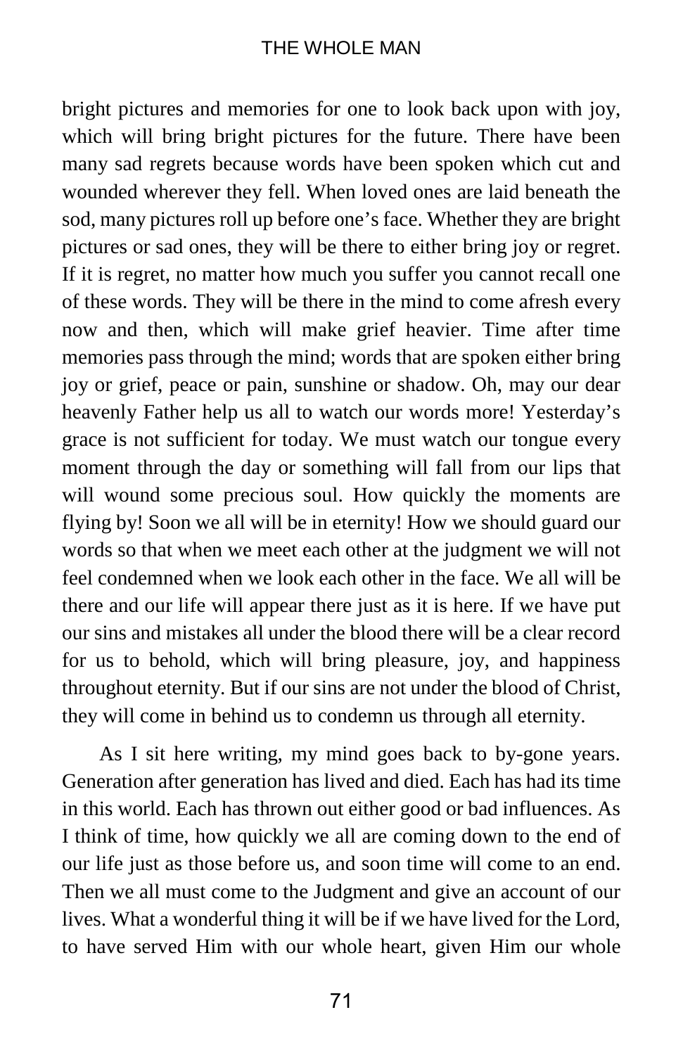bright pictures and memories for one to look back upon with joy, which will bring bright pictures for the future. There have been many sad regrets because words have been spoken which cut and wounded wherever they fell. When loved ones are laid beneath the sod, many pictures roll up before one's face. Whether they are bright pictures or sad ones, they will be there to either bring joy or regret. If it is regret, no matter how much you suffer you cannot recall one of these words. They will be there in the mind to come afresh every now and then, which will make grief heavier. Time after time memories pass through the mind; words that are spoken either bring joy or grief, peace or pain, sunshine or shadow. Oh, may our dear heavenly Father help us all to watch our words more! Yesterday's grace is not sufficient for today. We must watch our tongue every moment through the day or something will fall from our lips that will wound some precious soul. How quickly the moments are flying by! Soon we all will be in eternity! How we should guard our words so that when we meet each other at the judgment we will not feel condemned when we look each other in the face. We all will be there and our life will appear there just as it is here. If we have put our sins and mistakes all under the blood there will be a clear record for us to behold, which will bring pleasure, joy, and happiness throughout eternity. But if our sins are not under the blood of Christ, they will come in behind us to condemn us through all eternity.

As I sit here writing, my mind goes back to by-gone years. Generation after generation has lived and died. Each has had its time in this world. Each has thrown out either good or bad influences. As I think of time, how quickly we all are coming down to the end of our life just as those before us, and soon time will come to an end. Then we all must come to the Judgment and give an account of our lives. What a wonderful thing it will be if we have lived for the Lord, to have served Him with our whole heart, given Him our whole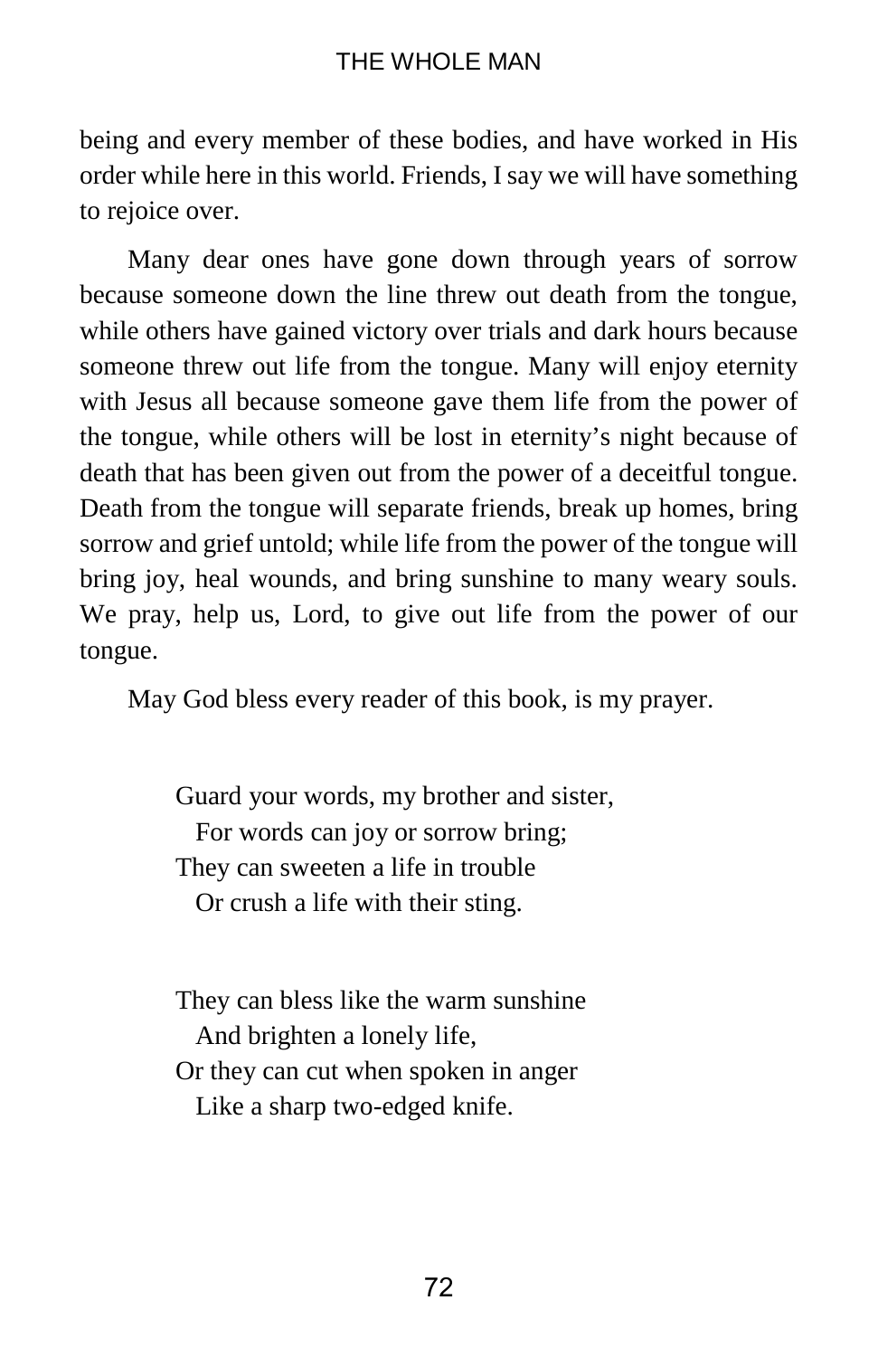being and every member of these bodies, and have worked in His order while here in this world. Friends, I say we will have something to rejoice over.

Many dear ones have gone down through years of sorrow because someone down the line threw out death from the tongue, while others have gained victory over trials and dark hours because someone threw out life from the tongue. Many will enjoy eternity with Jesus all because someone gave them life from the power of the tongue, while others will be lost in eternity's night because of death that has been given out from the power of a deceitful tongue. Death from the tongue will separate friends, break up homes, bring sorrow and grief untold; while life from the power of the tongue will bring joy, heal wounds, and bring sunshine to many weary souls. We pray, help us, Lord, to give out life from the power of our tongue.

May God bless every reader of this book, is my prayer.

Guard your words, my brother and sister,  
  For words can joy or sorrow bring;  
They can sweeten a life in trouble  
  Or crush a life with their sting.

They can bless like the warm sunshine  
  And brighten a lonely life,  
Or they can cut when spoken in anger  
  Like a sharp two-edged knife.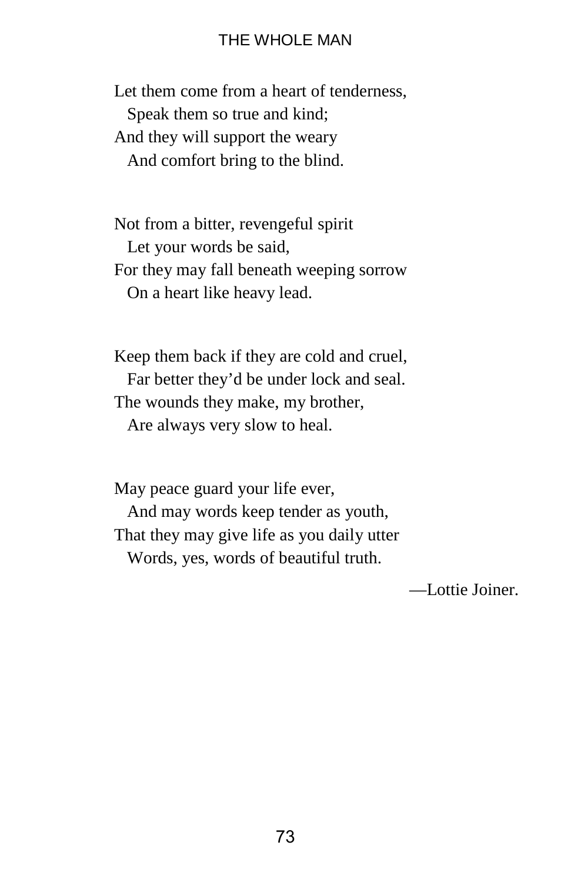Let them come from a heart of tenderness,
  Speak them so true and kind;
And they will support the weary
  And comfort bring to the blind.

Not from a bitter, revengeful spirit
  Let your words be said,
For they may fall beneath weeping sorrow
  On a heart like heavy lead.

Keep them back if they are cold and cruel,
  Far better they'd be under lock and seal.
The wounds they make, my brother,
  Are always very slow to heal.

May peace guard your life ever,
  And may words keep tender as youth,
That they may give life as you daily utter
  Words, yes, words of beautiful truth.

—Lottie Joiner.